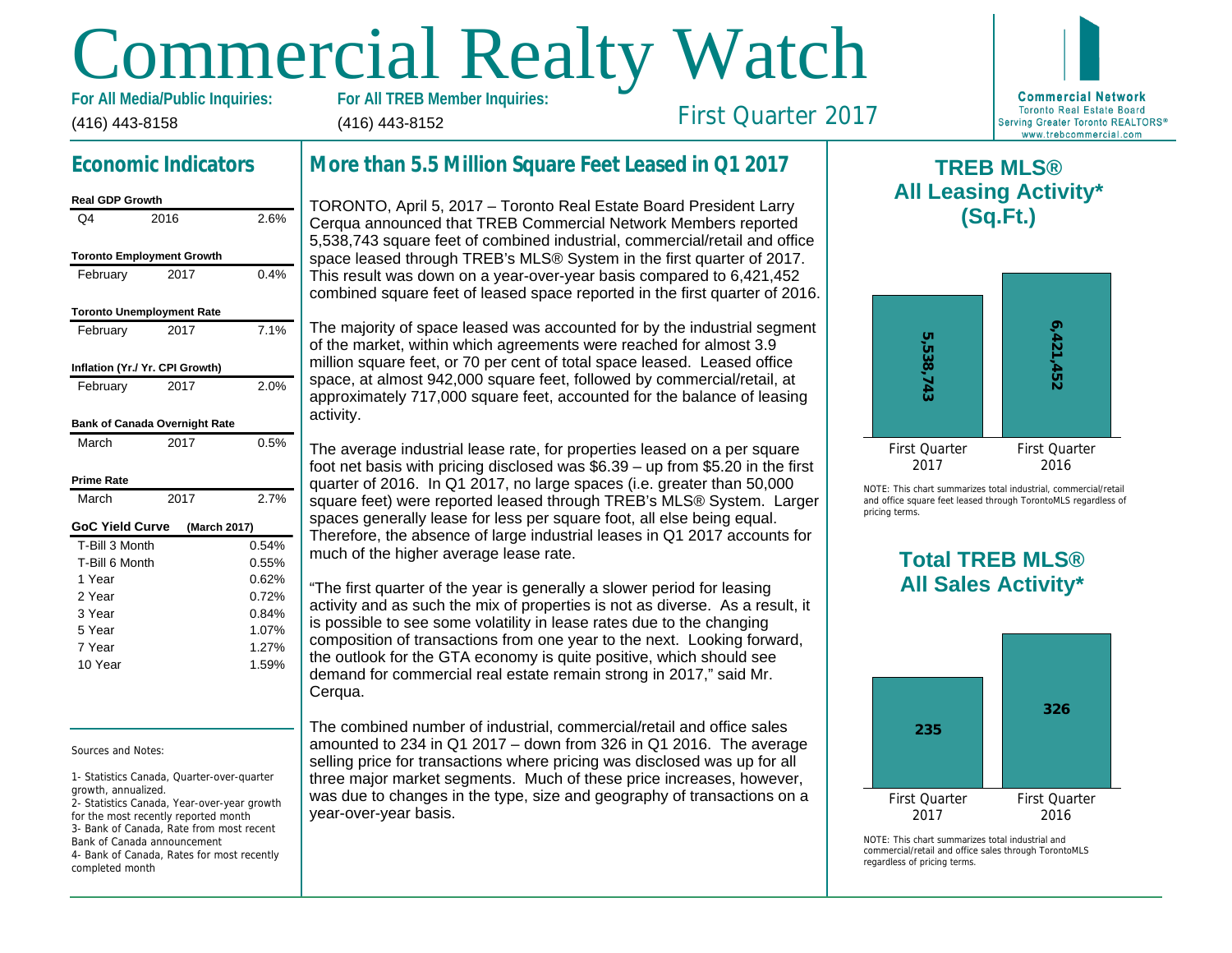# Commercial Realty Watch

**For All Media/Public Inquiries:** (416) 443-8158

**For All TREB Member Inquiries:** (416) 443-8152

First Quarter 2017

Commercial Network
Toronto Real Estate Board
Serving Greater Toronto REALTORS®
www.trebcommercial.com

## Economic Indicators

| Real GDP Growth | | |
|---|---|---|
| Q4 | 2016 | 2.6% |

| Toronto Employment Growth | | |
|---|---|---|
| February | 2017 | 0.4% |

| Toronto Unemployment Rate | | |
|---|---|---|
| February | 2017 | 7.1% |

| Inflation (Yr./ Yr. CPI Growth) | | |
|---|---|---|
| February | 2017 | 2.0% |

| Bank of Canada Overnight Rate | | |
|---|---|---|
| March | 2017 | 0.5% |

| Prime Rate | | |
|---|---|---|
| March | 2017 | 2.7% |

| GoC Yield Curve (March 2017) | |
|---|---|
| T-Bill 3 Month | 0.54% |
| T-Bill 6 Month | 0.55% |
| 1 Year | 0.62% |
| 2 Year | 0.72% |
| 3 Year | 0.84% |
| 5 Year | 1.07% |
| 7 Year | 1.27% |
| 10 Year | 1.59% |

Sources and Notes:

1- Statistics Canada, Quarter-over-quarter growth, annualized.
2- Statistics Canada, Year-over-year growth for the most recently reported month
3- Bank of Canada, Rate from most recent Bank of Canada announcement
4- Bank of Canada, Rates for most recently completed month

## More than 5.5 Million Square Feet Leased in Q1 2017

TORONTO, April 5, 2017 – Toronto Real Estate Board President Larry Cerqua announced that TREB Commercial Network Members reported 5,538,743 square feet of combined industrial, commercial/retail and office space leased through TREB's MLS® System in the first quarter of 2017. This result was down on a year-over-year basis compared to 6,421,452 combined square feet of leased space reported in the first quarter of 2016.

The majority of space leased was accounted for by the industrial segment of the market, within which agreements were reached for almost 3.9 million square feet, or 70 per cent of total space leased. Leased office space, at almost 942,000 square feet, followed by commercial/retail, at approximately 717,000 square feet, accounted for the balance of leasing activity.

The average industrial lease rate, for properties leased on a per square foot net basis with pricing disclosed was $6.39 – up from $5.20 in the first quarter of 2016. In Q1 2017, no large spaces (i.e. greater than 50,000 square feet) were reported leased through TREB's MLS® System. Larger spaces generally lease for less per square foot, all else being equal. Therefore, the absence of large industrial leases in Q1 2017 accounts for much of the higher average lease rate.

"The first quarter of the year is generally a slower period for leasing activity and as such the mix of properties is not as diverse. As a result, it is possible to see some volatility in lease rates due to the changing composition of transactions from one year to the next. Looking forward, the outlook for the GTA economy is quite positive, which should see demand for commercial real estate remain strong in 2017," said Mr. Cerqua.

The combined number of industrial, commercial/retail and office sales amounted to 234 in Q1 2017 – down from 326 in Q1 2016. The average selling price for transactions where pricing was disclosed was up for all three major market segments. Much of these price increases, however, was due to changes in the type, size and geography of transactions on a year-over-year basis.

### TREB MLS® All Leasing Activity* (Sq.Ft.)

| First Quarter 2017 | First Quarter 2016 |
|---|---|
| 5,538,743 | 6,421,452 |

NOTE: This chart summarizes total industrial, commercial/retail and office square feet leased through TorontoMLS regardless of pricing terms.

### Total TREB MLS® All Sales Activity*

| First Quarter 2017 | First Quarter 2016 |
|---|---|
| 235 | 326 |

NOTE: This chart summarizes total industrial and commercial/retail and office sales through TorontoMLS regardless of pricing terms.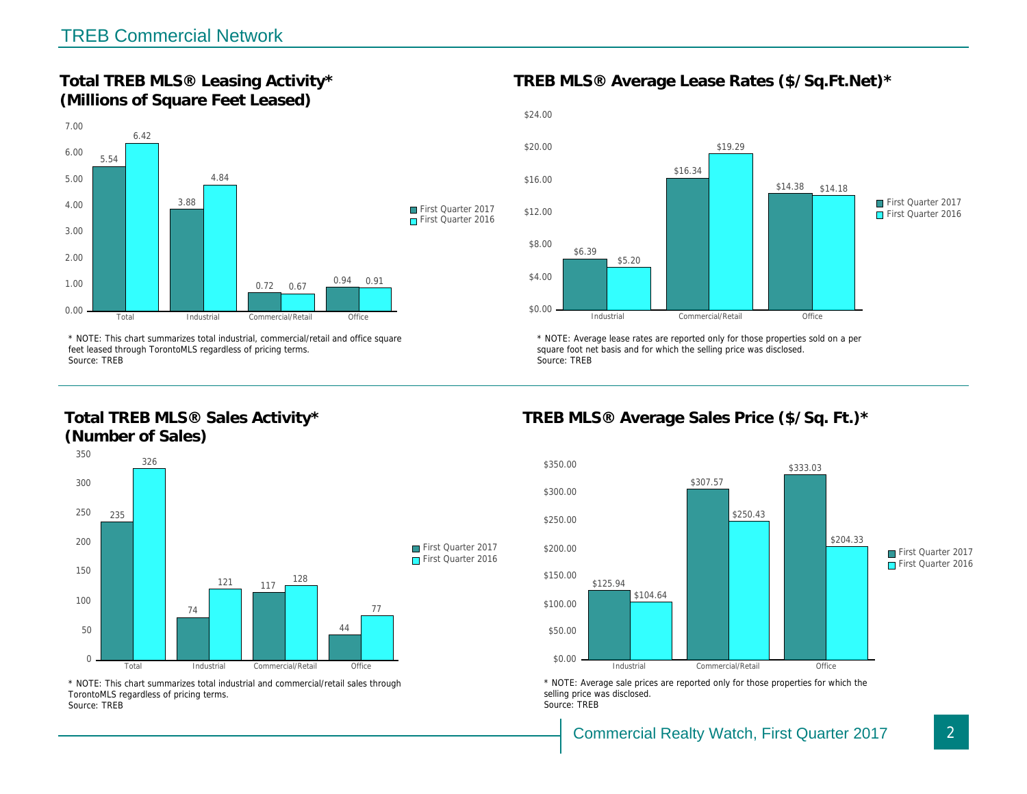## TREB Commercial Network

### Total TREB MLS® Leasing Activity* (Millions of Square Feet Leased)

| | First Quarter 2017 | First Quarter 2016 |
|---|---|---|
| Total | 5.54 | 6.42 |
| Industrial | 3.88 | 4.84 |
| Commercial/Retail | 0.72 | 0.67 |
| Office | 0.94 | 0.91 |

* NOTE: This chart summarizes total industrial, commercial/retail and office square feet leased through TorontoMLS regardless of pricing terms.
Source: TREB

### TREB MLS® Average Lease Rates ($/Sq.Ft.Net)*

| | First Quarter 2017 | First Quarter 2016 |
|---|---|---|
| Industrial | $6.39 | $5.20 |
| Commercial/Retail | $16.34 | $19.29 |
| Office | $14.38 | $14.18 |

* NOTE: Average lease rates are reported only for those properties sold on a per square foot net basis and for which the selling price was disclosed.
Source: TREB

### Total TREB MLS® Sales Activity* (Number of Sales)

| | First Quarter 2017 | First Quarter 2016 |
|---|---|---|
| Total | 235 | 326 |
| Industrial | 74 | 121 |
| Commercial/Retail | 117 | 128 |
| Office | 44 | 77 |

* NOTE: This chart summarizes total industrial and commercial/retail sales through TorontoMLS regardless of pricing terms.
Source: TREB

### TREB MLS® Average Sales Price ($/Sq. Ft.)*

| | First Quarter 2017 | First Quarter 2016 |
|---|---|---|
| Industrial | $125.94 | $104.64 |
| Commercial/Retail | $307.57 | $250.43 |
| Office | $333.03 | $204.33 |

* NOTE: Average sale prices are reported only for those properties for which the selling price was disclosed.
Source: TREB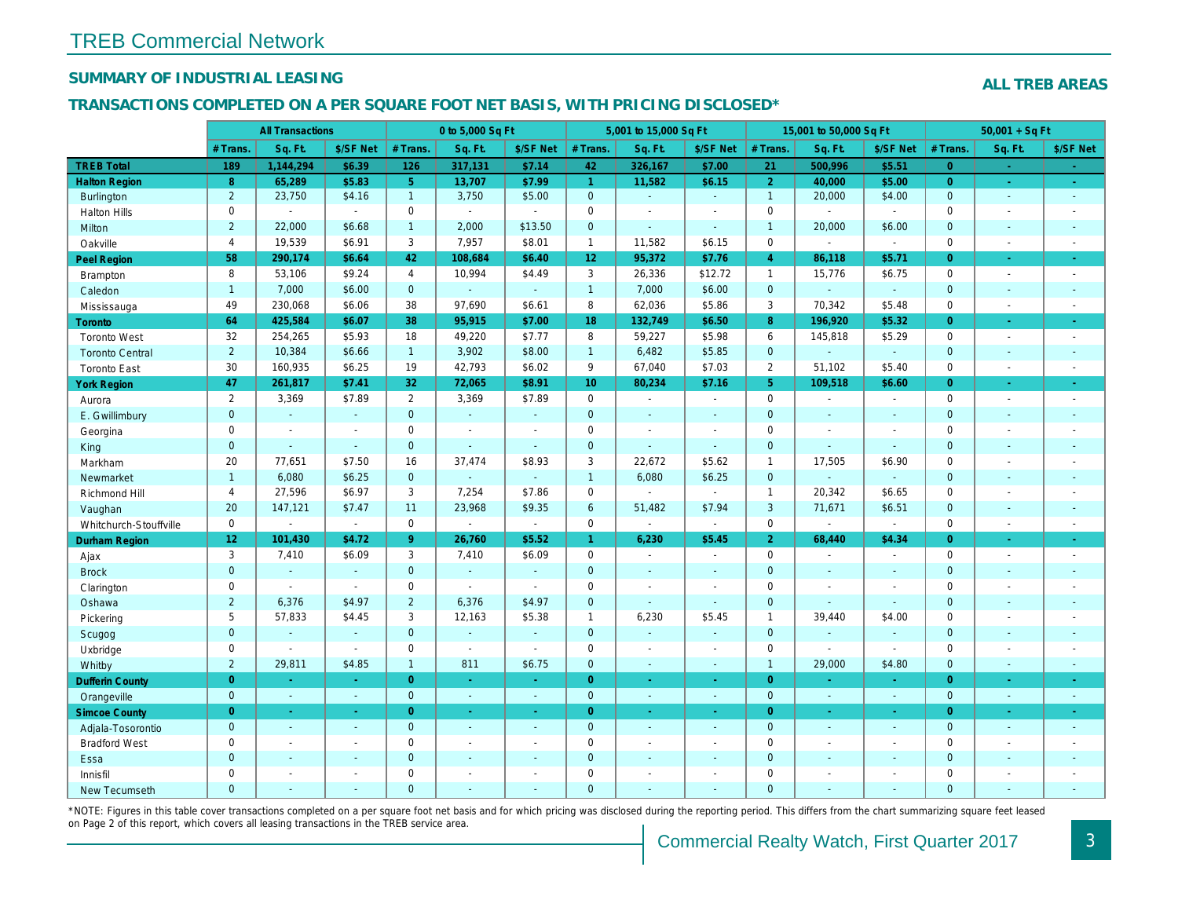# TREB Commercial Network

## SUMMARY OF INDUSTRIAL LEASING

**ALL TREB AREAS**

## TRANSACTIONS COMPLETED ON A PER SQUARE FOOT NET BASIS, WITH PRICING DISCLOSED*

| | All Transactions | | | 0 to 5,000 Sq Ft | | | 5,001 to 15,000 Sq Ft | | | 15,001 to 50,000 Sq Ft | | | 50,001 + Sq Ft | | |
|---|---|---|---|---|---|---|---|---|---|---|---|---|---|---|---|
| | # Trans. | Sq. Ft. | $/SF Net | # Trans. | Sq. Ft. | $/SF Net | # Trans. | Sq. Ft. | $/SF Net | # Trans. | Sq. Ft. | $/SF Net | # Trans. | Sq. Ft. | $/SF Net |
| **TREB Total** | **189** | **1,144,294** | **$6.39** | **126** | **317,131** | **$7.14** | **42** | **326,167** | **$7.00** | **21** | **500,996** | **$5.51** | **0** | **-** | **-** |
| **Halton Region** | **8** | **65,289** | **$5.83** | **5** | **13,707** | **$7.99** | **1** | **11,582** | **$6.15** | **2** | **40,000** | **$5.00** | **0** | **-** | **-** |
| Burlington | 2 | 23,750 | $4.16 | 1 | 3,750 | $5.00 | 0 | - | - | 1 | 20,000 | $4.00 | 0 | - | - |
| Halton Hills | 0 | - | - | 0 | - | - | 0 | - | - | 0 | - | - | 0 | - | - |
| Milton | 2 | 22,000 | $6.68 | 1 | 2,000 | $13.50 | 0 | - | - | 1 | 20,000 | $6.00 | 0 | - | - |
| Oakville | 4 | 19,539 | $6.91 | 3 | 7,957 | $8.01 | 1 | 11,582 | $6.15 | 0 | - | - | 0 | - | - |
| **Peel Region** | **58** | **290,174** | **$6.64** | **42** | **108,684** | **$6.40** | **12** | **95,372** | **$7.76** | **4** | **86,118** | **$5.71** | **0** | **-** | **-** |
| Brampton | 8 | 53,106 | $9.24 | 4 | 10,994 | $4.49 | 3 | 26,336 | $12.72 | 1 | 15,776 | $6.75 | 0 | - | - |
| Caledon | 1 | 7,000 | $6.00 | 0 | - | - | 1 | 7,000 | $6.00 | 0 | - | - | 0 | - | - |
| Mississauga | 49 | 230,068 | $6.06 | 38 | 97,690 | $6.61 | 8 | 62,036 | $5.86 | 3 | 70,342 | $5.48 | 0 | - | - |
| **Toronto** | **64** | **425,584** | **$6.07** | **38** | **95,915** | **$7.00** | **18** | **132,749** | **$6.50** | **8** | **196,920** | **$5.32** | **0** | **-** | **-** |
| Toronto West | 32 | 254,265 | $5.93 | 18 | 49,220 | $7.77 | 8 | 59,227 | $5.98 | 6 | 145,818 | $5.29 | 0 | - | - |
| Toronto Central | 2 | 10,384 | $6.66 | 1 | 3,902 | $8.00 | 1 | 6,482 | $5.85 | 0 | - | - | 0 | - | - |
| Toronto East | 30 | 160,935 | $6.25 | 19 | 42,793 | $6.02 | 9 | 67,040 | $7.03 | 2 | 51,102 | $5.40 | 0 | - | - |
| **York Region** | **47** | **261,817** | **$7.41** | **32** | **72,065** | **$8.91** | **10** | **80,234** | **$7.16** | **5** | **109,518** | **$6.60** | **0** | **-** | **-** |
| Aurora | 2 | 3,369 | $7.89 | 2 | 3,369 | $7.89 | 0 | - | - | 0 | - | - | 0 | - | - |
| E. Gwillimbury | 0 | - | - | 0 | - | - | 0 | - | - | 0 | - | - | 0 | - | - |
| Georgina | 0 | - | - | 0 | - | - | 0 | - | - | 0 | - | - | 0 | - | - |
| King | 0 | - | - | 0 | - | - | 0 | - | - | 0 | - | - | 0 | - | - |
| Markham | 20 | 77,651 | $7.50 | 16 | 37,474 | $8.93 | 3 | 22,672 | $5.62 | 1 | 17,505 | $6.90 | 0 | - | - |
| Newmarket | 1 | 6,080 | $6.25 | 0 | - | - | 1 | 6,080 | $6.25 | 0 | - | - | 0 | - | - |
| Richmond Hill | 4 | 27,596 | $6.97 | 3 | 7,254 | $7.86 | 0 | - | - | 1 | 20,342 | $6.65 | 0 | - | - |
| Vaughan | 20 | 147,121 | $7.47 | 11 | 23,968 | $9.35 | 6 | 51,482 | $7.94 | 3 | 71,671 | $6.51 | 0 | - | - |
| Whitchurch-Stouffville | 0 | - | - | 0 | - | - | 0 | - | - | 0 | - | - | 0 | - | - |
| **Durham Region** | **12** | **101,430** | **$4.72** | **9** | **26,760** | **$5.52** | **1** | **6,230** | **$5.45** | **2** | **68,440** | **$4.34** | **0** | **-** | **-** |
| Ajax | 3 | 7,410 | $6.09 | 3 | 7,410 | $6.09 | 0 | - | - | 0 | - | - | 0 | - | - |
| Brock | 0 | - | - | 0 | - | - | 0 | - | - | 0 | - | - | 0 | - | - |
| Clarington | 0 | - | - | 0 | - | - | 0 | - | - | 0 | - | - | 0 | - | - |
| Oshawa | 2 | 6,376 | $4.97 | 2 | 6,376 | $4.97 | 0 | - | - | 0 | - | - | 0 | - | - |
| Pickering | 5 | 57,833 | $4.45 | 3 | 12,163 | $5.38 | 1 | 6,230 | $5.45 | 1 | 39,440 | $4.00 | 0 | - | - |
| Scugog | 0 | - | - | 0 | - | - | 0 | - | - | 0 | - | - | 0 | - | - |
| Uxbridge | 0 | - | - | 0 | - | - | 0 | - | - | 0 | - | - | 0 | - | - |
| Whitby | 2 | 29,811 | $4.85 | 1 | 811 | $6.75 | 0 | - | - | 1 | 29,000 | $4.80 | 0 | - | - |
| **Dufferin County** | **0** | **-** | **-** | **0** | **-** | **-** | **0** | **-** | **-** | **0** | **-** | **-** | **0** | **-** | **-** |
| Orangeville | 0 | - | - | 0 | - | - | 0 | - | - | 0 | - | - | 0 | - | - |
| **Simcoe County** | **0** | **-** | **-** | **0** | **-** | **-** | **0** | **-** | **-** | **0** | **-** | **-** | **0** | **-** | **-** |
| Adjala-Tosorontio | 0 | - | - | 0 | - | - | 0 | - | - | 0 | - | - | 0 | - | - |
| Bradford West | 0 | - | - | 0 | - | - | 0 | - | - | 0 | - | - | 0 | - | - |
| Essa | 0 | - | - | 0 | - | - | 0 | - | - | 0 | - | - | 0 | - | - |
| Innisfil | 0 | - | - | 0 | - | - | 0 | - | - | 0 | - | - | 0 | - | - |
| New Tecumseth | 0 | - | - | 0 | - | - | 0 | - | - | 0 | - | - | 0 | - | - |

*NOTE: Figures in this table cover transactions completed on a per square foot net basis and for which pricing was disclosed during the reporting period. This differs from the chart summarizing square feet leased on Page 2 of this report, which covers all leasing transactions in the TREB service area.

Commercial Realty Watch, First Quarter 2017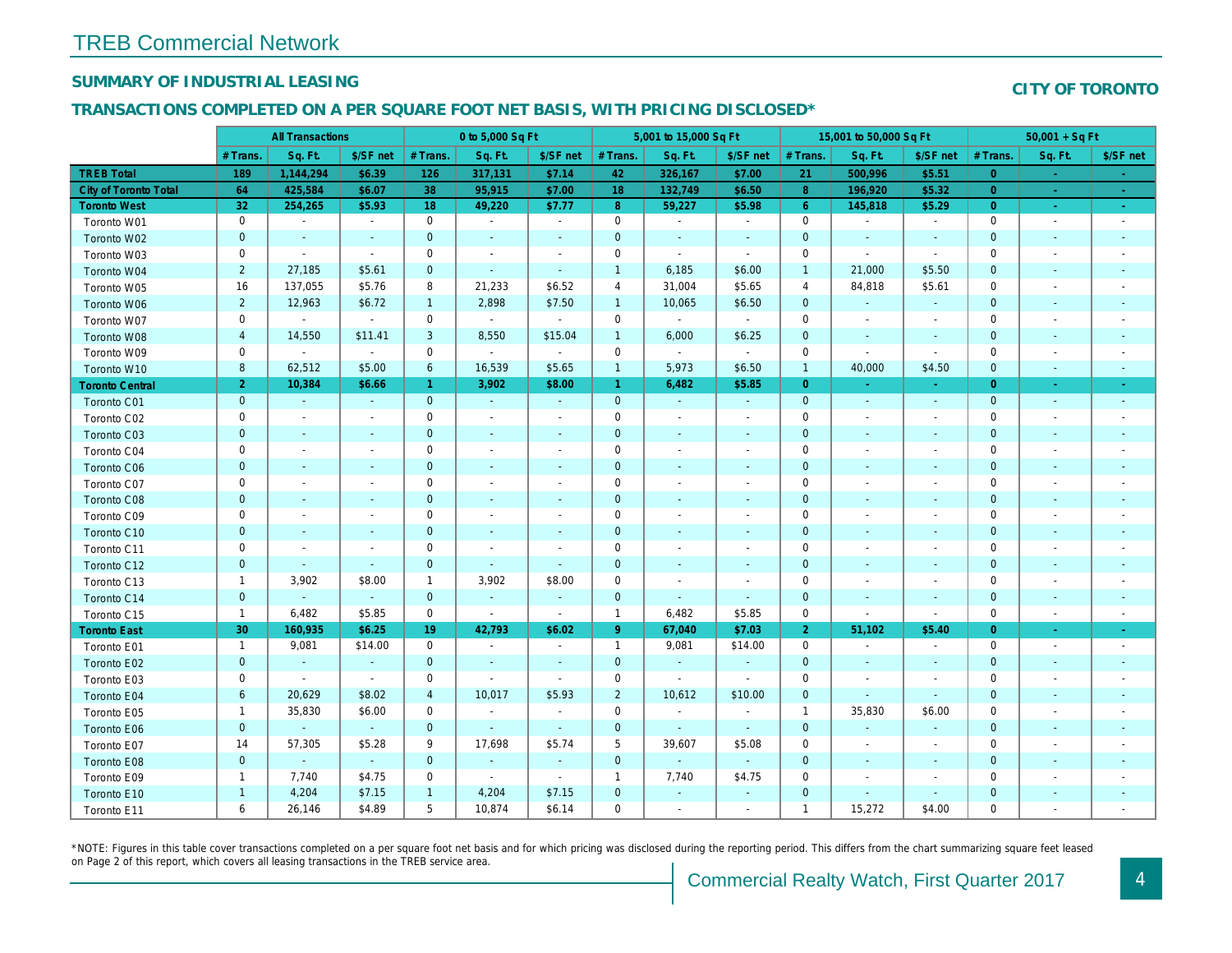# TREB Commercial Network

## SUMMARY OF INDUSTRIAL LEASING

**CITY OF TORONTO**

## TRANSACTIONS COMPLETED ON A PER SQUARE FOOT NET BASIS, WITH PRICING DISCLOSED*

| | All Transactions | | | 0 to 5,000 Sq Ft | | | 5,001 to 15,000 Sq Ft | | | 15,001 to 50,000 Sq Ft | | | 50,001 + Sq Ft | | |
|---|---|---|---|---|---|---|---|---|---|---|---|---|---|---|---|
| | # Trans. | Sq. Ft. | $/SF net | # Trans. | Sq. Ft. | $/SF net | # Trans. | Sq. Ft. | $/SF net | # Trans. | Sq. Ft. | $/SF net | # Trans. | Sq. Ft. | $/SF net |
| **TREB Total** | **189** | **1,144,294** | **$6.39** | **126** | **317,131** | **$7.14** | **42** | **326,167** | **$7.00** | **21** | **500,996** | **$5.51** | **0** | **-** | **-** |
| **City of Toronto Total** | **64** | **425,584** | **$6.07** | **38** | **95,915** | **$7.00** | **18** | **132,749** | **$6.50** | **8** | **196,920** | **$5.32** | **0** | **-** | **-** |
| **Toronto West** | **32** | **254,265** | **$5.93** | **18** | **49,220** | **$7.77** | **8** | **59,227** | **$5.98** | **6** | **145,818** | **$5.29** | **0** | **-** | **-** |
| Toronto W01 | 0 | - | - | 0 | - | - | 0 | - | - | 0 | - | - | 0 | - | - |
| Toronto W02 | 0 | - | - | 0 | - | - | 0 | - | - | 0 | - | - | 0 | - | - |
| Toronto W03 | 0 | - | - | 0 | - | - | 0 | - | - | 0 | - | - | 0 | - | - |
| Toronto W04 | 2 | 27,185 | $5.61 | 0 | - | - | 1 | 6,185 | $6.00 | 1 | 21,000 | $5.50 | 0 | - | - |
| Toronto W05 | 16 | 137,055 | $5.76 | 8 | 21,233 | $6.52 | 4 | 31,004 | $5.65 | 4 | 84,818 | $5.61 | 0 | - | - |
| Toronto W06 | 2 | 12,963 | $6.72 | 1 | 2,898 | $7.50 | 1 | 10,065 | $6.50 | 0 | - | - | 0 | - | - |
| Toronto W07 | 0 | - | - | 0 | - | - | 0 | - | - | 0 | - | - | 0 | - | - |
| Toronto W08 | 4 | 14,550 | $11.41 | 3 | 8,550 | $15.04 | 1 | 6,000 | $6.25 | 0 | - | - | 0 | - | - |
| Toronto W09 | 0 | - | - | 0 | - | - | 0 | - | - | 0 | - | - | 0 | - | - |
| Toronto W10 | 8 | 62,512 | $5.00 | 6 | 16,539 | $5.65 | 1 | 5,973 | $6.50 | 1 | 40,000 | $4.50 | 0 | - | - |
| **Toronto Central** | **2** | **10,384** | **$6.66** | **1** | **3,902** | **$8.00** | **1** | **6,482** | **$5.85** | **0** | **-** | **-** | **0** | **-** | **-** |
| Toronto C01 | 0 | - | - | 0 | - | - | 0 | - | - | 0 | - | - | 0 | - | - |
| Toronto C02 | 0 | - | - | 0 | - | - | 0 | - | - | 0 | - | - | 0 | - | - |
| Toronto C03 | 0 | - | - | 0 | - | - | 0 | - | - | 0 | - | - | 0 | - | - |
| Toronto C04 | 0 | - | - | 0 | - | - | 0 | - | - | 0 | - | - | 0 | - | - |
| Toronto C06 | 0 | - | - | 0 | - | - | 0 | - | - | 0 | - | - | 0 | - | - |
| Toronto C07 | 0 | - | - | 0 | - | - | 0 | - | - | 0 | - | - | 0 | - | - |
| Toronto C08 | 0 | - | - | 0 | - | - | 0 | - | - | 0 | - | - | 0 | - | - |
| Toronto C09 | 0 | - | - | 0 | - | - | 0 | - | - | 0 | - | - | 0 | - | - |
| Toronto C10 | 0 | - | - | 0 | - | - | 0 | - | - | 0 | - | - | 0 | - | - |
| Toronto C11 | 0 | - | - | 0 | - | - | 0 | - | - | 0 | - | - | 0 | - | - |
| Toronto C12 | 0 | - | - | 0 | - | - | 0 | - | - | 0 | - | - | 0 | - | - |
| Toronto C13 | 1 | 3,902 | $8.00 | 1 | 3,902 | $8.00 | 0 | - | - | 0 | - | - | 0 | - | - |
| Toronto C14 | 0 | - | - | 0 | - | - | 0 | - | - | 0 | - | - | 0 | - | - |
| Toronto C15 | 1 | 6,482 | $5.85 | 0 | - | - | 1 | 6,482 | $5.85 | 0 | - | - | 0 | - | - |
| **Toronto East** | **30** | **160,935** | **$6.25** | **19** | **42,793** | **$6.02** | **9** | **67,040** | **$7.03** | **2** | **51,102** | **$5.40** | **0** | **-** | **-** |
| Toronto E01 | 1 | 9,081 | $14.00 | 0 | - | - | 1 | 9,081 | $14.00 | 0 | - | - | 0 | - | - |
| Toronto E02 | 0 | - | - | 0 | - | - | 0 | - | - | 0 | - | - | 0 | - | - |
| Toronto E03 | 0 | - | - | 0 | - | - | 0 | - | - | 0 | - | - | 0 | - | - |
| Toronto E04 | 6 | 20,629 | $8.02 | 4 | 10,017 | $5.93 | 2 | 10,612 | $10.00 | 0 | - | - | 0 | - | - |
| Toronto E05 | 1 | 35,830 | $6.00 | 0 | - | - | 0 | - | - | 1 | 35,830 | $6.00 | 0 | - | - |
| Toronto E06 | 0 | - | - | 0 | - | - | 0 | - | - | 0 | - | - | 0 | - | - |
| Toronto E07 | 14 | 57,305 | $5.28 | 9 | 17,698 | $5.74 | 5 | 39,607 | $5.08 | 0 | - | - | 0 | - | - |
| Toronto E08 | 0 | - | - | 0 | - | - | 0 | - | - | 0 | - | - | 0 | - | - |
| Toronto E09 | 1 | 7,740 | $4.75 | 0 | - | - | 1 | 7,740 | $4.75 | 0 | - | - | 0 | - | - |
| Toronto E10 | 1 | 4,204 | $7.15 | 1 | 4,204 | $7.15 | 0 | - | - | 0 | - | - | 0 | - | - |
| Toronto E11 | 6 | 26,146 | $4.89 | 5 | 10,874 | $6.14 | 0 | - | - | 1 | 15,272 | $4.00 | 0 | - | - |

*NOTE: Figures in this table cover transactions completed on a per square foot net basis and for which pricing was disclosed during the reporting period. This differs from the chart summarizing square feet leased on Page 2 of this report, which covers all leasing transactions in the TREB service area.

Commercial Realty Watch, First Quarter 2017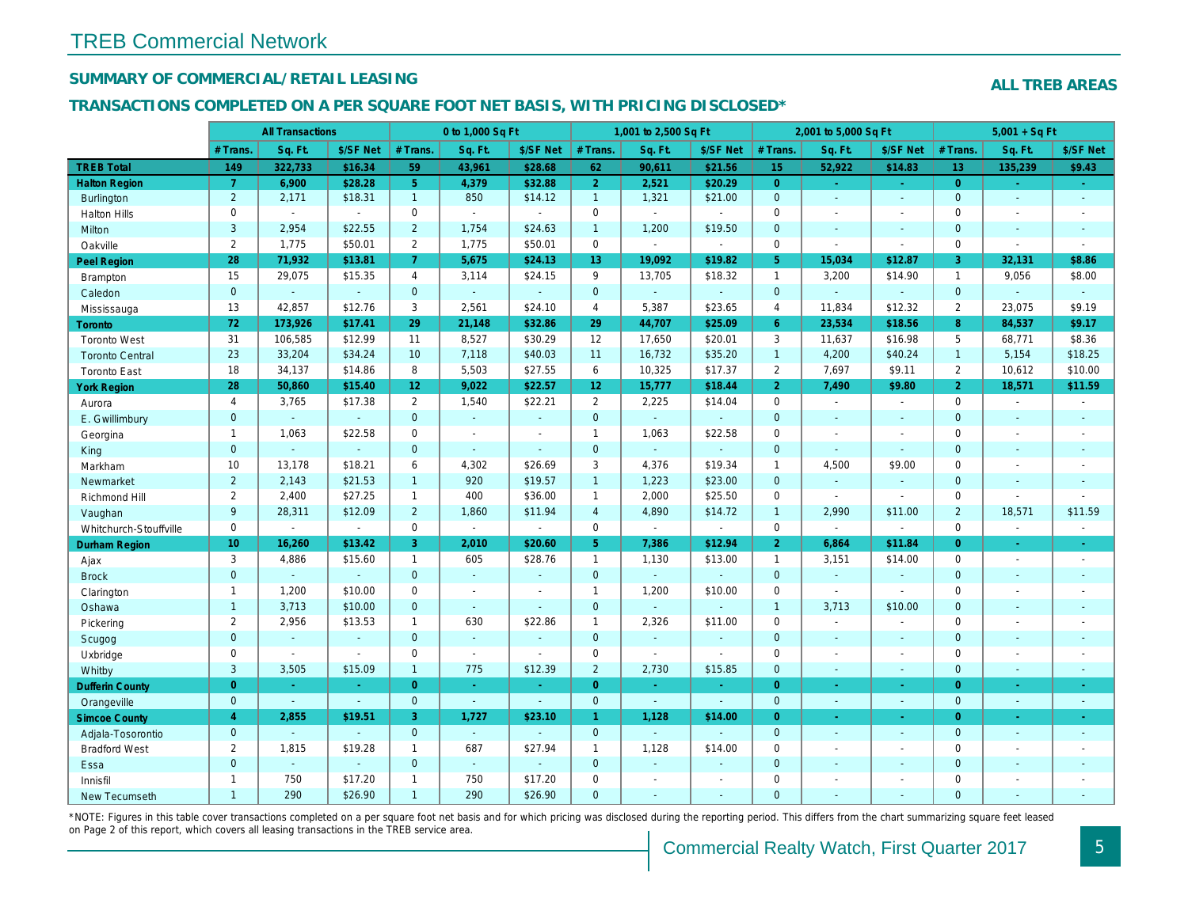# TREB Commercial Network

## SUMMARY OF COMMERCIAL/RETAIL LEASING

**ALL TREB AREAS**

## TRANSACTIONS COMPLETED ON A PER SQUARE FOOT NET BASIS, WITH PRICING DISCLOSED*

| | All Transactions | | | 0 to 1,000 Sq Ft | | | 1,001 to 2,500 Sq Ft | | | 2,001 to 5,000 Sq Ft | | | 5,001 + Sq Ft | | |
|---|---|---|---|---|---|---|---|---|---|---|---|---|---|---|---|
| | # Trans. | Sq. Ft. | $/SF Net | # Trans. | Sq. Ft. | $/SF Net | # Trans. | Sq. Ft. | $/SF Net | # Trans. | Sq. Ft. | $/SF Net | # Trans. | Sq. Ft. | $/SF Net |
| **TREB Total** | **149** | **322,733** | **$16.34** | **59** | **43,961** | **$28.68** | **62** | **90,611** | **$21.56** | **15** | **52,922** | **$14.83** | **13** | **135,239** | **$9.43** |
| **Halton Region** | **7** | **6,900** | **$28.28** | **5** | **4,379** | **$32.88** | **2** | **2,521** | **$20.29** | **0** | **-** | **-** | **0** | **-** | **-** |
| Burlington | 2 | 2,171 | $18.31 | 1 | 850 | $14.12 | 1 | 1,321 | $21.00 | 0 | - | - | 0 | - | - |
| Halton Hills | 0 | - | - | 0 | - | - | 0 | - | - | 0 | - | - | 0 | - | - |
| Milton | 3 | 2,954 | $22.55 | 2 | 1,754 | $24.63 | 1 | 1,200 | $19.50 | 0 | - | - | 0 | - | - |
| Oakville | 2 | 1,775 | $50.01 | 2 | 1,775 | $50.01 | 0 | - | - | 0 | - | - | 0 | - | - |
| **Peel Region** | **28** | **71,932** | **$13.81** | **7** | **5,675** | **$24.13** | **13** | **19,092** | **$19.82** | **5** | **15,034** | **$12.87** | **3** | **32,131** | **$8.86** |
| Brampton | 15 | 29,075 | $15.35 | 4 | 3,114 | $24.15 | 9 | 13,705 | $18.32 | 1 | 3,200 | $14.90 | 1 | 9,056 | $8.00 |
| Caledon | 0 | - | - | 0 | - | - | 0 | - | - | 0 | - | - | 0 | - | - |
| Mississauga | 13 | 42,857 | $12.76 | 3 | 2,561 | $24.10 | 4 | 5,387 | $23.65 | 4 | 11,834 | $12.32 | 2 | 23,075 | $9.19 |
| **Toronto** | **72** | **173,926** | **$17.41** | **29** | **21,148** | **$32.86** | **29** | **44,707** | **$25.09** | **6** | **23,534** | **$18.56** | **8** | **84,537** | **$9.17** |
| Toronto West | 31 | 106,585 | $12.99 | 11 | 8,527 | $30.29 | 12 | 17,650 | $20.01 | 3 | 11,637 | $16.98 | 5 | 68,771 | $8.36 |
| Toronto Central | 23 | 33,204 | $34.24 | 10 | 7,118 | $40.03 | 11 | 16,732 | $35.20 | 1 | 4,200 | $40.24 | 1 | 5,154 | $18.25 |
| Toronto East | 18 | 34,137 | $14.86 | 8 | 5,503 | $27.55 | 6 | 10,325 | $17.37 | 2 | 7,697 | $9.11 | 2 | 10,612 | $10.00 |
| **York Region** | **28** | **50,860** | **$15.40** | **12** | **9,022** | **$22.57** | **12** | **15,777** | **$18.44** | **2** | **7,490** | **$9.80** | **2** | **18,571** | **$11.59** |
| Aurora | 4 | 3,765 | $17.38 | 2 | 1,540 | $22.21 | 2 | 2,225 | $14.04 | 0 | - | - | 0 | - | - |
| E. Gwillimbury | 0 | - | - | 0 | - | - | 0 | - | - | 0 | - | - | 0 | - | - |
| Georgina | 1 | 1,063 | $22.58 | 0 | - | - | 1 | 1,063 | $22.58 | 0 | - | - | 0 | - | - |
| King | 0 | - | - | 0 | - | - | 0 | - | - | 0 | - | - | 0 | - | - |
| Markham | 10 | 13,178 | $18.21 | 6 | 4,302 | $26.69 | 3 | 4,376 | $19.34 | 1 | 4,500 | $9.00 | 0 | - | - |
| Newmarket | 2 | 2,143 | $21.53 | 1 | 920 | $19.57 | 1 | 1,223 | $23.00 | 0 | - | - | 0 | - | - |
| Richmond Hill | 2 | 2,400 | $27.25 | 1 | 400 | $36.00 | 1 | 2,000 | $25.50 | 0 | - | - | 0 | - | - |
| Vaughan | 9 | 28,311 | $12.09 | 2 | 1,860 | $11.94 | 4 | 4,890 | $14.72 | 1 | 2,990 | $11.00 | 2 | 18,571 | $11.59 |
| Whitchurch-Stouffville | 0 | - | - | 0 | - | - | 0 | - | - | 0 | - | - | 0 | - | - |
| **Durham Region** | **10** | **16,260** | **$13.42** | **3** | **2,010** | **$20.60** | **5** | **7,386** | **$12.94** | **2** | **6,864** | **$11.84** | **0** | **-** | **-** |
| Ajax | 3 | 4,886 | $15.60 | 1 | 605 | $28.76 | 1 | 1,130 | $13.00 | 1 | 3,151 | $14.00 | 0 | - | - |
| Brock | 0 | - | - | 0 | - | - | 0 | - | - | 0 | - | - | 0 | - | - |
| Clarington | 1 | 1,200 | $10.00 | 0 | - | - | 1 | 1,200 | $10.00 | 0 | - | - | 0 | - | - |
| Oshawa | 1 | 3,713 | $10.00 | 0 | - | - | 0 | - | - | 1 | 3,713 | $10.00 | 0 | - | - |
| Pickering | 2 | 2,956 | $13.53 | 1 | 630 | $22.86 | 1 | 2,326 | $11.00 | 0 | - | - | 0 | - | - |
| Scugog | 0 | - | - | 0 | - | - | 0 | - | - | 0 | - | - | 0 | - | - |
| Uxbridge | 0 | - | - | 0 | - | - | 0 | - | - | 0 | - | - | 0 | - | - |
| Whitby | 3 | 3,505 | $15.09 | 1 | 775 | $12.39 | 2 | 2,730 | $15.85 | 0 | - | - | 0 | - | - |
| **Dufferin County** | **0** | **-** | **-** | **0** | **-** | **-** | **0** | **-** | **-** | **0** | **-** | **-** | **0** | **-** | **-** |
| Orangeville | 0 | - | - | 0 | - | - | 0 | - | - | 0 | - | - | 0 | - | - |
| **Simcoe County** | **4** | **2,855** | **$19.51** | **3** | **1,727** | **$23.10** | **1** | **1,128** | **$14.00** | **0** | **-** | **-** | **0** | **-** | **-** |
| Adjala-Tosorontio | 0 | - | - | 0 | - | - | 0 | - | - | 0 | - | - | 0 | - | - |
| Bradford West | 2 | 1,815 | $19.28 | 1 | 687 | $27.94 | 1 | 1,128 | $14.00 | 0 | - | - | 0 | - | - |
| Essa | 0 | - | - | 0 | - | - | 0 | - | - | 0 | - | - | 0 | - | - |
| Innisfil | 1 | 750 | $17.20 | 1 | 750 | $17.20 | 0 | - | - | 0 | - | - | 0 | - | - |
| New Tecumseth | 1 | 290 | $26.90 | 1 | 290 | $26.90 | 0 | - | - | 0 | - | - | 0 | - | - |

*NOTE: Figures in this table cover transactions completed on a per square foot net basis and for which pricing was disclosed during the reporting period. This differs from the chart summarizing square feet leased on Page 2 of this report, which covers all leasing transactions in the TREB service area.

Commercial Realty Watch, First Quarter 2017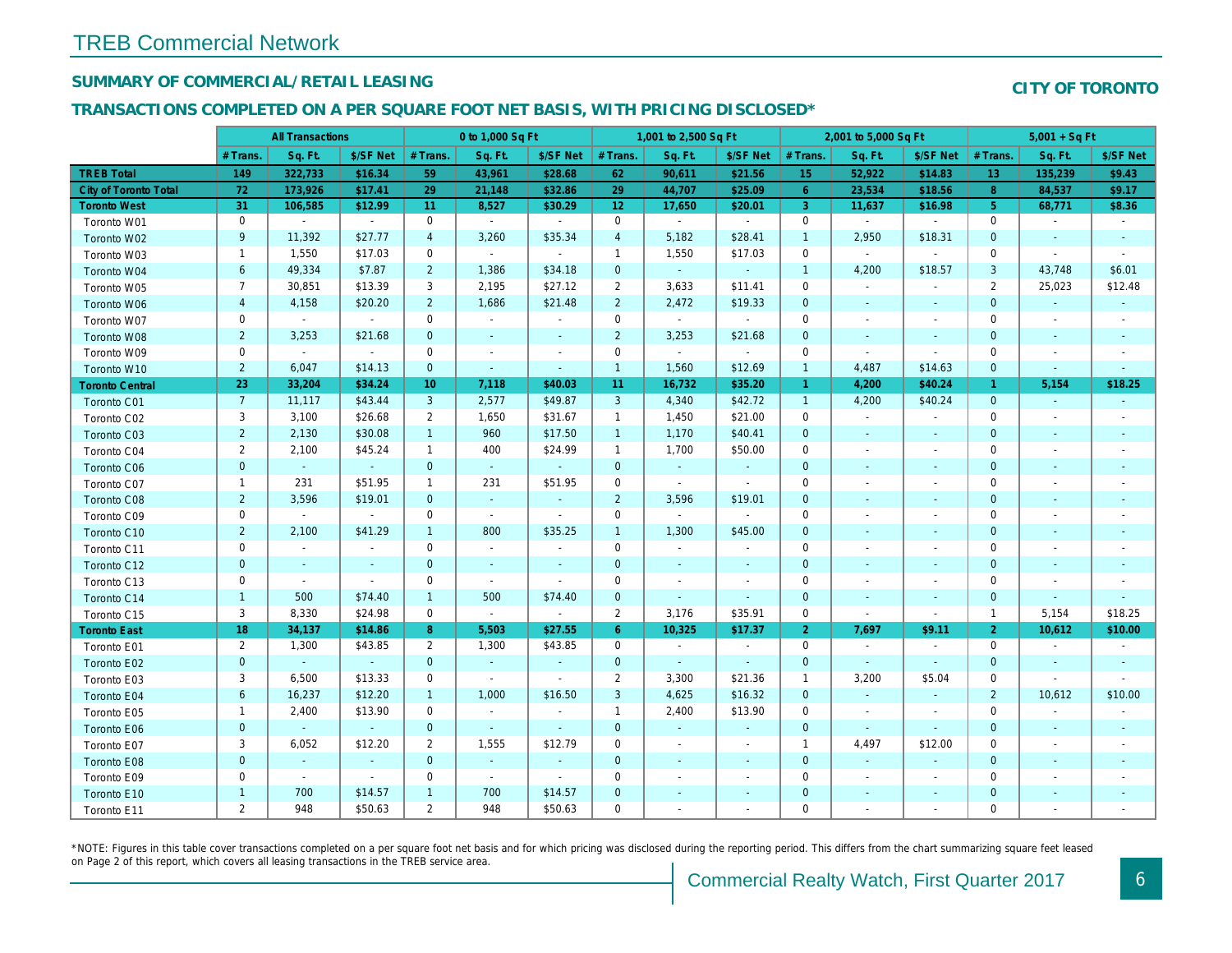# TREB Commercial Network

## SUMMARY OF COMMERCIAL/RETAIL LEASING

**CITY OF TORONTO**

## TRANSACTIONS COMPLETED ON A PER SQUARE FOOT NET BASIS, WITH PRICING DISCLOSED*

| | All Transactions | | | 0 to 1,000 Sq Ft | | | 1,001 to 2,500 Sq Ft | | | 2,001 to 5,000 Sq Ft | | | 5,001 + Sq Ft | | |
|---|---|---|---|---|---|---|---|---|---|---|---|---|---|---|---|
| | # Trans. | Sq. Ft. | $/SF Net | # Trans. | Sq. Ft. | $/SF Net | # Trans. | Sq. Ft. | $/SF Net | # Trans. | Sq. Ft. | $/SF Net | # Trans. | Sq. Ft. | $/SF Net |
| **TREB Total** | **149** | **322,733** | **$16.34** | **59** | **43,961** | **$28.68** | **62** | **90,611** | **$21.56** | **15** | **52,922** | **$14.83** | **13** | **135,239** | **$9.43** |
| **City of Toronto Total** | **72** | **173,926** | **$17.41** | **29** | **21,148** | **$32.86** | **29** | **44,707** | **$25.09** | **6** | **23,534** | **$18.56** | **8** | **84,537** | **$9.17** |
| **Toronto West** | **31** | **106,585** | **$12.99** | **11** | **8,527** | **$30.29** | **12** | **17,650** | **$20.01** | **3** | **11,637** | **$16.98** | **5** | **68,771** | **$8.36** |
| Toronto W01 | 0 | - | - | 0 | - | - | 0 | - | - | 0 | - | - | 0 | - | - |
| Toronto W02 | 9 | 11,392 | $27.77 | 4 | 3,260 | $35.34 | 4 | 5,182 | $28.41 | 1 | 2,950 | $18.31 | 0 | - | - |
| Toronto W03 | 1 | 1,550 | $17.03 | 0 | - | - | 1 | 1,550 | $17.03 | 0 | - | - | 0 | - | - |
| Toronto W04 | 6 | 49,334 | $7.87 | 2 | 1,386 | $34.18 | 0 | - | - | 1 | 4,200 | $18.57 | 3 | 43,748 | $6.01 |
| Toronto W05 | 7 | 30,851 | $13.39 | 3 | 2,195 | $27.12 | 2 | 3,633 | $11.41 | 0 | - | - | 2 | 25,023 | $12.48 |
| Toronto W06 | 4 | 4,158 | $20.20 | 2 | 1,686 | $21.48 | 2 | 2,472 | $19.33 | 0 | - | - | 0 | - | - |
| Toronto W07 | 0 | - | - | 0 | - | - | 0 | - | - | 0 | - | - | 0 | - | - |
| Toronto W08 | 2 | 3,253 | $21.68 | 0 | - | - | 2 | 3,253 | $21.68 | 0 | - | - | 0 | - | - |
| Toronto W09 | 0 | - | - | 0 | - | - | 0 | - | - | 0 | - | - | 0 | - | - |
| Toronto W10 | 2 | 6,047 | $14.13 | 0 | - | - | 1 | 1,560 | $12.69 | 1 | 4,487 | $14.63 | 0 | - | - |
| **Toronto Central** | **23** | **33,204** | **$34.24** | **10** | **7,118** | **$40.03** | **11** | **16,732** | **$35.20** | **1** | **4,200** | **$40.24** | **1** | **5,154** | **$18.25** |
| Toronto C01 | 7 | 11,117 | $43.44 | 3 | 2,577 | $49.87 | 3 | 4,340 | $42.72 | 1 | 4,200 | $40.24 | 0 | - | - |
| Toronto C02 | 3 | 3,100 | $26.68 | 2 | 1,650 | $31.67 | 1 | 1,450 | $21.00 | 0 | - | - | 0 | - | - |
| Toronto C03 | 2 | 2,130 | $30.08 | 1 | 960 | $17.50 | 1 | 1,170 | $40.41 | 0 | - | - | 0 | - | - |
| Toronto C04 | 2 | 2,100 | $45.24 | 1 | 400 | $24.99 | 1 | 1,700 | $50.00 | 0 | - | - | 0 | - | - |
| Toronto C06 | 0 | - | - | 0 | - | - | 0 | - | - | 0 | - | - | 0 | - | - |
| Toronto C07 | 1 | 231 | $51.95 | 1 | 231 | $51.95 | 0 | - | - | 0 | - | - | 0 | - | - |
| Toronto C08 | 2 | 3,596 | $19.01 | 0 | - | - | 2 | 3,596 | $19.01 | 0 | - | - | 0 | - | - |
| Toronto C09 | 0 | - | - | 0 | - | - | 0 | - | - | 0 | - | - | 0 | - | - |
| Toronto C10 | 2 | 2,100 | $41.29 | 1 | 800 | $35.25 | 1 | 1,300 | $45.00 | 0 | - | - | 0 | - | - |
| Toronto C11 | 0 | - | - | 0 | - | - | 0 | - | - | 0 | - | - | 0 | - | - |
| Toronto C12 | 0 | - | - | 0 | - | - | 0 | - | - | 0 | - | - | 0 | - | - |
| Toronto C13 | 0 | - | - | 0 | - | - | 0 | - | - | 0 | - | - | 0 | - | - |
| Toronto C14 | 1 | 500 | $74.40 | 1 | 500 | $74.40 | 0 | - | - | 0 | - | - | 0 | - | - |
| Toronto C15 | 3 | 8,330 | $24.98 | 0 | - | - | 2 | 3,176 | $35.91 | 0 | - | - | 1 | 5,154 | $18.25 |
| **Toronto East** | **18** | **34,137** | **$14.86** | **8** | **5,503** | **$27.55** | **6** | **10,325** | **$17.37** | **2** | **7,697** | **$9.11** | **2** | **10,612** | **$10.00** |
| Toronto E01 | 2 | 1,300 | $43.85 | 2 | 1,300 | $43.85 | 0 | - | - | 0 | - | - | 0 | - | - |
| Toronto E02 | 0 | - | - | 0 | - | - | 0 | - | - | 0 | - | - | 0 | - | - |
| Toronto E03 | 3 | 6,500 | $13.33 | 0 | - | - | 2 | 3,300 | $21.36 | 1 | 3,200 | $5.04 | 0 | - | - |
| Toronto E04 | 6 | 16,237 | $12.20 | 1 | 1,000 | $16.50 | 3 | 4,625 | $16.32 | 0 | - | - | 2 | 10,612 | $10.00 |
| Toronto E05 | 1 | 2,400 | $13.90 | 0 | - | - | 1 | 2,400 | $13.90 | 0 | - | - | 0 | - | - |
| Toronto E06 | 0 | - | - | 0 | - | - | 0 | - | - | 0 | - | - | 0 | - | - |
| Toronto E07 | 3 | 6,052 | $12.20 | 2 | 1,555 | $12.79 | 0 | - | - | 1 | 4,497 | $12.00 | 0 | - | - |
| Toronto E08 | 0 | - | - | 0 | - | - | 0 | - | - | 0 | - | - | 0 | - | - |
| Toronto E09 | 0 | - | - | 0 | - | - | 0 | - | - | 0 | - | - | 0 | - | - |
| Toronto E10 | 1 | 700 | $14.57 | 1 | 700 | $14.57 | 0 | - | - | 0 | - | - | 0 | - | - |
| Toronto E11 | 2 | 948 | $50.63 | 2 | 948 | $50.63 | 0 | - | - | 0 | - | - | 0 | - | - |

*NOTE: Figures in this table cover transactions completed on a per square foot net basis and for which pricing was disclosed during the reporting period. This differs from the chart summarizing square feet leased on Page 2 of this report, which covers all leasing transactions in the TREB service area.

Commercial Realty Watch, First Quarter 2017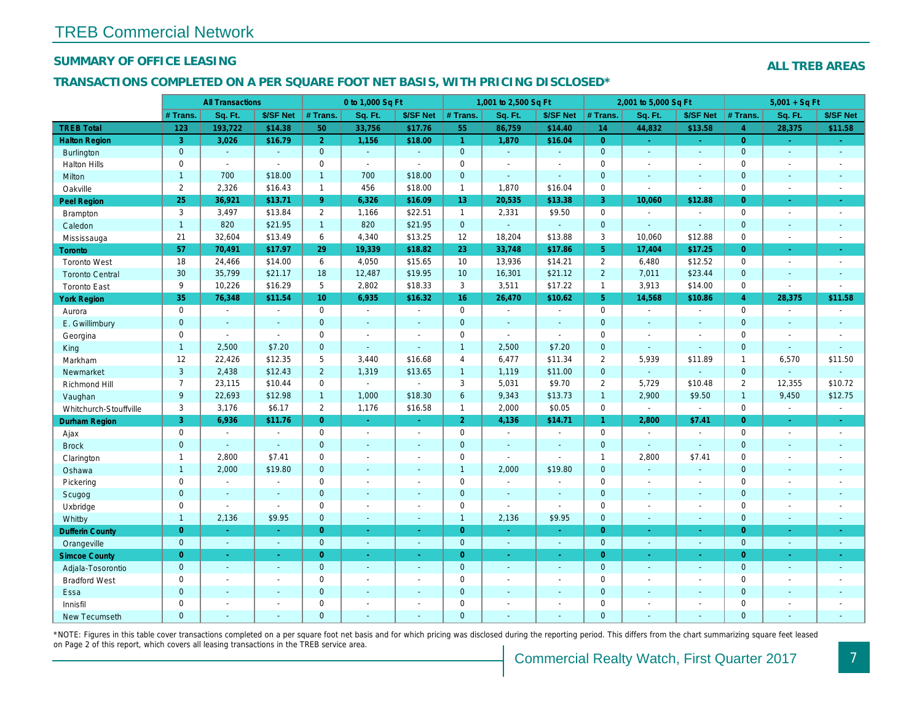# TREB Commercial Network

## SUMMARY OF OFFICE LEASING

**ALL TREB AREAS**

## TRANSACTIONS COMPLETED ON A PER SQUARE FOOT NET BASIS, WITH PRICING DISCLOSED*

| | All Transactions | | | 0 to 1,000 Sq Ft | | | 1,001 to 2,500 Sq Ft | | | 2,001 to 5,000 Sq Ft | | | 5,001 + Sq Ft | | |
|---|---|---|---|---|---|---|---|---|---|---|---|---|---|---|---|
| | # Trans. | Sq. Ft. | $/SF Net | # Trans. | Sq. Ft. | $/SF Net | # Trans. | Sq. Ft. | $/SF Net | # Trans. | Sq. Ft. | $/SF Net | # Trans. | Sq. Ft. | $/SF Net |
| **TREB Total** | **123** | **193,722** | **$14.38** | **50** | **33,756** | **$17.76** | **55** | **86,759** | **$14.40** | **14** | **44,832** | **$13.58** | **4** | **28,375** | **$11.58** |
| **Halton Region** | **3** | **3,026** | **$16.79** | **2** | **1,156** | **$18.00** | **1** | **1,870** | **$16.04** | **0** | **-** | **-** | **0** | **-** | **-** |
| Burlington | 0 | - | - | 0 | - | - | 0 | - | - | 0 | - | - | 0 | - | - |
| Halton Hills | 0 | - | - | 0 | - | - | 0 | - | - | 0 | - | - | 0 | - | - |
| Milton | 1 | 700 | $18.00 | 1 | 700 | $18.00 | 0 | - | - | 0 | - | - | 0 | - | - |
| Oakville | 2 | 2,326 | $16.43 | 1 | 456 | $18.00 | 1 | 1,870 | $16.04 | 0 | - | - | 0 | - | - |
| **Peel Region** | **25** | **36,921** | **$13.71** | **9** | **6,326** | **$16.09** | **13** | **20,535** | **$13.38** | **3** | **10,060** | **$12.88** | **0** | **-** | **-** |
| Brampton | 3 | 3,497 | $13.84 | 2 | 1,166 | $22.51 | 1 | 2,331 | $9.50 | 0 | - | - | 0 | - | - |
| Caledon | 1 | 820 | $21.95 | 1 | 820 | $21.95 | 0 | - | - | 0 | - | - | 0 | - | - |
| Mississauga | 21 | 32,604 | $13.49 | 6 | 4,340 | $13.25 | 12 | 18,204 | $13.88 | 3 | 10,060 | $12.88 | 0 | - | - |
| **Toronto** | **57** | **70,491** | **$17.97** | **29** | **19,339** | **$18.82** | **23** | **33,748** | **$17.86** | **5** | **17,404** | **$17.25** | **0** | **-** | **-** |
| Toronto West | 18 | 24,466 | $14.00 | 6 | 4,050 | $15.65 | 10 | 13,936 | $14.21 | 2 | 6,480 | $12.52 | 0 | - | - |
| Toronto Central | 30 | 35,799 | $21.17 | 18 | 12,487 | $19.95 | 10 | 16,301 | $21.12 | 2 | 7,011 | $23.44 | 0 | - | - |
| Toronto East | 9 | 10,226 | $16.29 | 5 | 2,802 | $18.33 | 3 | 3,511 | $17.22 | 1 | 3,913 | $14.00 | 0 | - | - |
| **York Region** | **35** | **76,348** | **$11.54** | **10** | **6,935** | **$16.32** | **16** | **26,470** | **$10.62** | **5** | **14,568** | **$10.86** | **4** | **28,375** | **$11.58** |
| Aurora | 0 | - | - | 0 | - | - | 0 | - | - | 0 | - | - | 0 | - | - |
| E. Gwillimbury | 0 | - | - | 0 | - | - | 0 | - | - | 0 | - | - | 0 | - | - |
| Georgina | 0 | - | - | 0 | - | - | 0 | - | - | 0 | - | - | 0 | - | - |
| King | 1 | 2,500 | $7.20 | 0 | - | - | 1 | 2,500 | $7.20 | 0 | - | - | 0 | - | - |
| Markham | 12 | 22,426 | $12.35 | 5 | 3,440 | $16.68 | 4 | 6,477 | $11.34 | 2 | 5,939 | $11.89 | 1 | 6,570 | $11.50 |
| Newmarket | 3 | 2,438 | $12.43 | 2 | 1,319 | $13.65 | 1 | 1,119 | $11.00 | 0 | - | - | 0 | - | - |
| Richmond Hill | 7 | 23,115 | $10.44 | 0 | - | - | 3 | 5,031 | $9.70 | 2 | 5,729 | $10.48 | 2 | 12,355 | $10.72 |
| Vaughan | 9 | 22,693 | $12.98 | 1 | 1,000 | $18.30 | 6 | 9,343 | $13.73 | 1 | 2,900 | $9.50 | 1 | 9,450 | $12.75 |
| Whitchurch-Stouffville | 3 | 3,176 | $6.17 | 2 | 1,176 | $16.58 | 1 | 2,000 | $0.05 | 0 | - | - | 0 | - | - |
| **Durham Region** | **3** | **6,936** | **$11.76** | **0** | **-** | **-** | **2** | **4,136** | **$14.71** | **1** | **2,800** | **$7.41** | **0** | **-** | **-** |
| Ajax | 0 | - | - | 0 | - | - | 0 | - | - | 0 | - | - | 0 | - | - |
| Brock | 0 | - | - | 0 | - | - | 0 | - | - | 0 | - | - | 0 | - | - |
| Clarington | 1 | 2,800 | $7.41 | 0 | - | - | 0 | - | - | 1 | 2,800 | $7.41 | 0 | - | - |
| Oshawa | 1 | 2,000 | $19.80 | 0 | - | - | 1 | 2,000 | $19.80 | 0 | - | - | 0 | - | - |
| Pickering | 0 | - | - | 0 | - | - | 0 | - | - | 0 | - | - | 0 | - | - |
| Scugog | 0 | - | - | 0 | - | - | 0 | - | - | 0 | - | - | 0 | - | - |
| Uxbridge | 0 | - | - | 0 | - | - | 0 | - | - | 0 | - | - | 0 | - | - |
| Whitby | 1 | 2,136 | $9.95 | 0 | - | - | 1 | 2,136 | $9.95 | 0 | - | - | 0 | - | - |
| **Dufferin County** | **0** | **-** | **-** | **0** | **-** | **-** | **0** | **-** | **-** | **0** | **-** | **-** | **0** | **-** | **-** |
| Orangeville | 0 | - | - | 0 | - | - | 0 | - | - | 0 | - | - | 0 | - | - |
| **Simcoe County** | **0** | **-** | **-** | **0** | **-** | **-** | **0** | **-** | **-** | **0** | **-** | **-** | **0** | **-** | **-** |
| Adjala-Tosorontio | 0 | - | - | 0 | - | - | 0 | - | - | 0 | - | - | 0 | - | - |
| Bradford West | 0 | - | - | 0 | - | - | 0 | - | - | 0 | - | - | 0 | - | - |
| Essa | 0 | - | - | 0 | - | - | 0 | - | - | 0 | - | - | 0 | - | - |
| Innisfil | 0 | - | - | 0 | - | - | 0 | - | - | 0 | - | - | 0 | - | - |
| New Tecumseth | 0 | - | - | 0 | - | - | 0 | - | - | 0 | - | - | 0 | - | - |

*NOTE: Figures in this table cover transactions completed on a per square foot net basis and for which pricing was disclosed during the reporting period. This differs from the chart summarizing square feet leased on Page 2 of this report, which covers all leasing transactions in the TREB service area.

Commercial Realty Watch, First Quarter 2017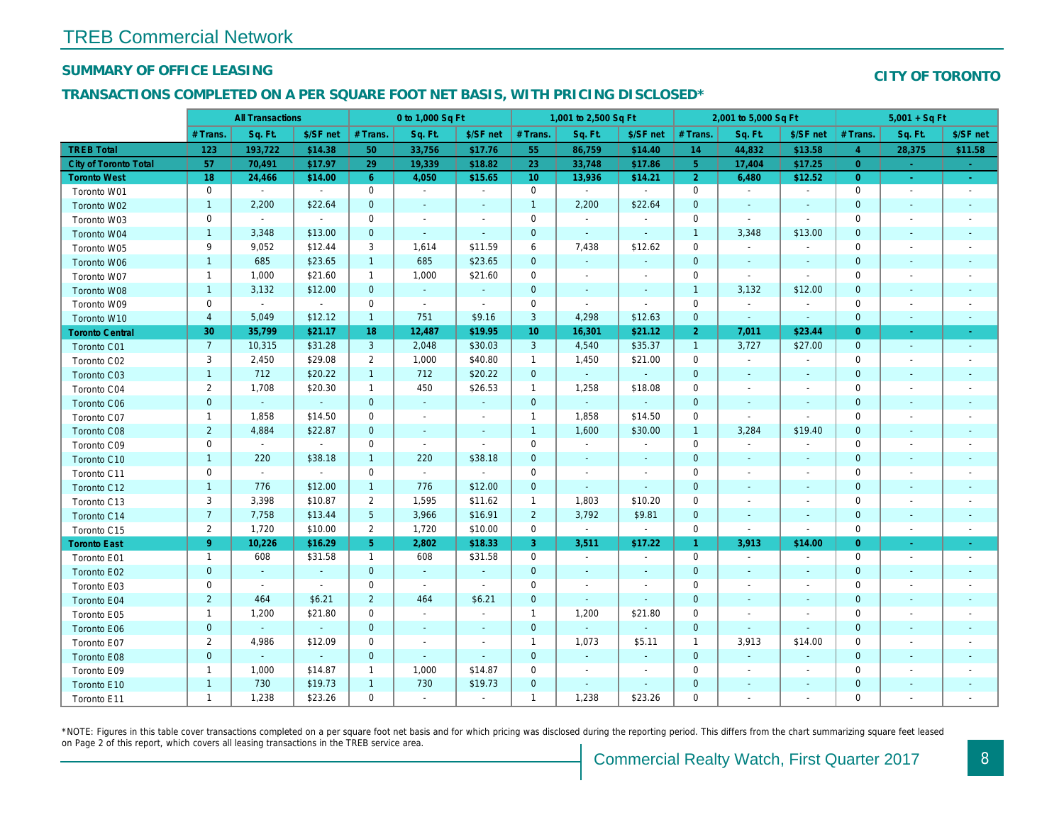# TREB Commercial Network

## SUMMARY OF OFFICE LEASING

**CITY OF TORONTO**

## TRANSACTIONS COMPLETED ON A PER SQUARE FOOT NET BASIS, WITH PRICING DISCLOSED*

| | All Transactions | | | 0 to 1,000 Sq Ft | | | 1,001 to 2,500 Sq Ft | | | 2,001 to 5,000 Sq Ft | | | 5,001 + Sq Ft | | |
|---|---|---|---|---|---|---|---|---|---|---|---|---|---|---|---|
| | # Trans. | Sq. Ft. | $/SF net | # Trans. | Sq. Ft. | $/SF net | # Trans. | Sq. Ft. | $/SF net | # Trans. | Sq. Ft. | $/SF net | # Trans. | Sq. Ft. | $/SF net |
| **TREB Total** | **123** | **193,722** | **$14.38** | **50** | **33,756** | **$17.76** | **55** | **86,759** | **$14.40** | **14** | **44,832** | **$13.58** | **4** | **28,375** | **$11.58** |
| **City of Toronto Total** | **57** | **70,491** | **$17.97** | **29** | **19,339** | **$18.82** | **23** | **33,748** | **$17.86** | **5** | **17,404** | **$17.25** | **0** | **-** | **-** |
| **Toronto West** | **18** | **24,466** | **$14.00** | **6** | **4,050** | **$15.65** | **10** | **13,936** | **$14.21** | **2** | **6,480** | **$12.52** | **0** | **-** | **-** |
| Toronto W01 | 0 | - | - | 0 | - | - | 0 | - | - | 0 | - | - | 0 | - | - |
| Toronto W02 | 1 | 2,200 | $22.64 | 0 | - | - | 1 | 2,200 | $22.64 | 0 | - | - | 0 | - | - |
| Toronto W03 | 0 | - | - | 0 | - | - | 0 | - | - | 0 | - | - | 0 | - | - |
| Toronto W04 | 1 | 3,348 | $13.00 | 0 | - | - | 0 | - | - | 1 | 3,348 | $13.00 | 0 | - | - |
| Toronto W05 | 9 | 9,052 | $12.44 | 3 | 1,614 | $11.59 | 6 | 7,438 | $12.62 | 0 | - | - | 0 | - | - |
| Toronto W06 | 1 | 685 | $23.65 | 1 | 685 | $23.65 | 0 | - | - | 0 | - | - | 0 | - | - |
| Toronto W07 | 1 | 1,000 | $21.60 | 1 | 1,000 | $21.60 | 0 | - | - | 0 | - | - | 0 | - | - |
| Toronto W08 | 1 | 3,132 | $12.00 | 0 | - | - | 0 | - | - | 1 | 3,132 | $12.00 | 0 | - | - |
| Toronto W09 | 0 | - | - | 0 | - | - | 0 | - | - | 0 | - | - | 0 | - | - |
| Toronto W10 | 4 | 5,049 | $12.12 | 1 | 751 | $9.16 | 3 | 4,298 | $12.63 | 0 | - | - | 0 | - | - |
| **Toronto Central** | **30** | **35,799** | **$21.17** | **18** | **12,487** | **$19.95** | **10** | **16,301** | **$21.12** | **2** | **7,011** | **$23.44** | **0** | **-** | **-** |
| Toronto C01 | 7 | 10,315 | $31.28 | 3 | 2,048 | $30.03 | 3 | 4,540 | $35.37 | 1 | 3,727 | $27.00 | 0 | - | - |
| Toronto C02 | 3 | 2,450 | $29.08 | 2 | 1,000 | $40.80 | 1 | 1,450 | $21.00 | 0 | - | - | 0 | - | - |
| Toronto C03 | 1 | 712 | $20.22 | 1 | 712 | $20.22 | 0 | - | - | 0 | - | - | 0 | - | - |
| Toronto C04 | 2 | 1,708 | $20.30 | 1 | 450 | $26.53 | 1 | 1,258 | $18.08 | 0 | - | - | 0 | - | - |
| Toronto C06 | 0 | - | - | 0 | - | - | 0 | - | - | 0 | - | - | 0 | - | - |
| Toronto C07 | 1 | 1,858 | $14.50 | 0 | - | - | 1 | 1,858 | $14.50 | 0 | - | - | 0 | - | - |
| Toronto C08 | 2 | 4,884 | $22.87 | 0 | - | - | 1 | 1,600 | $30.00 | 1 | 3,284 | $19.40 | 0 | - | - |
| Toronto C09 | 0 | - | - | 0 | - | - | 0 | - | - | 0 | - | - | 0 | - | - |
| Toronto C10 | 1 | 220 | $38.18 | 1 | 220 | $38.18 | 0 | - | - | 0 | - | - | 0 | - | - |
| Toronto C11 | 0 | - | - | 0 | - | - | 0 | - | - | 0 | - | - | 0 | - | - |
| Toronto C12 | 1 | 776 | $12.00 | 1 | 776 | $12.00 | 0 | - | - | 0 | - | - | 0 | - | - |
| Toronto C13 | 3 | 3,398 | $10.87 | 2 | 1,595 | $11.62 | 1 | 1,803 | $10.20 | 0 | - | - | 0 | - | - |
| Toronto C14 | 7 | 7,758 | $13.44 | 5 | 3,966 | $16.91 | 2 | 3,792 | $9.81 | 0 | - | - | 0 | - | - |
| Toronto C15 | 2 | 1,720 | $10.00 | 2 | 1,720 | $10.00 | 0 | - | - | 0 | - | - | 0 | - | - |
| **Toronto East** | **9** | **10,226** | **$16.29** | **5** | **2,802** | **$18.33** | **3** | **3,511** | **$17.22** | **1** | **3,913** | **$14.00** | **0** | **-** | **-** |
| Toronto E01 | 1 | 608 | $31.58 | 1 | 608 | $31.58 | 0 | - | - | 0 | - | - | 0 | - | - |
| Toronto E02 | 0 | - | - | 0 | - | - | 0 | - | - | 0 | - | - | 0 | - | - |
| Toronto E03 | 0 | - | - | 0 | - | - | 0 | - | - | 0 | - | - | 0 | - | - |
| Toronto E04 | 2 | 464 | $6.21 | 2 | 464 | $6.21 | 0 | - | - | 0 | - | - | 0 | - | - |
| Toronto E05 | 1 | 1,200 | $21.80 | 0 | - | - | 1 | 1,200 | $21.80 | 0 | - | - | 0 | - | - |
| Toronto E06 | 0 | - | - | 0 | - | - | 0 | - | - | 0 | - | - | 0 | - | - |
| Toronto E07 | 2 | 4,986 | $12.09 | 0 | - | - | 1 | 1,073 | $5.11 | 1 | 3,913 | $14.00 | 0 | - | - |
| Toronto E08 | 0 | - | - | 0 | - | - | 0 | - | - | 0 | - | - | 0 | - | - |
| Toronto E09 | 1 | 1,000 | $14.87 | 1 | 1,000 | $14.87 | 0 | - | - | 0 | - | - | 0 | - | - |
| Toronto E10 | 1 | 730 | $19.73 | 1 | 730 | $19.73 | 0 | - | - | 0 | - | - | 0 | - | - |
| Toronto E11 | 1 | 1,238 | $23.26 | 0 | - | - | 1 | 1,238 | $23.26 | 0 | - | - | 0 | - | - |

*NOTE: Figures in this table cover transactions completed on a per square foot net basis and for which pricing was disclosed during the reporting period. This differs from the chart summarizing square feet leased on Page 2 of this report, which covers all leasing transactions in the TREB service area.

Commercial Realty Watch, First Quarter 2017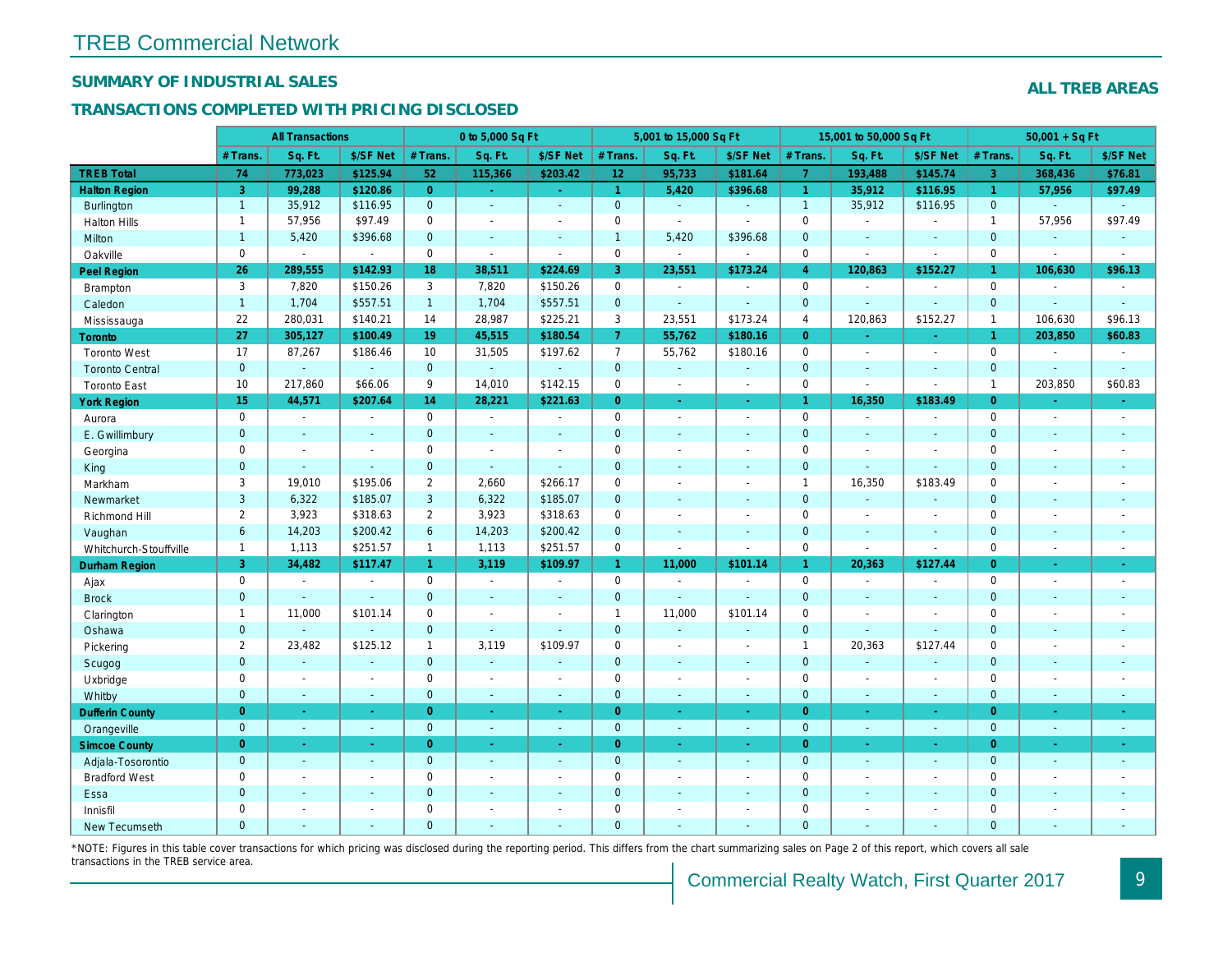# TREB Commercial Network

## SUMMARY OF INDUSTRIAL SALES

**ALL TREB AREAS**

## TRANSACTIONS COMPLETED WITH PRICING DISCLOSED

| | All Transactions | | | 0 to 5,000 Sq Ft | | | 5,001 to 15,000 Sq Ft | | | 15,001 to 50,000 Sq Ft | | | 50,001 + Sq Ft | | |
|---|---|---|---|---|---|---|---|---|---|---|---|---|---|---|---|
| | # Trans. | Sq. Ft. | $/SF Net | # Trans. | Sq. Ft. | $/SF Net | # Trans. | Sq. Ft. | $/SF Net | # Trans. | Sq. Ft. | $/SF Net | # Trans. | Sq. Ft. | $/SF Net |
| **TREB Total** | **74** | **773,023** | **$125.94** | **52** | **115,366** | **$203.42** | **12** | **95,733** | **$181.64** | **7** | **193,488** | **$145.74** | **3** | **368,436** | **$76.81** |
| **Halton Region** | **3** | **99,288** | **$120.86** | **0** | **-** | **-** | **1** | **5,420** | **$396.68** | **1** | **35,912** | **$116.95** | **1** | **57,956** | **$97.49** |
| Burlington | 1 | 35,912 | $116.95 | 0 | - | - | 0 | - | - | 1 | 35,912 | $116.95 | 0 | - | - |
| Halton Hills | 1 | 57,956 | $97.49 | 0 | - | - | 0 | - | - | 0 | - | - | 1 | 57,956 | $97.49 |
| Milton | 1 | 5,420 | $396.68 | 0 | - | - | 1 | 5,420 | $396.68 | 0 | - | - | 0 | - | - |
| Oakville | 0 | - | - | 0 | - | - | 0 | - | - | 0 | - | - | 0 | - | - |
| **Peel Region** | **26** | **289,555** | **$142.93** | **18** | **38,511** | **$224.69** | **3** | **23,551** | **$173.24** | **4** | **120,863** | **$152.27** | **1** | **106,630** | **$96.13** |
| Brampton | 3 | 7,820 | $150.26 | 3 | 7,820 | $150.26 | 0 | - | - | 0 | - | - | 0 | - | - |
| Caledon | 1 | 1,704 | $557.51 | 1 | 1,704 | $557.51 | 0 | - | - | 0 | - | - | 0 | - | - |
| Mississauga | 22 | 280,031 | $140.21 | 14 | 28,987 | $225.21 | 3 | 23,551 | $173.24 | 4 | 120,863 | $152.27 | 1 | 106,630 | $96.13 |
| **Toronto** | **27** | **305,127** | **$100.49** | **19** | **45,515** | **$180.54** | **7** | **55,762** | **$180.16** | **0** | **-** | **-** | **1** | **203,850** | **$60.83** |
| Toronto West | 17 | 87,267 | $186.46 | 10 | 31,505 | $197.62 | 7 | 55,762 | $180.16 | 0 | - | - | 0 | - | - |
| Toronto Central | 0 | - | - | 0 | - | - | 0 | - | - | 0 | - | - | 0 | - | - |
| Toronto East | 10 | 217,860 | $66.06 | 9 | 14,010 | $142.15 | 0 | - | - | 0 | - | - | 1 | 203,850 | $60.83 |
| **York Region** | **15** | **44,571** | **$207.64** | **14** | **28,221** | **$221.63** | **0** | **-** | **-** | **1** | **16,350** | **$183.49** | **0** | **-** | **-** |
| Aurora | 0 | - | - | 0 | - | - | 0 | - | - | 0 | - | - | 0 | - | - |
| E. Gwillimbury | 0 | - | - | 0 | - | - | 0 | - | - | 0 | - | - | 0 | - | - |
| Georgina | 0 | - | - | 0 | - | - | 0 | - | - | 0 | - | - | 0 | - | - |
| King | 0 | - | - | 0 | - | - | 0 | - | - | 0 | - | - | 0 | - | - |
| Markham | 3 | 19,010 | $195.06 | 2 | 2,660 | $266.17 | 0 | - | - | 1 | 16,350 | $183.49 | 0 | - | - |
| Newmarket | 3 | 6,322 | $185.07 | 3 | 6,322 | $185.07 | 0 | - | - | 0 | - | - | 0 | - | - |
| Richmond Hill | 2 | 3,923 | $318.63 | 2 | 3,923 | $318.63 | 0 | - | - | 0 | - | - | 0 | - | - |
| Vaughan | 6 | 14,203 | $200.42 | 6 | 14,203 | $200.42 | 0 | - | - | 0 | - | - | 0 | - | - |
| Whitchurch-Stouffville | 1 | 1,113 | $251.57 | 1 | 1,113 | $251.57 | 0 | - | - | 0 | - | - | 0 | - | - |
| **Durham Region** | **3** | **34,482** | **$117.47** | **1** | **3,119** | **$109.97** | **1** | **11,000** | **$101.14** | **1** | **20,363** | **$127.44** | **0** | **-** | **-** |
| Ajax | 0 | - | - | 0 | - | - | 0 | - | - | 0 | - | - | 0 | - | - |
| Brock | 0 | - | - | 0 | - | - | 0 | - | - | 0 | - | - | 0 | - | - |
| Clarington | 1 | 11,000 | $101.14 | 0 | - | - | 1 | 11,000 | $101.14 | 0 | - | - | 0 | - | - |
| Oshawa | 0 | - | - | 0 | - | - | 0 | - | - | 0 | - | - | 0 | - | - |
| Pickering | 2 | 23,482 | $125.12 | 1 | 3,119 | $109.97 | 0 | - | - | 1 | 20,363 | $127.44 | 0 | - | - |
| Scugog | 0 | - | - | 0 | - | - | 0 | - | - | 0 | - | - | 0 | - | - |
| Uxbridge | 0 | - | - | 0 | - | - | 0 | - | - | 0 | - | - | 0 | - | - |
| Whitby | 0 | - | - | 0 | - | - | 0 | - | - | 0 | - | - | 0 | - | - |
| **Dufferin County** | **0** | **-** | **-** | **0** | **-** | **-** | **0** | **-** | **-** | **0** | **-** | **-** | **0** | **-** | **-** |
| Orangeville | 0 | - | - | 0 | - | - | 0 | - | - | 0 | - | - | 0 | - | - |
| **Simcoe County** | **0** | **-** | **-** | **0** | **-** | **-** | **0** | **-** | **-** | **0** | **-** | **-** | **0** | **-** | **-** |
| Adjala-Tosorontio | 0 | - | - | 0 | - | - | 0 | - | - | 0 | - | - | 0 | - | - |
| Bradford West | 0 | - | - | 0 | - | - | 0 | - | - | 0 | - | - | 0 | - | - |
| Essa | 0 | - | - | 0 | - | - | 0 | - | - | 0 | - | - | 0 | - | - |
| Innisfil | 0 | - | - | 0 | - | - | 0 | - | - | 0 | - | - | 0 | - | - |
| New Tecumseth | 0 | - | - | 0 | - | - | 0 | - | - | 0 | - | - | 0 | - | - |

*NOTE: Figures in this table cover transactions for which pricing was disclosed during the reporting period. This differs from the chart summarizing sales on Page 2 of this report, which covers all sale transactions in the TREB service area.

Commercial Realty Watch, First Quarter 2017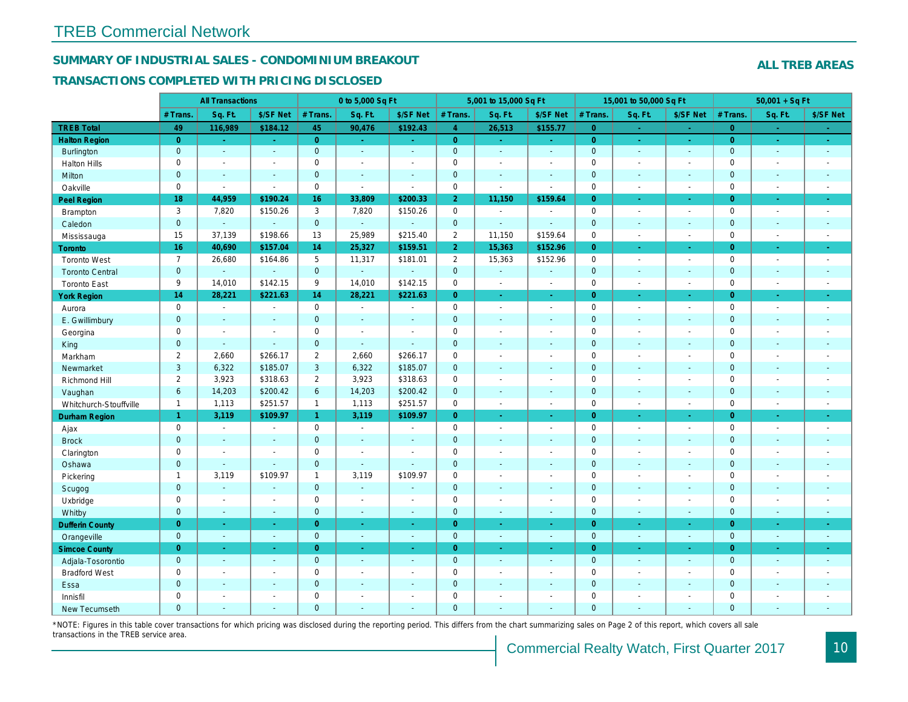# TREB Commercial Network

## SUMMARY OF INDUSTRIAL SALES - CONDOMINIUM BREAKOUT

## TRANSACTIONS COMPLETED WITH PRICING DISCLOSED

**ALL TREB AREAS**

| | All Transactions | | | 0 to 5,000 Sq Ft | | | 5,001 to 15,000 Sq Ft | | | 15,001 to 50,000 Sq Ft | | | 50,001 + Sq Ft | | |
|---|---|---|---|---|---|---|---|---|---|---|---|---|---|---|---|
| | # Trans. | Sq. Ft. | $/SF Net | # Trans. | Sq. Ft. | $/SF Net | # Trans. | Sq. Ft. | $/SF Net | # Trans. | Sq. Ft. | $/SF Net | # Trans. | Sq. Ft. | $/SF Net |
| **TREB Total** | **49** | **116,989** | **$184.12** | **45** | **90,476** | **$192.43** | **4** | **26,513** | **$155.77** | **0** | **-** | **-** | **0** | **-** | **-** |
| **Halton Region** | **0** | **-** | **-** | **0** | **-** | **-** | **0** | **-** | **-** | **0** | **-** | **-** | **0** | **-** | **-** |
| Burlington | 0 | - | - | 0 | - | - | 0 | - | - | 0 | - | - | 0 | - | - |
| Halton Hills | 0 | - | - | 0 | - | - | 0 | - | - | 0 | - | - | 0 | - | - |
| Milton | 0 | - | - | 0 | - | - | 0 | - | - | 0 | - | - | 0 | - | - |
| Oakville | 0 | - | - | 0 | - | - | 0 | - | - | 0 | - | - | 0 | - | - |
| **Peel Region** | **18** | **44,959** | **$190.24** | **16** | **33,809** | **$200.33** | **2** | **11,150** | **$159.64** | **0** | **-** | **-** | **0** | **-** | **-** |
| Brampton | 3 | 7,820 | $150.26 | 3 | 7,820 | $150.26 | 0 | - | - | 0 | - | - | 0 | - | - |
| Caledon | 0 | - | - | 0 | - | - | 0 | - | - | 0 | - | - | 0 | - | - |
| Mississauga | 15 | 37,139 | $198.66 | 13 | 25,989 | $215.40 | 2 | 11,150 | $159.64 | 0 | - | - | 0 | - | - |
| **Toronto** | **16** | **40,690** | **$157.04** | **14** | **25,327** | **$159.51** | **2** | **15,363** | **$152.96** | **0** | **-** | **-** | **0** | **-** | **-** |
| Toronto West | 7 | 26,680 | $164.86 | 5 | 11,317 | $181.01 | 2 | 15,363 | $152.96 | 0 | - | - | 0 | - | - |
| Toronto Central | 0 | - | - | 0 | - | - | 0 | - | - | 0 | - | - | 0 | - | - |
| Toronto East | 9 | 14,010 | $142.15 | 9 | 14,010 | $142.15 | 0 | - | - | 0 | - | - | 0 | - | - |
| **York Region** | **14** | **28,221** | **$221.63** | **14** | **28,221** | **$221.63** | **0** | **-** | **-** | **0** | **-** | **-** | **0** | **-** | **-** |
| Aurora | 0 | - | - | 0 | - | - | 0 | - | - | 0 | - | - | 0 | - | - |
| E. Gwillimbury | 0 | - | - | 0 | - | - | 0 | - | - | 0 | - | - | 0 | - | - |
| Georgina | 0 | - | - | 0 | - | - | 0 | - | - | 0 | - | - | 0 | - | - |
| King | 0 | - | - | 0 | - | - | 0 | - | - | 0 | - | - | 0 | - | - |
| Markham | 2 | 2,660 | $266.17 | 2 | 2,660 | $266.17 | 0 | - | - | 0 | - | - | 0 | - | - |
| Newmarket | 3 | 6,322 | $185.07 | 3 | 6,322 | $185.07 | 0 | - | - | 0 | - | - | 0 | - | - |
| Richmond Hill | 2 | 3,923 | $318.63 | 2 | 3,923 | $318.63 | 0 | - | - | 0 | - | - | 0 | - | - |
| Vaughan | 6 | 14,203 | $200.42 | 6 | 14,203 | $200.42 | 0 | - | - | 0 | - | - | 0 | - | - |
| Whitchurch-Stouffville | 1 | 1,113 | $251.57 | 1 | 1,113 | $251.57 | 0 | - | - | 0 | - | - | 0 | - | - |
| **Durham Region** | **1** | **3,119** | **$109.97** | **1** | **3,119** | **$109.97** | **0** | **-** | **-** | **0** | **-** | **-** | **0** | **-** | **-** |
| Ajax | 0 | - | - | 0 | - | - | 0 | - | - | 0 | - | - | 0 | - | - |
| Brock | 0 | - | - | 0 | - | - | 0 | - | - | 0 | - | - | 0 | - | - |
| Clarington | 0 | - | - | 0 | - | - | 0 | - | - | 0 | - | - | 0 | - | - |
| Oshawa | 0 | - | - | 0 | - | - | 0 | - | - | 0 | - | - | 0 | - | - |
| Pickering | 1 | 3,119 | $109.97 | 1 | 3,119 | $109.97 | 0 | - | - | 0 | - | - | 0 | - | - |
| Scugog | 0 | - | - | 0 | - | - | 0 | - | - | 0 | - | - | 0 | - | - |
| Uxbridge | 0 | - | - | 0 | - | - | 0 | - | - | 0 | - | - | 0 | - | - |
| Whitby | 0 | - | - | 0 | - | - | 0 | - | - | 0 | - | - | 0 | - | - |
| **Dufferin County** | **0** | **-** | **-** | **0** | **-** | **-** | **0** | **-** | **-** | **0** | **-** | **-** | **0** | **-** | **-** |
| Orangeville | 0 | - | - | 0 | - | - | 0 | - | - | 0 | - | - | 0 | - | - |
| **Simcoe County** | **0** | **-** | **-** | **0** | **-** | **-** | **0** | **-** | **-** | **0** | **-** | **-** | **0** | **-** | **-** |
| Adjala-Tosorontio | 0 | - | - | 0 | - | - | 0 | - | - | 0 | - | - | 0 | - | - |
| Bradford West | 0 | - | - | 0 | - | - | 0 | - | - | 0 | - | - | 0 | - | - |
| Essa | 0 | - | - | 0 | - | - | 0 | - | - | 0 | - | - | 0 | - | - |
| Innisfil | 0 | - | - | 0 | - | - | 0 | - | - | 0 | - | - | 0 | - | - |
| New Tecumseth | 0 | - | - | 0 | - | - | 0 | - | - | 0 | - | - | 0 | - | - |

*NOTE: Figures in this table cover transactions for which pricing was disclosed during the reporting period. This differs from the chart summarizing sales on Page 2 of this report, which covers all sale transactions in the TREB service area.

Commercial Realty Watch, First Quarter 2017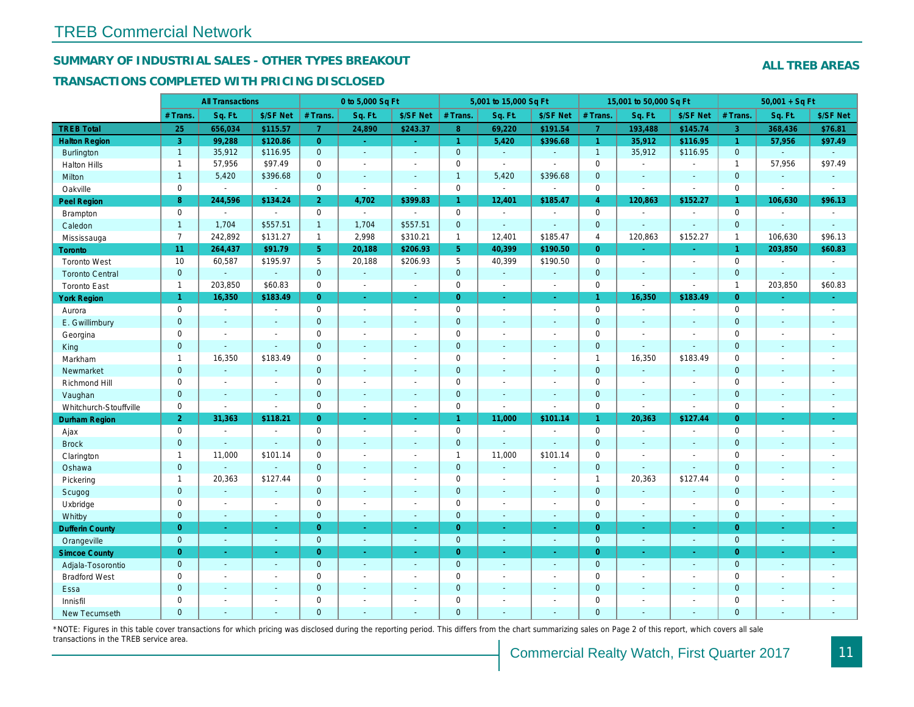## TREB Commercial Network

### SUMMARY OF INDUSTRIAL SALES - OTHER TYPES BREAKOUT

### TRANSACTIONS COMPLETED WITH PRICING DISCLOSED

**ALL TREB AREAS**

| | All Transactions | | | 0 to 5,000 Sq Ft | | | 5,001 to 15,000 Sq Ft | | | 15,001 to 50,000 Sq Ft | | | 50,001 + Sq Ft | | |
|---|---|---|---|---|---|---|---|---|---|---|---|---|---|---|---|
| | # Trans. | Sq. Ft. | $/SF Net | # Trans. | Sq. Ft. | $/SF Net | # Trans. | Sq. Ft. | $/SF Net | # Trans. | Sq. Ft. | $/SF Net | # Trans. | Sq. Ft. | $/SF Net |
| **TREB Total** | **25** | **656,034** | **$115.57** | **7** | **24,890** | **$243.37** | **8** | **69,220** | **$191.54** | **7** | **193,488** | **$145.74** | **3** | **368,436** | **$76.81** |
| **Halton Region** | **3** | **99,288** | **$120.86** | **0** | **-** | **-** | **1** | **5,420** | **$396.68** | **1** | **35,912** | **$116.95** | **1** | **57,956** | **$97.49** |
| Burlington | 1 | 35,912 | $116.95 | 0 | - | - | 0 | - | - | 1 | 35,912 | $116.95 | 0 | - | - |
| Halton Hills | 1 | 57,956 | $97.49 | 0 | - | - | 0 | - | - | 0 | - | - | 1 | 57,956 | $97.49 |
| Milton | 1 | 5,420 | $396.68 | 0 | - | - | 1 | 5,420 | $396.68 | 0 | - | - | 0 | - | - |
| Oakville | 0 | - | - | 0 | - | - | 0 | - | - | 0 | - | - | 0 | - | - |
| **Peel Region** | **8** | **244,596** | **$134.24** | **2** | **4,702** | **$399.83** | **1** | **12,401** | **$185.47** | **4** | **120,863** | **$152.27** | **1** | **106,630** | **$96.13** |
| Brampton | 0 | - | - | 0 | - | - | 0 | - | - | 0 | - | - | 0 | - | - |
| Caledon | 1 | 1,704 | $557.51 | 1 | 1,704 | $557.51 | 0 | - | - | 0 | - | - | 0 | - | - |
| Mississauga | 7 | 242,892 | $131.27 | 1 | 2,998 | $310.21 | 1 | 12,401 | $185.47 | 4 | 120,863 | $152.27 | 1 | 106,630 | $96.13 |
| **Toronto** | **11** | **264,437** | **$91.79** | **5** | **20,188** | **$206.93** | **5** | **40,399** | **$190.50** | **0** | **-** | **-** | **1** | **203,850** | **$60.83** |
| Toronto West | 10 | 60,587 | $195.97 | 5 | 20,188 | $206.93 | 5 | 40,399 | $190.50 | 0 | - | - | 0 | - | - |
| Toronto Central | 0 | - | - | 0 | - | - | 0 | - | - | 0 | - | - | 0 | - | - |
| Toronto East | 1 | 203,850 | $60.83 | 0 | - | - | 0 | - | - | 0 | - | - | 1 | 203,850 | $60.83 |
| **York Region** | **1** | **16,350** | **$183.49** | **0** | **-** | **-** | **0** | **-** | **-** | **1** | **16,350** | **$183.49** | **0** | **-** | **-** |
| Aurora | 0 | - | - | 0 | - | - | 0 | - | - | 0 | - | - | 0 | - | - |
| E. Gwillimbury | 0 | - | - | 0 | - | - | 0 | - | - | 0 | - | - | 0 | - | - |
| Georgina | 0 | - | - | 0 | - | - | 0 | - | - | 0 | - | - | 0 | - | - |
| King | 0 | - | - | 0 | - | - | 0 | - | - | 0 | - | - | 0 | - | - |
| Markham | 1 | 16,350 | $183.49 | 0 | - | - | 0 | - | - | 1 | 16,350 | $183.49 | 0 | - | - |
| Newmarket | 0 | - | - | 0 | - | - | 0 | - | - | 0 | - | - | 0 | - | - |
| Richmond Hill | 0 | - | - | 0 | - | - | 0 | - | - | 0 | - | - | 0 | - | - |
| Vaughan | 0 | - | - | 0 | - | - | 0 | - | - | 0 | - | - | 0 | - | - |
| Whitchurch-Stouffville | 0 | - | - | 0 | - | - | 0 | - | - | 0 | - | - | 0 | - | - |
| **Durham Region** | **2** | **31,363** | **$118.21** | **0** | **-** | **-** | **1** | **11,000** | **$101.14** | **1** | **20,363** | **$127.44** | **0** | **-** | **-** |
| Ajax | 0 | - | - | 0 | - | - | 0 | - | - | 0 | - | - | 0 | - | - |
| Brock | 0 | - | - | 0 | - | - | 0 | - | - | 0 | - | - | 0 | - | - |
| Clarington | 1 | 11,000 | $101.14 | 0 | - | - | 1 | 11,000 | $101.14 | 0 | - | - | 0 | - | - |
| Oshawa | 0 | - | - | 0 | - | - | 0 | - | - | 0 | - | - | 0 | - | - |
| Pickering | 1 | 20,363 | $127.44 | 0 | - | - | 0 | - | - | 1 | 20,363 | $127.44 | 0 | - | - |
| Scugog | 0 | - | - | 0 | - | - | 0 | - | - | 0 | - | - | 0 | - | - |
| Uxbridge | 0 | - | - | 0 | - | - | 0 | - | - | 0 | - | - | 0 | - | - |
| Whitby | 0 | - | - | 0 | - | - | 0 | - | - | 0 | - | - | 0 | - | - |
| **Dufferin County** | **0** | **-** | **-** | **0** | **-** | **-** | **0** | **-** | **-** | **0** | **-** | **-** | **0** | **-** | **-** |
| Orangeville | 0 | - | - | 0 | - | - | 0 | - | - | 0 | - | - | 0 | - | - |
| **Simcoe County** | **0** | **-** | **-** | **0** | **-** | **-** | **0** | **-** | **-** | **0** | **-** | **-** | **0** | **-** | **-** |
| Adjala-Tosorontio | 0 | - | - | 0 | - | - | 0 | - | - | 0 | - | - | 0 | - | - |
| Bradford West | 0 | - | - | 0 | - | - | 0 | - | - | 0 | - | - | 0 | - | - |
| Essa | 0 | - | - | 0 | - | - | 0 | - | - | 0 | - | - | 0 | - | - |
| Innisfil | 0 | - | - | 0 | - | - | 0 | - | - | 0 | - | - | 0 | - | - |
| New Tecumseth | 0 | - | - | 0 | - | - | 0 | - | - | 0 | - | - | 0 | - | - |

*NOTE: Figures in this table cover transactions for which pricing was disclosed during the reporting period. This differs from the chart summarizing sales on Page 2 of this report, which covers all sale transactions in the TREB service area.

Commercial Realty Watch, First Quarter 2017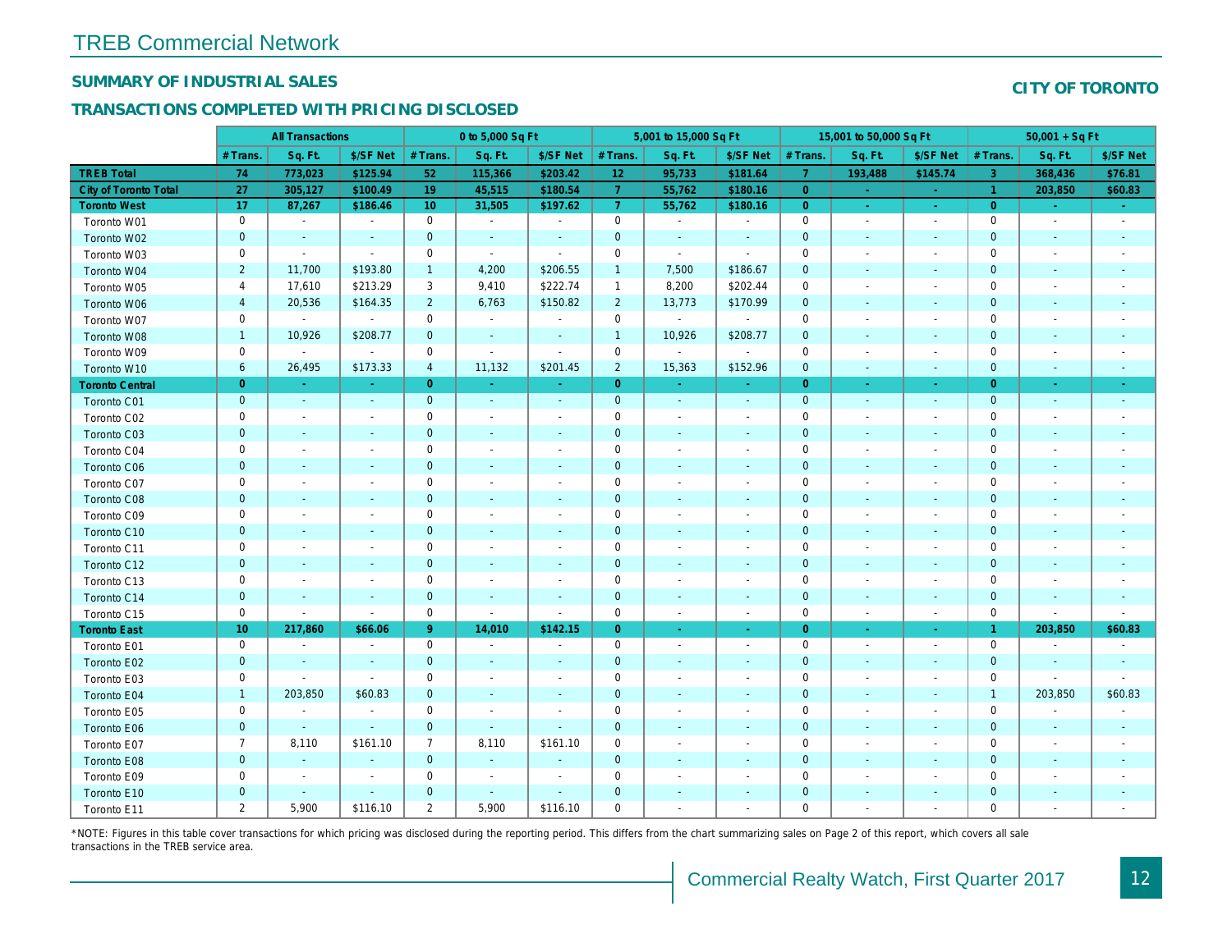# TREB Commercial Network

## SUMMARY OF INDUSTRIAL SALES

## TRANSACTIONS COMPLETED WITH PRICING DISCLOSED

## CITY OF TORONTO

| | All Transactions | | | 0 to 5,000 Sq Ft | | | 5,001 to 15,000 Sq Ft | | | 15,001 to 50,000 Sq Ft | | | 50,001 + Sq Ft | | |
|---|---|---|---|---|---|---|---|---|---|---|---|---|---|---|---|
| | # Trans. | Sq. Ft. | $/SF Net | # Trans. | Sq. Ft. | $/SF Net | # Trans. | Sq. Ft. | $/SF Net | # Trans. | Sq. Ft. | $/SF Net | # Trans. | Sq. Ft. | $/SF Net |
| **TREB Total** | **74** | **773,023** | **$125.94** | **52** | **115,366** | **$203.42** | **12** | **95,733** | **$181.64** | **7** | **193,488** | **$145.74** | **3** | **368,436** | **$76.81** |
| **City of Toronto Total** | **27** | **305,127** | **$100.49** | **19** | **45,515** | **$180.54** | **7** | **55,762** | **$180.16** | **0** | **-** | **-** | **1** | **203,850** | **$60.83** |
| **Toronto West** | **17** | **87,267** | **$186.46** | **10** | **31,505** | **$197.62** | **7** | **55,762** | **$180.16** | **0** | **-** | **-** | **0** | **-** | **-** |
| Toronto W01 | 0 | - | - | 0 | - | - | 0 | - | - | 0 | - | - | 0 | - | - |
| Toronto W02 | 0 | - | - | 0 | - | - | 0 | - | - | 0 | - | - | 0 | - | - |
| Toronto W03 | 0 | - | - | 0 | - | - | 0 | - | - | 0 | - | - | 0 | - | - |
| Toronto W04 | 2 | 11,700 | $193.80 | 1 | 4,200 | $206.55 | 1 | 7,500 | $186.67 | 0 | - | - | 0 | - | - |
| Toronto W05 | 4 | 17,610 | $213.29 | 3 | 9,410 | $222.74 | 1 | 8,200 | $202.44 | 0 | - | - | 0 | - | - |
| Toronto W06 | 4 | 20,536 | $164.35 | 2 | 6,763 | $150.82 | 2 | 13,773 | $170.99 | 0 | - | - | 0 | - | - |
| Toronto W07 | 0 | - | - | 0 | - | - | 0 | - | - | 0 | - | - | 0 | - | - |
| Toronto W08 | 1 | 10,926 | $208.77 | 0 | - | - | 1 | 10,926 | $208.77 | 0 | - | - | 0 | - | - |
| Toronto W09 | 0 | - | - | 0 | - | - | 0 | - | - | 0 | - | - | 0 | - | - |
| Toronto W10 | 6 | 26,495 | $173.33 | 4 | 11,132 | $201.45 | 2 | 15,363 | $152.96 | 0 | - | - | 0 | - | - |
| **Toronto Central** | **0** | **-** | **-** | **0** | **-** | **-** | **0** | **-** | **-** | **0** | **-** | **-** | **0** | **-** | **-** |
| Toronto C01 | 0 | - | - | 0 | - | - | 0 | - | - | 0 | - | - | 0 | - | - |
| Toronto C02 | 0 | - | - | 0 | - | - | 0 | - | - | 0 | - | - | 0 | - | - |
| Toronto C03 | 0 | - | - | 0 | - | - | 0 | - | - | 0 | - | - | 0 | - | - |
| Toronto C04 | 0 | - | - | 0 | - | - | 0 | - | - | 0 | - | - | 0 | - | - |
| Toronto C06 | 0 | - | - | 0 | - | - | 0 | - | - | 0 | - | - | 0 | - | - |
| Toronto C07 | 0 | - | - | 0 | - | - | 0 | - | - | 0 | - | - | 0 | - | - |
| Toronto C08 | 0 | - | - | 0 | - | - | 0 | - | - | 0 | - | - | 0 | - | - |
| Toronto C09 | 0 | - | - | 0 | - | - | 0 | - | - | 0 | - | - | 0 | - | - |
| Toronto C10 | 0 | - | - | 0 | - | - | 0 | - | - | 0 | - | - | 0 | - | - |
| Toronto C11 | 0 | - | - | 0 | - | - | 0 | - | - | 0 | - | - | 0 | - | - |
| Toronto C12 | 0 | - | - | 0 | - | - | 0 | - | - | 0 | - | - | 0 | - | - |
| Toronto C13 | 0 | - | - | 0 | - | - | 0 | - | - | 0 | - | - | 0 | - | - |
| Toronto C14 | 0 | - | - | 0 | - | - | 0 | - | - | 0 | - | - | 0 | - | - |
| Toronto C15 | 0 | - | - | 0 | - | - | 0 | - | - | 0 | - | - | 0 | - | - |
| **Toronto East** | **10** | **217,860** | **$66.06** | **9** | **14,010** | **$142.15** | **0** | **-** | **-** | **0** | **-** | **-** | **1** | **203,850** | **$60.83** |
| Toronto E01 | 0 | - | - | 0 | - | - | 0 | - | - | 0 | - | - | 0 | - | - |
| Toronto E02 | 0 | - | - | 0 | - | - | 0 | - | - | 0 | - | - | 0 | - | - |
| Toronto E03 | 0 | - | - | 0 | - | - | 0 | - | - | 0 | - | - | 0 | - | - |
| Toronto E04 | 1 | 203,850 | $60.83 | 0 | - | - | 0 | - | - | 0 | - | - | 1 | 203,850 | $60.83 |
| Toronto E05 | 0 | - | - | 0 | - | - | 0 | - | - | 0 | - | - | 0 | - | - |
| Toronto E06 | 0 | - | - | 0 | - | - | 0 | - | - | 0 | - | - | 0 | - | - |
| Toronto E07 | 7 | 8,110 | $161.10 | 7 | 8,110 | $161.10 | 0 | - | - | 0 | - | - | 0 | - | - |
| Toronto E08 | 0 | - | - | 0 | - | - | 0 | - | - | 0 | - | - | 0 | - | - |
| Toronto E09 | 0 | - | - | 0 | - | - | 0 | - | - | 0 | - | - | 0 | - | - |
| Toronto E10 | 0 | - | - | 0 | - | - | 0 | - | - | 0 | - | - | 0 | - | - |
| Toronto E11 | 2 | 5,900 | $116.10 | 2 | 5,900 | $116.10 | 0 | - | - | 0 | - | - | 0 | - | - |

*NOTE: Figures in this table cover transactions for which pricing was disclosed during the reporting period. This differs from the chart summarizing sales on Page 2 of this report, which covers all sale transactions in the TREB service area.

Commercial Realty Watch, First Quarter 2017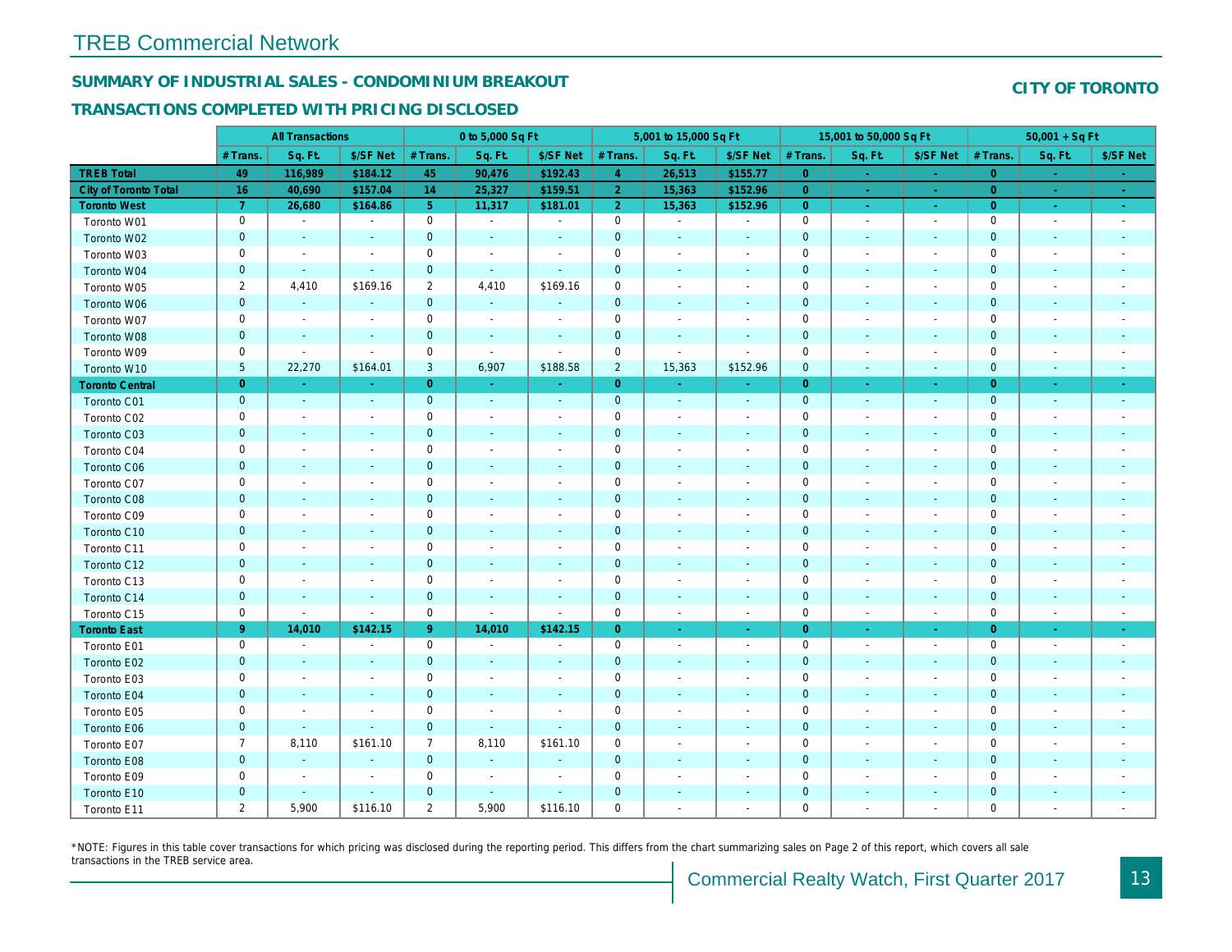# TREB Commercial Network

## SUMMARY OF INDUSTRIAL SALES - CONDOMINIUM BREAKOUT

## TRANSACTIONS COMPLETED WITH PRICING DISCLOSED

**CITY OF TORONTO**

| | All Transactions | | | 0 to 5,000 Sq Ft | | | 5,001 to 15,000 Sq Ft | | | 15,001 to 50,000 Sq Ft | | | 50,001 + Sq Ft | | |
|---|---|---|---|---|---|---|---|---|---|---|---|---|---|---|---|
| | # Trans. | Sq. Ft. | $/SF Net | # Trans. | Sq. Ft. | $/SF Net | # Trans. | Sq. Ft. | $/SF Net | # Trans. | Sq. Ft. | $/SF Net | # Trans. | Sq. Ft. | $/SF Net |
| **TREB Total** | 49 | 116,989 | $184.12 | 45 | 90,476 | $192.43 | 4 | 26,513 | $155.77 | 0 | - | - | 0 | - | - |
| **City of Toronto Total** | 16 | 40,690 | $157.04 | 14 | 25,327 | $159.51 | 2 | 15,363 | $152.96 | 0 | - | - | 0 | - | - |
| **Toronto West** | 7 | 26,680 | $164.86 | 5 | 11,317 | $181.01 | 2 | 15,363 | $152.96 | 0 | - | - | 0 | - | - |
| Toronto W01 | 0 | - | - | 0 | - | - | 0 | - | - | 0 | - | - | 0 | - | - |
| Toronto W02 | 0 | - | - | 0 | - | - | 0 | - | - | 0 | - | - | 0 | - | - |
| Toronto W03 | 0 | - | - | 0 | - | - | 0 | - | - | 0 | - | - | 0 | - | - |
| Toronto W04 | 0 | - | - | 0 | - | - | 0 | - | - | 0 | - | - | 0 | - | - |
| Toronto W05 | 2 | 4,410 | $169.16 | 2 | 4,410 | $169.16 | 0 | - | - | 0 | - | - | 0 | - | - |
| Toronto W06 | 0 | - | - | 0 | - | - | 0 | - | - | 0 | - | - | 0 | - | - |
| Toronto W07 | 0 | - | - | 0 | - | - | 0 | - | - | 0 | - | - | 0 | - | - |
| Toronto W08 | 0 | - | - | 0 | - | - | 0 | - | - | 0 | - | - | 0 | - | - |
| Toronto W09 | 0 | - | - | 0 | - | - | 0 | - | - | 0 | - | - | 0 | - | - |
| Toronto W10 | 5 | 22,270 | $164.01 | 3 | 6,907 | $188.58 | 2 | 15,363 | $152.96 | 0 | - | - | 0 | - | - |
| **Toronto Central** | 0 | - | - | 0 | - | - | 0 | - | - | 0 | - | - | 0 | - | - |
| Toronto C01 | 0 | - | - | 0 | - | - | 0 | - | - | 0 | - | - | 0 | - | - |
| Toronto C02 | 0 | - | - | 0 | - | - | 0 | - | - | 0 | - | - | 0 | - | - |
| Toronto C03 | 0 | - | - | 0 | - | - | 0 | - | - | 0 | - | - | 0 | - | - |
| Toronto C04 | 0 | - | - | 0 | - | - | 0 | - | - | 0 | - | - | 0 | - | - |
| Toronto C06 | 0 | - | - | 0 | - | - | 0 | - | - | 0 | - | - | 0 | - | - |
| Toronto C07 | 0 | - | - | 0 | - | - | 0 | - | - | 0 | - | - | 0 | - | - |
| Toronto C08 | 0 | - | - | 0 | - | - | 0 | - | - | 0 | - | - | 0 | - | - |
| Toronto C09 | 0 | - | - | 0 | - | - | 0 | - | - | 0 | - | - | 0 | - | - |
| Toronto C10 | 0 | - | - | 0 | - | - | 0 | - | - | 0 | - | - | 0 | - | - |
| Toronto C11 | 0 | - | - | 0 | - | - | 0 | - | - | 0 | - | - | 0 | - | - |
| Toronto C12 | 0 | - | - | 0 | - | - | 0 | - | - | 0 | - | - | 0 | - | - |
| Toronto C13 | 0 | - | - | 0 | - | - | 0 | - | - | 0 | - | - | 0 | - | - |
| Toronto C14 | 0 | - | - | 0 | - | - | 0 | - | - | 0 | - | - | 0 | - | - |
| Toronto C15 | 0 | - | - | 0 | - | - | 0 | - | - | 0 | - | - | 0 | - | - |
| **Toronto East** | 9 | 14,010 | $142.15 | 9 | 14,010 | $142.15 | 0 | - | - | 0 | - | - | 0 | - | - |
| Toronto E01 | 0 | - | - | 0 | - | - | 0 | - | - | 0 | - | - | 0 | - | - |
| Toronto E02 | 0 | - | - | 0 | - | - | 0 | - | - | 0 | - | - | 0 | - | - |
| Toronto E03 | 0 | - | - | 0 | - | - | 0 | - | - | 0 | - | - | 0 | - | - |
| Toronto E04 | 0 | - | - | 0 | - | - | 0 | - | - | 0 | - | - | 0 | - | - |
| Toronto E05 | 0 | - | - | 0 | - | - | 0 | - | - | 0 | - | - | 0 | - | - |
| Toronto E06 | 0 | - | - | 0 | - | - | 0 | - | - | 0 | - | - | 0 | - | - |
| Toronto E07 | 7 | 8,110 | $161.10 | 7 | 8,110 | $161.10 | 0 | - | - | 0 | - | - | 0 | - | - |
| Toronto E08 | 0 | - | - | 0 | - | - | 0 | - | - | 0 | - | - | 0 | - | - |
| Toronto E09 | 0 | - | - | 0 | - | - | 0 | - | - | 0 | - | - | 0 | - | - |
| Toronto E10 | 0 | - | - | 0 | - | - | 0 | - | - | 0 | - | - | 0 | - | - |
| Toronto E11 | 2 | 5,900 | $116.10 | 2 | 5,900 | $116.10 | 0 | - | - | 0 | - | - | 0 | - | - |

*NOTE: Figures in this table cover transactions for which pricing was disclosed during the reporting period. This differs from the chart summarizing sales on Page 2 of this report, which covers all sale transactions in the TREB service area.

Commercial Realty Watch, First Quarter 2017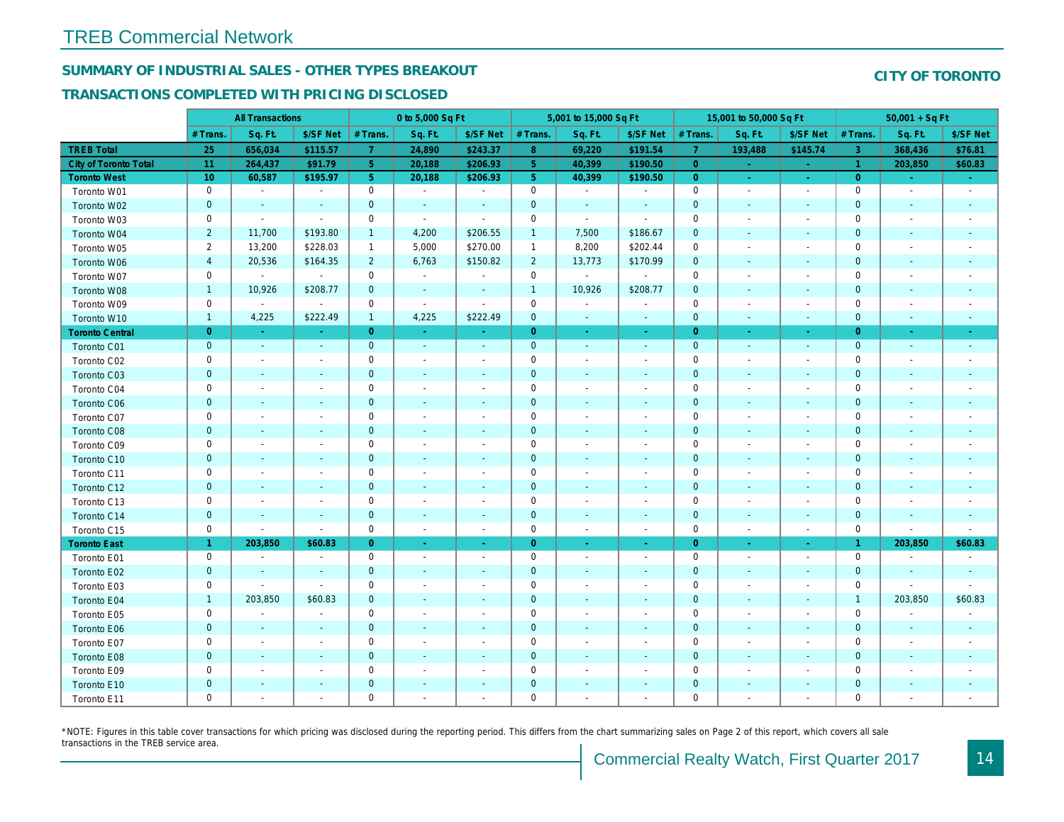# TREB Commercial Network

## SUMMARY OF INDUSTRIAL SALES - OTHER TYPES BREAKOUT

## TRANSACTIONS COMPLETED WITH PRICING DISCLOSED

**CITY OF TORONTO**

| | All Transactions | | | 0 to 5,000 Sq Ft | | | 5,001 to 15,000 Sq Ft | | | 15,001 to 50,000 Sq Ft | | | 50,001 + Sq Ft | | |
|---|---|---|---|---|---|---|---|---|---|---|---|---|---|---|---|
| | # Trans. | Sq. Ft. | $/SF Net | # Trans. | Sq. Ft. | $/SF Net | # Trans. | Sq. Ft. | $/SF Net | # Trans. | Sq. Ft. | $/SF Net | # Trans. | Sq. Ft. | $/SF Net |
| **TREB Total** | **25** | **656,034** | **$115.57** | **7** | **24,890** | **$243.37** | **8** | **69,220** | **$191.54** | **7** | **193,488** | **$145.74** | **3** | **368,436** | **$76.81** |
| **City of Toronto Total** | **11** | **264,437** | **$91.79** | **5** | **20,188** | **$206.93** | **5** | **40,399** | **$190.50** | **0** | **-** | **-** | **1** | **203,850** | **$60.83** |
| **Toronto West** | **10** | **60,587** | **$195.97** | **5** | **20,188** | **$206.93** | **5** | **40,399** | **$190.50** | **0** | **-** | **-** | **0** | **-** | **-** |
| Toronto W01 | 0 | - | - | 0 | - | - | 0 | - | - | 0 | - | - | 0 | - | - |
| Toronto W02 | 0 | - | - | 0 | - | - | 0 | - | - | 0 | - | - | 0 | - | - |
| Toronto W03 | 0 | - | - | 0 | - | - | 0 | - | - | 0 | - | - | 0 | - | - |
| Toronto W04 | 2 | 11,700 | $193.80 | 1 | 4,200 | $206.55 | 1 | 7,500 | $186.67 | 0 | - | - | 0 | - | - |
| Toronto W05 | 2 | 13,200 | $228.03 | 1 | 5,000 | $270.00 | 1 | 8,200 | $202.44 | 0 | - | - | 0 | - | - |
| Toronto W06 | 4 | 20,536 | $164.35 | 2 | 6,763 | $150.82 | 2 | 13,773 | $170.99 | 0 | - | - | 0 | - | - |
| Toronto W07 | 0 | - | - | 0 | - | - | 0 | - | - | 0 | - | - | 0 | - | - |
| Toronto W08 | 1 | 10,926 | $208.77 | 0 | - | - | 1 | 10,926 | $208.77 | 0 | - | - | 0 | - | - |
| Toronto W09 | 0 | - | - | 0 | - | - | 0 | - | - | 0 | - | - | 0 | - | - |
| Toronto W10 | 1 | 4,225 | $222.49 | 1 | 4,225 | $222.49 | 0 | - | - | 0 | - | - | 0 | - | - |
| **Toronto Central** | **0** | **-** | **-** | **0** | **-** | **-** | **0** | **-** | **-** | **0** | **-** | **-** | **0** | **-** | **-** |
| Toronto C01 | 0 | - | - | 0 | - | - | 0 | - | - | 0 | - | - | 0 | - | - |
| Toronto C02 | 0 | - | - | 0 | - | - | 0 | - | - | 0 | - | - | 0 | - | - |
| Toronto C03 | 0 | - | - | 0 | - | - | 0 | - | - | 0 | - | - | 0 | - | - |
| Toronto C04 | 0 | - | - | 0 | - | - | 0 | - | - | 0 | - | - | 0 | - | - |
| Toronto C06 | 0 | - | - | 0 | - | - | 0 | - | - | 0 | - | - | 0 | - | - |
| Toronto C07 | 0 | - | - | 0 | - | - | 0 | - | - | 0 | - | - | 0 | - | - |
| Toronto C08 | 0 | - | - | 0 | - | - | 0 | - | - | 0 | - | - | 0 | - | - |
| Toronto C09 | 0 | - | - | 0 | - | - | 0 | - | - | 0 | - | - | 0 | - | - |
| Toronto C10 | 0 | - | - | 0 | - | - | 0 | - | - | 0 | - | - | 0 | - | - |
| Toronto C11 | 0 | - | - | 0 | - | - | 0 | - | - | 0 | - | - | 0 | - | - |
| Toronto C12 | 0 | - | - | 0 | - | - | 0 | - | - | 0 | - | - | 0 | - | - |
| Toronto C13 | 0 | - | - | 0 | - | - | 0 | - | - | 0 | - | - | 0 | - | - |
| Toronto C14 | 0 | - | - | 0 | - | - | 0 | - | - | 0 | - | - | 0 | - | - |
| Toronto C15 | 0 | - | - | 0 | - | - | 0 | - | - | 0 | - | - | 0 | - | - |
| **Toronto East** | **1** | **203,850** | **$60.83** | **0** | **-** | **-** | **0** | **-** | **-** | **0** | **-** | **-** | **1** | **203,850** | **$60.83** |
| Toronto E01 | 0 | - | - | 0 | - | - | 0 | - | - | 0 | - | - | 0 | - | - |
| Toronto E02 | 0 | - | - | 0 | - | - | 0 | - | - | 0 | - | - | 0 | - | - |
| Toronto E03 | 0 | - | - | 0 | - | - | 0 | - | - | 0 | - | - | 0 | - | - |
| Toronto E04 | 1 | 203,850 | $60.83 | 0 | - | - | 0 | - | - | 0 | - | - | 1 | 203,850 | $60.83 |
| Toronto E05 | 0 | - | - | 0 | - | - | 0 | - | - | 0 | - | - | 0 | - | - |
| Toronto E06 | 0 | - | - | 0 | - | - | 0 | - | - | 0 | - | - | 0 | - | - |
| Toronto E07 | 0 | - | - | 0 | - | - | 0 | - | - | 0 | - | - | 0 | - | - |
| Toronto E08 | 0 | - | - | 0 | - | - | 0 | - | - | 0 | - | - | 0 | - | - |
| Toronto E09 | 0 | - | - | 0 | - | - | 0 | - | - | 0 | - | - | 0 | - | - |
| Toronto E10 | 0 | - | - | 0 | - | - | 0 | - | - | 0 | - | - | 0 | - | - |
| Toronto E11 | 0 | - | - | 0 | - | - | 0 | - | - | 0 | - | - | 0 | - | - |

*NOTE: Figures in this table cover transactions for which pricing was disclosed during the reporting period. This differs from the chart summarizing sales on Page 2 of this report, which covers all sale transactions in the TREB service area.

Commercial Realty Watch, First Quarter 2017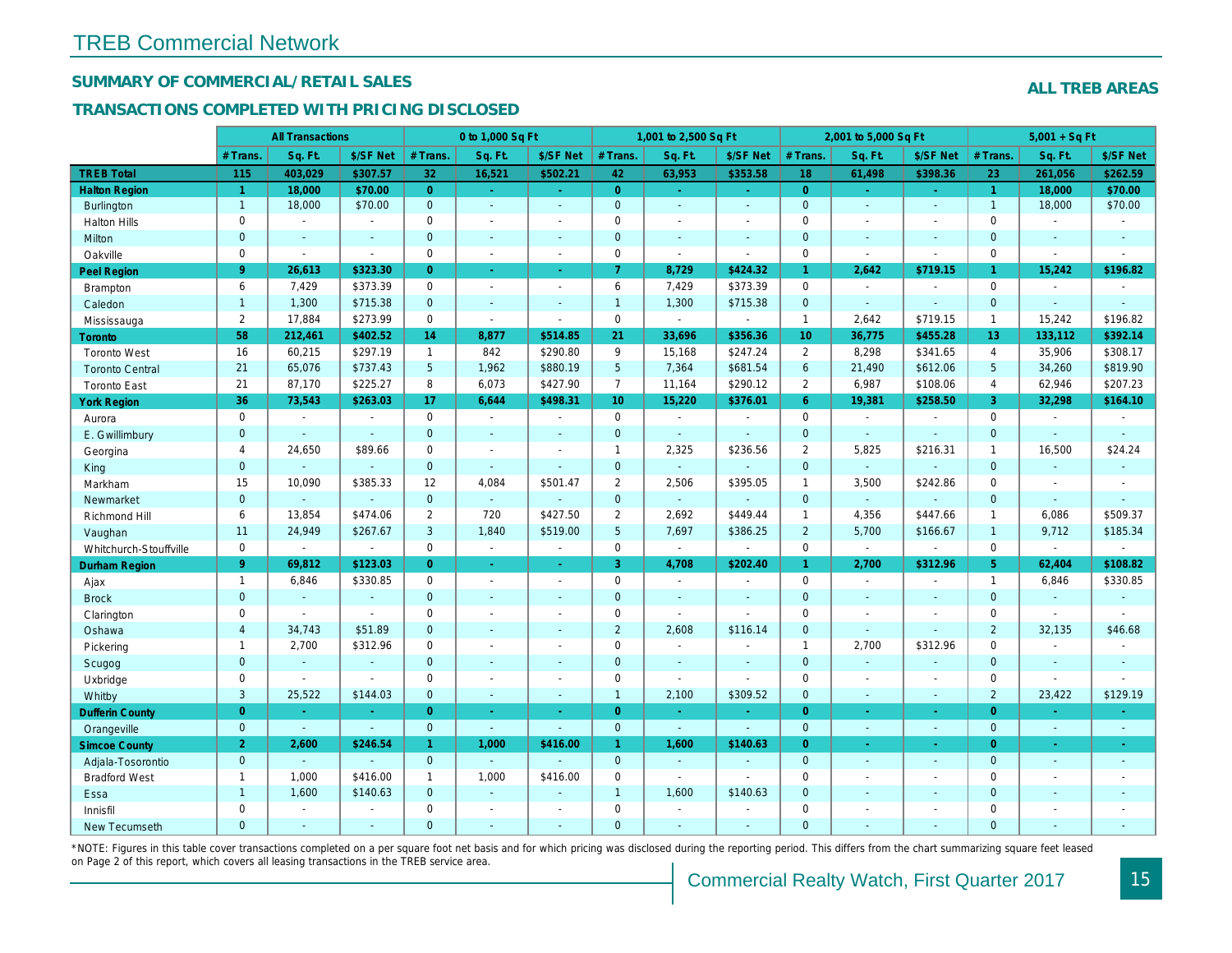# TREB Commercial Network

## SUMMARY OF COMMERCIAL/RETAIL SALES

### TRANSACTIONS COMPLETED WITH PRICING DISCLOSED

**ALL TREB AREAS**

| | All Transactions | | | 0 to 1,000 Sq Ft | | | 1,001 to 2,500 Sq Ft | | | 2,001 to 5,000 Sq Ft | | | 5,001 + Sq Ft | | |
|---|---|---|---|---|---|---|---|---|---|---|---|---|---|---|---|
| | # Trans. | Sq. Ft. | $/SF Net | # Trans. | Sq. Ft. | $/SF Net | # Trans. | Sq. Ft. | $/SF Net | # Trans. | Sq. Ft. | $/SF Net | # Trans. | Sq. Ft. | $/SF Net |
| **TREB Total** | **115** | **403,029** | **$307.57** | **32** | **16,521** | **$502.21** | **42** | **63,953** | **$353.58** | **18** | **61,498** | **$398.36** | **23** | **261,056** | **$262.59** |
| **Halton Region** | **1** | **18,000** | **$70.00** | **0** | **-** | **-** | **0** | **-** | **-** | **0** | **-** | **-** | **1** | **18,000** | **$70.00** |
| Burlington | 1 | 18,000 | $70.00 | 0 | - | - | 0 | - | - | 0 | - | - | 1 | 18,000 | $70.00 |
| Halton Hills | 0 | - | - | 0 | - | - | 0 | - | - | 0 | - | - | 0 | - | - |
| Milton | 0 | - | - | 0 | - | - | 0 | - | - | 0 | - | - | 0 | - | - |
| Oakville | 0 | - | - | 0 | - | - | 0 | - | - | 0 | - | - | 0 | - | - |
| **Peel Region** | **9** | **26,613** | **$323.30** | **0** | **-** | **-** | **7** | **8,729** | **$424.32** | **1** | **2,642** | **$719.15** | **1** | **15,242** | **$196.82** |
| Brampton | 6 | 7,429 | $373.39 | 0 | - | - | 6 | 7,429 | $373.39 | 0 | - | - | 0 | - | - |
| Caledon | 1 | 1,300 | $715.38 | 0 | - | - | 1 | 1,300 | $715.38 | 0 | - | - | 0 | - | - |
| Mississauga | 2 | 17,884 | $273.99 | 0 | - | - | 0 | - | - | 1 | 2,642 | $719.15 | 1 | 15,242 | $196.82 |
| **Toronto** | **58** | **212,461** | **$402.52** | **14** | **8,877** | **$514.85** | **21** | **33,696** | **$356.36** | **10** | **36,775** | **$455.28** | **13** | **133,112** | **$392.14** |
| Toronto West | 16 | 60,215 | $297.19 | 1 | 842 | $290.80 | 9 | 15,168 | $247.24 | 2 | 8,298 | $341.65 | 4 | 35,906 | $308.17 |
| Toronto Central | 21 | 65,076 | $737.43 | 5 | 1,962 | $880.19 | 5 | 7,364 | $681.54 | 6 | 21,490 | $612.06 | 5 | 34,260 | $819.90 |
| Toronto East | 21 | 87,170 | $225.27 | 8 | 6,073 | $427.90 | 7 | 11,164 | $290.12 | 2 | 6,987 | $108.06 | 4 | 62,946 | $207.23 |
| **York Region** | **36** | **73,543** | **$263.03** | **17** | **6,644** | **$498.31** | **10** | **15,220** | **$376.01** | **6** | **19,381** | **$258.50** | **3** | **32,298** | **$164.10** |
| Aurora | 0 | - | - | 0 | - | - | 0 | - | - | 0 | - | - | 0 | - | - |
| E. Gwillimbury | 0 | - | - | 0 | - | - | 0 | - | - | 0 | - | - | 0 | - | - |
| Georgina | 4 | 24,650 | $89.66 | 0 | - | - | 1 | 2,325 | $236.56 | 2 | 5,825 | $216.31 | 1 | 16,500 | $24.24 |
| King | 0 | - | - | 0 | - | - | 0 | - | - | 0 | - | - | 0 | - | - |
| Markham | 15 | 10,090 | $385.33 | 12 | 4,084 | $501.47 | 2 | 2,506 | $395.05 | 1 | 3,500 | $242.86 | 0 | - | - |
| Newmarket | 0 | - | - | 0 | - | - | 0 | - | - | 0 | - | - | 0 | - | - |
| Richmond Hill | 6 | 13,854 | $474.06 | 2 | 720 | $427.50 | 2 | 2,692 | $449.44 | 1 | 4,356 | $447.66 | 1 | 6,086 | $509.37 |
| Vaughan | 11 | 24,949 | $267.67 | 3 | 1,840 | $519.00 | 5 | 7,697 | $386.25 | 2 | 5,700 | $166.67 | 1 | 9,712 | $185.34 |
| Whitchurch-Stouffville | 0 | - | - | 0 | - | - | 0 | - | - | 0 | - | - | 0 | - | - |
| **Durham Region** | **9** | **69,812** | **$123.03** | **0** | **-** | **-** | **3** | **4,708** | **$202.40** | **1** | **2,700** | **$312.96** | **5** | **62,404** | **$108.82** |
| Ajax | 1 | 6,846 | $330.85 | 0 | - | - | 0 | - | - | 0 | - | - | 1 | 6,846 | $330.85 |
| Brock | 0 | - | - | 0 | - | - | 0 | - | - | 0 | - | - | 0 | - | - |
| Clarington | 0 | - | - | 0 | - | - | 0 | - | - | 0 | - | - | 0 | - | - |
| Oshawa | 4 | 34,743 | $51.89 | 0 | - | - | 2 | 2,608 | $116.14 | 0 | - | - | 2 | 32,135 | $46.68 |
| Pickering | 1 | 2,700 | $312.96 | 0 | - | - | 0 | - | - | 1 | 2,700 | $312.96 | 0 | - | - |
| Scugog | 0 | - | - | 0 | - | - | 0 | - | - | 0 | - | - | 0 | - | - |
| Uxbridge | 0 | - | - | 0 | - | - | 0 | - | - | 0 | - | - | 0 | - | - |
| Whitby | 3 | 25,522 | $144.03 | 0 | - | - | 1 | 2,100 | $309.52 | 0 | - | - | 2 | 23,422 | $129.19 |
| **Dufferin County** | **0** | **-** | **-** | **0** | **-** | **-** | **0** | **-** | **-** | **0** | **-** | **-** | **0** | **-** | **-** |
| Orangeville | 0 | - | - | 0 | - | - | 0 | - | - | 0 | - | - | 0 | - | - |
| **Simcoe County** | **2** | **2,600** | **$246.54** | **1** | **1,000** | **$416.00** | **1** | **1,600** | **$140.63** | **0** | **-** | **-** | **0** | **-** | **-** |
| Adjala-Tosorontio | 0 | - | - | 0 | - | - | 0 | - | - | 0 | - | - | 0 | - | - |
| Bradford West | 1 | 1,000 | $416.00 | 1 | 1,000 | $416.00 | 0 | - | - | 0 | - | - | 0 | - | - |
| Essa | 1 | 1,600 | $140.63 | 0 | - | - | 1 | 1,600 | $140.63 | 0 | - | - | 0 | - | - |
| Innisfil | 0 | - | - | 0 | - | - | 0 | - | - | 0 | - | - | 0 | - | - |
| New Tecumseth | 0 | - | - | 0 | - | - | 0 | - | - | 0 | - | - | 0 | - | - |

*NOTE: Figures in this table cover transactions completed on a per square foot net basis and for which pricing was disclosed during the reporting period. This differs from the chart summarizing square feet leased on Page 2 of this report, which covers all leasing transactions in the TREB service area.

Commercial Realty Watch, First Quarter 2017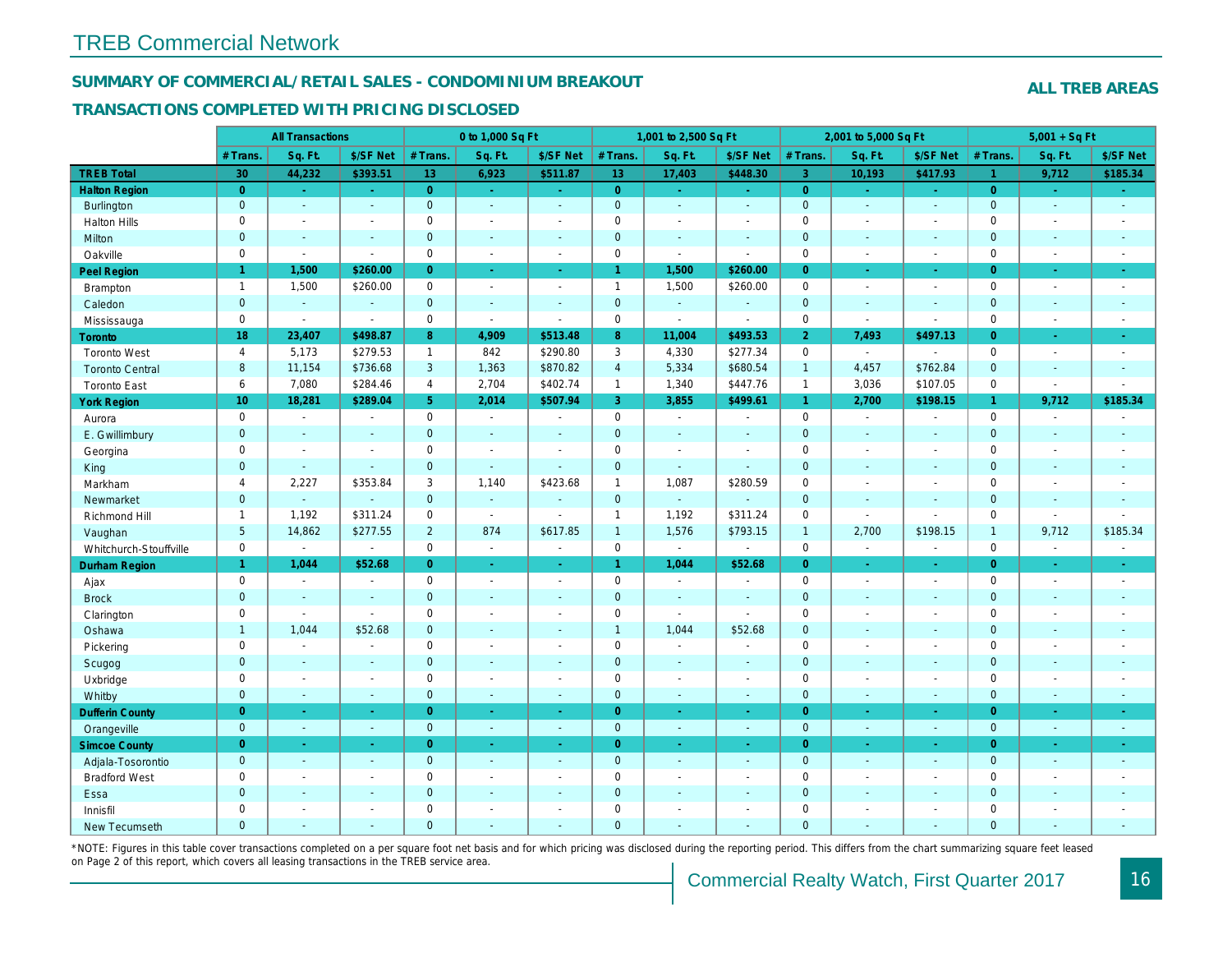# TREB Commercial Network

## SUMMARY OF COMMERCIAL/RETAIL SALES - CONDOMINIUM BREAKOUT

## TRANSACTIONS COMPLETED WITH PRICING DISCLOSED

**ALL TREB AREAS**

| | All Transactions | | | 0 to 1,000 Sq Ft | | | 1,001 to 2,500 Sq Ft | | | 2,001 to 5,000 Sq Ft | | | 5,001 + Sq Ft | | |
|---|---|---|---|---|---|---|---|---|---|---|---|---|---|---|---|
| | # Trans. | Sq. Ft. | $/SF Net | # Trans. | Sq. Ft. | $/SF Net | # Trans. | Sq. Ft. | $/SF Net | # Trans. | Sq. Ft. | $/SF Net | # Trans. | Sq. Ft. | $/SF Net |
| **TREB Total** | **30** | **44,232** | **$393.51** | **13** | **6,923** | **$511.87** | **13** | **17,403** | **$448.30** | **3** | **10,193** | **$417.93** | **1** | **9,712** | **$185.34** |
| **Halton Region** | **0** | **-** | **-** | **0** | **-** | **-** | **0** | **-** | **-** | **0** | **-** | **-** | **0** | **-** | **-** |
| Burlington | 0 | - | - | 0 | - | - | 0 | - | - | 0 | - | - | 0 | - | - |
| Halton Hills | 0 | - | - | 0 | - | - | 0 | - | - | 0 | - | - | 0 | - | - |
| Milton | 0 | - | - | 0 | - | - | 0 | - | - | 0 | - | - | 0 | - | - |
| Oakville | 0 | - | - | 0 | - | - | 0 | - | - | 0 | - | - | 0 | - | - |
| **Peel Region** | **1** | **1,500** | **$260.00** | **0** | **-** | **-** | **1** | **1,500** | **$260.00** | **0** | **-** | **-** | **0** | **-** | **-** |
| Brampton | 1 | 1,500 | $260.00 | 0 | - | - | 1 | 1,500 | $260.00 | 0 | - | - | 0 | - | - |
| Caledon | 0 | - | - | 0 | - | - | 0 | - | - | 0 | - | - | 0 | - | - |
| Mississauga | 0 | - | - | 0 | - | - | 0 | - | - | 0 | - | - | 0 | - | - |
| **Toronto** | **18** | **23,407** | **$498.87** | **8** | **4,909** | **$513.48** | **8** | **11,004** | **$493.53** | **2** | **7,493** | **$497.13** | **0** | **-** | **-** |
| Toronto West | 4 | 5,173 | $279.53 | 1 | 842 | $290.80 | 3 | 4,330 | $277.34 | 0 | - | - | 0 | - | - |
| Toronto Central | 8 | 11,154 | $736.68 | 3 | 1,363 | $870.82 | 4 | 5,334 | $680.54 | 1 | 4,457 | $762.84 | 0 | - | - |
| Toronto East | 6 | 7,080 | $284.46 | 4 | 2,704 | $402.74 | 1 | 1,340 | $447.76 | 1 | 3,036 | $107.05 | 0 | - | - |
| **York Region** | **10** | **18,281** | **$289.04** | **5** | **2,014** | **$507.94** | **3** | **3,855** | **$499.61** | **1** | **2,700** | **$198.15** | **1** | **9,712** | **$185.34** |
| Aurora | 0 | - | - | 0 | - | - | 0 | - | - | 0 | - | - | 0 | - | - |
| E. Gwillimbury | 0 | - | - | 0 | - | - | 0 | - | - | 0 | - | - | 0 | - | - |
| Georgina | 0 | - | - | 0 | - | - | 0 | - | - | 0 | - | - | 0 | - | - |
| King | 0 | - | - | 0 | - | - | 0 | - | - | 0 | - | - | 0 | - | - |
| Markham | 4 | 2,227 | $353.84 | 3 | 1,140 | $423.68 | 1 | 1,087 | $280.59 | 0 | - | - | 0 | - | - |
| Newmarket | 0 | - | - | 0 | - | - | 0 | - | - | 0 | - | - | 0 | - | - |
| Richmond Hill | 1 | 1,192 | $311.24 | 0 | - | - | 1 | 1,192 | $311.24 | 0 | - | - | 0 | - | - |
| Vaughan | 5 | 14,862 | $277.55 | 2 | 874 | $617.85 | 1 | 1,576 | $793.15 | 1 | 2,700 | $198.15 | 1 | 9,712 | $185.34 |
| Whitchurch-Stouffville | 0 | - | - | 0 | - | - | 0 | - | - | 0 | - | - | 0 | - | - |
| **Durham Region** | **1** | **1,044** | **$52.68** | **0** | **-** | **-** | **1** | **1,044** | **$52.68** | **0** | **-** | **-** | **0** | **-** | **-** |
| Ajax | 0 | - | - | 0 | - | - | 0 | - | - | 0 | - | - | 0 | - | - |
| Brock | 0 | - | - | 0 | - | - | 0 | - | - | 0 | - | - | 0 | - | - |
| Clarington | 0 | - | - | 0 | - | - | 0 | - | - | 0 | - | - | 0 | - | - |
| Oshawa | 1 | 1,044 | $52.68 | 0 | - | - | 1 | 1,044 | $52.68 | 0 | - | - | 0 | - | - |
| Pickering | 0 | - | - | 0 | - | - | 0 | - | - | 0 | - | - | 0 | - | - |
| Scugog | 0 | - | - | 0 | - | - | 0 | - | - | 0 | - | - | 0 | - | - |
| Uxbridge | 0 | - | - | 0 | - | - | 0 | - | - | 0 | - | - | 0 | - | - |
| Whitby | 0 | - | - | 0 | - | - | 0 | - | - | 0 | - | - | 0 | - | - |
| **Dufferin County** | **0** | **-** | **-** | **0** | **-** | **-** | **0** | **-** | **-** | **0** | **-** | **-** | **0** | **-** | **-** |
| Orangeville | 0 | - | - | 0 | - | - | 0 | - | - | 0 | - | - | 0 | - | - |
| **Simcoe County** | **0** | **-** | **-** | **0** | **-** | **-** | **0** | **-** | **-** | **0** | **-** | **-** | **0** | **-** | **-** |
| Adjala-Tosorontio | 0 | - | - | 0 | - | - | 0 | - | - | 0 | - | - | 0 | - | - |
| Bradford West | 0 | - | - | 0 | - | - | 0 | - | - | 0 | - | - | 0 | - | - |
| Essa | 0 | - | - | 0 | - | - | 0 | - | - | 0 | - | - | 0 | - | - |
| Innisfil | 0 | - | - | 0 | - | - | 0 | - | - | 0 | - | - | 0 | - | - |
| New Tecumseth | 0 | - | - | 0 | - | - | 0 | - | - | 0 | - | - | 0 | - | - |

*NOTE: Figures in this table cover transactions completed on a per square foot net basis and for which pricing was disclosed during the reporting period. This differs from the chart summarizing square feet leased on Page 2 of this report, which covers all leasing transactions in the TREB service area.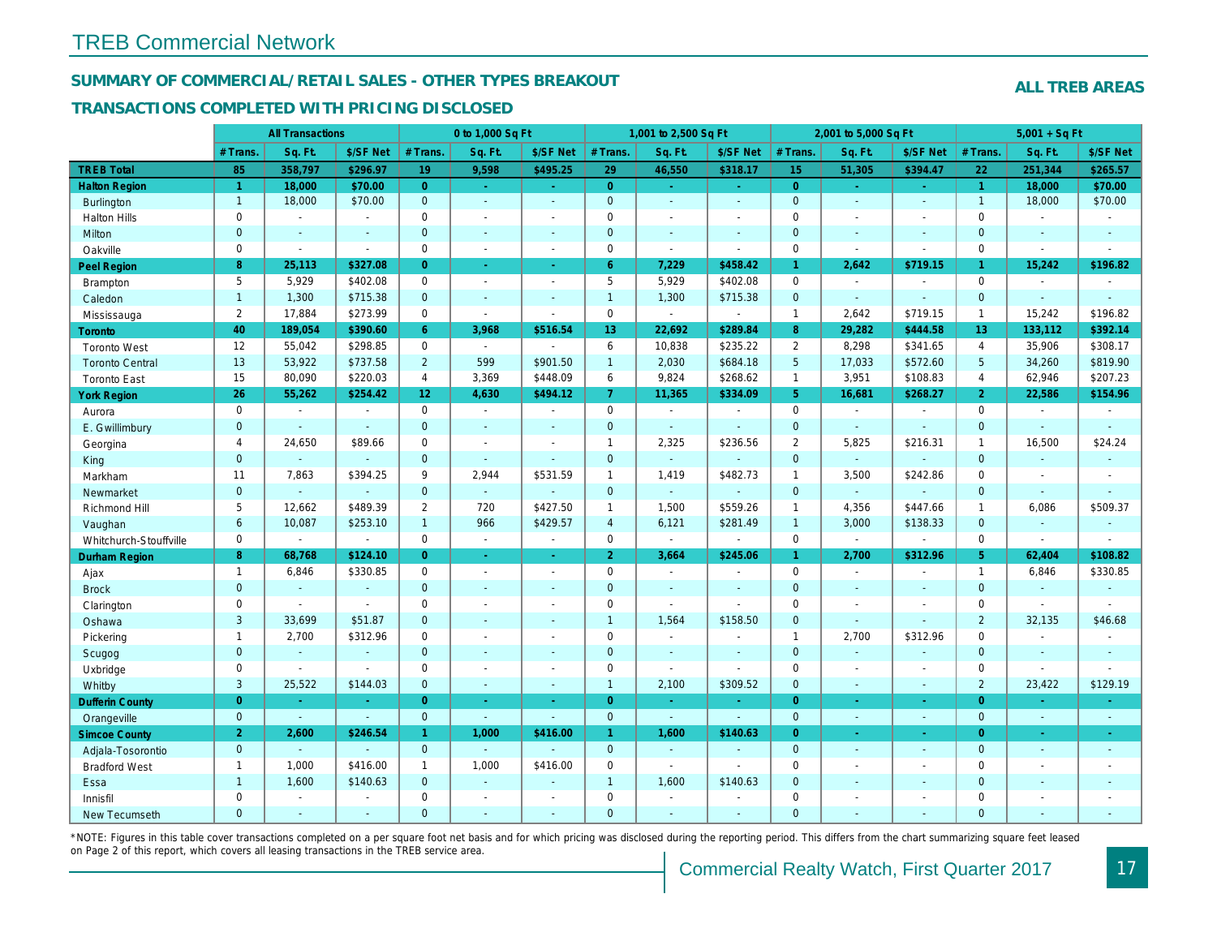# TREB Commercial Network

## SUMMARY OF COMMERCIAL/RETAIL SALES - OTHER TYPES BREAKOUT

**ALL TREB AREAS**

### TRANSACTIONS COMPLETED WITH PRICING DISCLOSED

| | All Transactions | | | 0 to 1,000 Sq Ft | | | 1,001 to 2,500 Sq Ft | | | 2,001 to 5,000 Sq Ft | | | 5,001 + Sq Ft | | |
|---|---|---|---|---|---|---|---|---|---|---|---|---|---|---|---|
| | # Trans. | Sq. Ft. | $/SF Net | # Trans. | Sq. Ft. | $/SF Net | # Trans. | Sq. Ft. | $/SF Net | # Trans. | Sq. Ft. | $/SF Net | # Trans. | Sq. Ft. | $/SF Net |
| **TREB Total** | **85** | **358,797** | **$296.97** | **19** | **9,598** | **$495.25** | **29** | **46,550** | **$318.17** | **15** | **51,305** | **$394.47** | **22** | **251,344** | **$265.57** |
| **Halton Region** | **1** | **18,000** | **$70.00** | **0** | **-** | **-** | **0** | **-** | **-** | **0** | **-** | **-** | **1** | **18,000** | **$70.00** |
| Burlington | 1 | 18,000 | $70.00 | 0 | - | - | 0 | - | - | 0 | - | - | 1 | 18,000 | $70.00 |
| Halton Hills | 0 | - | - | 0 | - | - | 0 | - | - | 0 | - | - | 0 | - | - |
| Milton | 0 | - | - | 0 | - | - | 0 | - | - | 0 | - | - | 0 | - | - |
| Oakville | 0 | - | - | 0 | - | - | 0 | - | - | 0 | - | - | 0 | - | - |
| **Peel Region** | **8** | **25,113** | **$327.08** | **0** | **-** | **-** | **6** | **7,229** | **$458.42** | **1** | **2,642** | **$719.15** | **1** | **15,242** | **$196.82** |
| Brampton | 5 | 5,929 | $402.08 | 0 | - | - | 5 | 5,929 | $402.08 | 0 | - | - | 0 | - | - |
| Caledon | 1 | 1,300 | $715.38 | 0 | - | - | 1 | 1,300 | $715.38 | 0 | - | - | 0 | - | - |
| Mississauga | 2 | 17,884 | $273.99 | 0 | - | - | 0 | - | - | 1 | 2,642 | $719.15 | 1 | 15,242 | $196.82 |
| **Toronto** | **40** | **189,054** | **$390.60** | **6** | **3,968** | **$516.54** | **13** | **22,692** | **$289.84** | **8** | **29,282** | **$444.58** | **13** | **133,112** | **$392.14** |
| Toronto West | 12 | 55,042 | $298.85 | 0 | - | - | 6 | 10,838 | $235.22 | 2 | 8,298 | $341.65 | 4 | 35,906 | $308.17 |
| Toronto Central | 13 | 53,922 | $737.58 | 2 | 599 | $901.50 | 1 | 2,030 | $684.18 | 5 | 17,033 | $572.60 | 5 | 34,260 | $819.90 |
| Toronto East | 15 | 80,090 | $220.03 | 4 | 3,369 | $448.09 | 6 | 9,824 | $268.62 | 1 | 3,951 | $108.83 | 4 | 62,946 | $207.23 |
| **York Region** | **26** | **55,262** | **$254.42** | **12** | **4,630** | **$494.12** | **7** | **11,365** | **$334.09** | **5** | **16,681** | **$268.27** | **2** | **22,586** | **$154.96** |
| Aurora | 0 | - | - | 0 | - | - | 0 | - | - | 0 | - | - | 0 | - | - |
| E. Gwillimbury | 0 | - | - | 0 | - | - | 0 | - | - | 0 | - | - | 0 | - | - |
| Georgina | 4 | 24,650 | $89.66 | 0 | - | - | 1 | 2,325 | $236.56 | 2 | 5,825 | $216.31 | 1 | 16,500 | $24.24 |
| King | 0 | - | - | 0 | - | - | 0 | - | - | 0 | - | - | 0 | - | - |
| Markham | 11 | 7,863 | $394.25 | 9 | 2,944 | $531.59 | 1 | 1,419 | $482.73 | 1 | 3,500 | $242.86 | 0 | - | - |
| Newmarket | 0 | - | - | 0 | - | - | 0 | - | - | 0 | - | - | 0 | - | - |
| Richmond Hill | 5 | 12,662 | $489.39 | 2 | 720 | $427.50 | 1 | 1,500 | $559.26 | 1 | 4,356 | $447.66 | 1 | 6,086 | $509.37 |
| Vaughan | 6 | 10,087 | $253.10 | 1 | 966 | $429.57 | 4 | 6,121 | $281.49 | 1 | 3,000 | $138.33 | 0 | - | - |
| Whitchurch-Stouffville | 0 | - | - | 0 | - | - | 0 | - | - | 0 | - | - | 0 | - | - |
| **Durham Region** | **8** | **68,768** | **$124.10** | **0** | **-** | **-** | **2** | **3,664** | **$245.06** | **1** | **2,700** | **$312.96** | **5** | **62,404** | **$108.82** |
| Ajax | 1 | 6,846 | $330.85 | 0 | - | - | 0 | - | - | 0 | - | - | 1 | 6,846 | $330.85 |
| Brock | 0 | - | - | 0 | - | - | 0 | - | - | 0 | - | - | 0 | - | - |
| Clarington | 0 | - | - | 0 | - | - | 0 | - | - | 0 | - | - | 0 | - | - |
| Oshawa | 3 | 33,699 | $51.87 | 0 | - | - | 1 | 1,564 | $158.50 | 0 | - | - | 2 | 32,135 | $46.68 |
| Pickering | 1 | 2,700 | $312.96 | 0 | - | - | 0 | - | - | 1 | 2,700 | $312.96 | 0 | - | - |
| Scugog | 0 | - | - | 0 | - | - | 0 | - | - | 0 | - | - | 0 | - | - |
| Uxbridge | 0 | - | - | 0 | - | - | 0 | - | - | 0 | - | - | 0 | - | - |
| Whitby | 3 | 25,522 | $144.03 | 0 | - | - | 1 | 2,100 | $309.52 | 0 | - | - | 2 | 23,422 | $129.19 |
| **Dufferin County** | **0** | **-** | **-** | **0** | **-** | **-** | **0** | **-** | **-** | **0** | **-** | **-** | **0** | **-** | **-** |
| Orangeville | 0 | - | - | 0 | - | - | 0 | - | - | 0 | - | - | 0 | - | - |
| **Simcoe County** | **2** | **2,600** | **$246.54** | **1** | **1,000** | **$416.00** | **1** | **1,600** | **$140.63** | **0** | **-** | **-** | **0** | **-** | **-** |
| Adjala-Tosorontio | 0 | - | - | 0 | - | - | 0 | - | - | 0 | - | - | 0 | - | - |
| Bradford West | 1 | 1,000 | $416.00 | 1 | 1,000 | $416.00 | 0 | - | - | 0 | - | - | 0 | - | - |
| Essa | 1 | 1,600 | $140.63 | 0 | - | - | 1 | 1,600 | $140.63 | 0 | - | - | 0 | - | - |
| Innisfil | 0 | - | - | 0 | - | - | 0 | - | - | 0 | - | - | 0 | - | - |
| New Tecumseth | 0 | - | - | 0 | - | - | 0 | - | - | 0 | - | - | 0 | - | - |

*NOTE: Figures in this table cover transactions completed on a per square foot net basis and for which pricing was disclosed during the reporting period. This differs from the chart summarizing square feet leased on Page 2 of this report, which covers all leasing transactions in the TREB service area.

Commercial Realty Watch, First Quarter 2017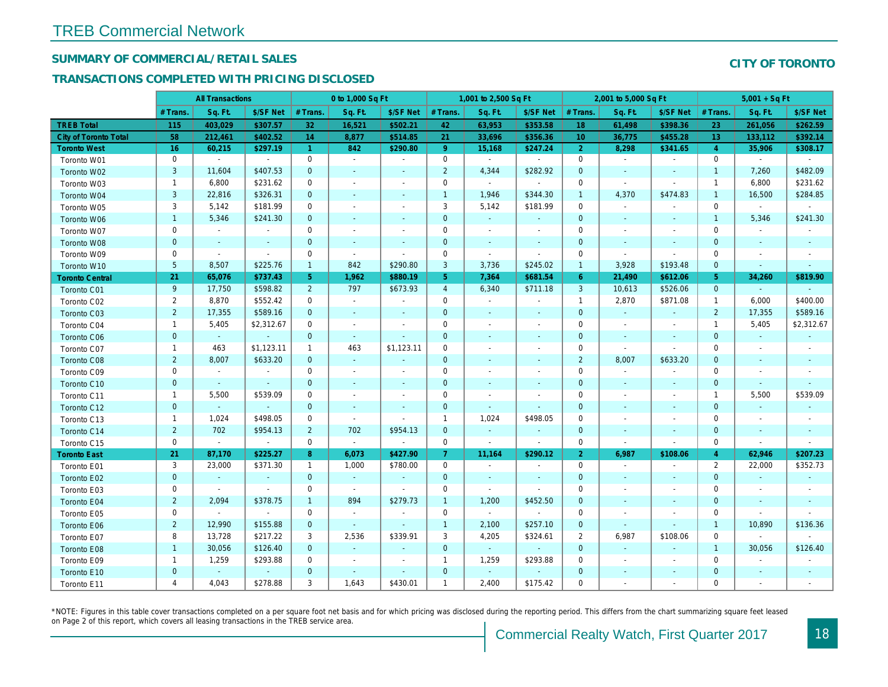# TREB Commercial Network

## SUMMARY OF COMMERCIAL/RETAIL SALES

## TRANSACTIONS COMPLETED WITH PRICING DISCLOSED

**CITY OF TORONTO**

| | All Transactions | | | 0 to 1,000 Sq Ft | | | 1,001 to 2,500 Sq Ft | | | 2,001 to 5,000 Sq Ft | | | 5,001 + Sq Ft | | |
|---|---|---|---|---|---|---|---|---|---|---|---|---|---|---|---|
| | # Trans. | Sq. Ft. | $/SF Net | # Trans. | Sq. Ft. | $/SF Net | # Trans. | Sq. Ft. | $/SF Net | # Trans. | Sq. Ft. | $/SF Net | # Trans. | Sq. Ft. | $/SF Net |
| **TREB Total** | **115** | **403,029** | **$307.57** | **32** | **16,521** | **$502.21** | **42** | **63,953** | **$353.58** | **18** | **61,498** | **$398.36** | **23** | **261,056** | **$262.59** |
| **City of Toronto Total** | **58** | **212,461** | **$402.52** | **14** | **8,877** | **$514.85** | **21** | **33,696** | **$356.36** | **10** | **36,775** | **$455.28** | **13** | **133,112** | **$392.14** |
| **Toronto West** | **16** | **60,215** | **$297.19** | **1** | **842** | **$290.80** | **9** | **15,168** | **$247.24** | **2** | **8,298** | **$341.65** | **4** | **35,906** | **$308.17** |
| Toronto W01 | 0 | - | - | 0 | - | - | 0 | - | - | 0 | - | - | 0 | - | - |
| Toronto W02 | 3 | 11,604 | $407.53 | 0 | - | - | 2 | 4,344 | $282.92 | 0 | - | - | 1 | 7,260 | $482.09 |
| Toronto W03 | 1 | 6,800 | $231.62 | 0 | - | - | 0 | - | - | 0 | - | - | 1 | 6,800 | $231.62 |
| Toronto W04 | 3 | 22,816 | $326.31 | 0 | - | - | 1 | 1,946 | $344.30 | 1 | 4,370 | $474.83 | 1 | 16,500 | $284.85 |
| Toronto W05 | 3 | 5,142 | $181.99 | 0 | - | - | 3 | 5,142 | $181.99 | 0 | - | - | 0 | - | - |
| Toronto W06 | 1 | 5,346 | $241.30 | 0 | - | - | 0 | - | - | 0 | - | - | 1 | 5,346 | $241.30 |
| Toronto W07 | 0 | - | - | 0 | - | - | 0 | - | - | 0 | - | - | 0 | - | - |
| Toronto W08 | 0 | - | - | 0 | - | - | 0 | - | - | 0 | - | - | 0 | - | - |
| Toronto W09 | 0 | - | - | 0 | - | - | 0 | - | - | 0 | - | - | 0 | - | - |
| Toronto W10 | 5 | 8,507 | $225.76 | 1 | 842 | $290.80 | 3 | 3,736 | $245.02 | 1 | 3,928 | $193.48 | 0 | - | - |
| **Toronto Central** | **21** | **65,076** | **$737.43** | **5** | **1,962** | **$880.19** | **5** | **7,364** | **$681.54** | **6** | **21,490** | **$612.06** | **5** | **34,260** | **$819.90** |
| Toronto C01 | 9 | 17,750 | $598.82 | 2 | 797 | $673.93 | 4 | 6,340 | $711.18 | 3 | 10,613 | $526.06 | 0 | - | - |
| Toronto C02 | 2 | 8,870 | $552.42 | 0 | - | - | 0 | - | - | 1 | 2,870 | $871.08 | 1 | 6,000 | $400.00 |
| Toronto C03 | 2 | 17,355 | $589.16 | 0 | - | - | 0 | - | - | 0 | - | - | 2 | 17,355 | $589.16 |
| Toronto C04 | 1 | 5,405 | $2,312.67 | 0 | - | - | 0 | - | - | 0 | - | - | 1 | 5,405 | $2,312.67 |
| Toronto C06 | 0 | - | - | 0 | - | - | 0 | - | - | 0 | - | - | 0 | - | - |
| Toronto C07 | 1 | 463 | $1,123.11 | 1 | 463 | $1,123.11 | 0 | - | - | 0 | - | - | 0 | - | - |
| Toronto C08 | 2 | 8,007 | $633.20 | 0 | - | - | 0 | - | - | 2 | 8,007 | $633.20 | 0 | - | - |
| Toronto C09 | 0 | - | - | 0 | - | - | 0 | - | - | 0 | - | - | 0 | - | - |
| Toronto C10 | 0 | - | - | 0 | - | - | 0 | - | - | 0 | - | - | 0 | - | - |
| Toronto C11 | 1 | 5,500 | $539.09 | 0 | - | - | 0 | - | - | 0 | - | - | 1 | 5,500 | $539.09 |
| Toronto C12 | 0 | - | - | 0 | - | - | 0 | - | - | 0 | - | - | 0 | - | - |
| Toronto C13 | 1 | 1,024 | $498.05 | 0 | - | - | 1 | 1,024 | $498.05 | 0 | - | - | 0 | - | - |
| Toronto C14 | 2 | 702 | $954.13 | 2 | 702 | $954.13 | 0 | - | - | 0 | - | - | 0 | - | - |
| Toronto C15 | 0 | - | - | 0 | - | - | 0 | - | - | 0 | - | - | 0 | - | - |
| **Toronto East** | **21** | **87,170** | **$225.27** | **8** | **6,073** | **$427.90** | **7** | **11,164** | **$290.12** | **2** | **6,987** | **$108.06** | **4** | **62,946** | **$207.23** |
| Toronto E01 | 3 | 23,000 | $371.30 | 1 | 1,000 | $780.00 | 0 | - | - | 0 | - | - | 2 | 22,000 | $352.73 |
| Toronto E02 | 0 | - | - | 0 | - | - | 0 | - | - | 0 | - | - | 0 | - | - |
| Toronto E03 | 0 | - | - | 0 | - | - | 0 | - | - | 0 | - | - | 0 | - | - |
| Toronto E04 | 2 | 2,094 | $378.75 | 1 | 894 | $279.73 | 1 | 1,200 | $452.50 | 0 | - | - | 0 | - | - |
| Toronto E05 | 0 | - | - | 0 | - | - | 0 | - | - | 0 | - | - | 0 | - | - |
| Toronto E06 | 2 | 12,990 | $155.88 | 0 | - | - | 1 | 2,100 | $257.10 | 0 | - | - | 1 | 10,890 | $136.36 |
| Toronto E07 | 8 | 13,728 | $217.22 | 3 | 2,536 | $339.91 | 3 | 4,205 | $324.61 | 2 | 6,987 | $108.06 | 0 | - | - |
| Toronto E08 | 1 | 30,056 | $126.40 | 0 | - | - | 0 | - | - | 0 | - | - | 1 | 30,056 | $126.40 |
| Toronto E09 | 1 | 1,259 | $293.88 | 0 | - | - | 1 | 1,259 | $293.88 | 0 | - | - | 0 | - | - |
| Toronto E10 | 0 | - | - | 0 | - | - | 0 | - | - | 0 | - | - | 0 | - | - |
| Toronto E11 | 4 | 4,043 | $278.88 | 3 | 1,643 | $430.01 | 1 | 2,400 | $175.42 | 0 | - | - | 0 | - | - |

*NOTE: Figures in this table cover transactions completed on a per square foot net basis and for which pricing was disclosed during the reporting period. This differs from the chart summarizing square feet leased on Page 2 of this report, which covers all leasing transactions in the TREB service area.

Commercial Realty Watch, First Quarter 2017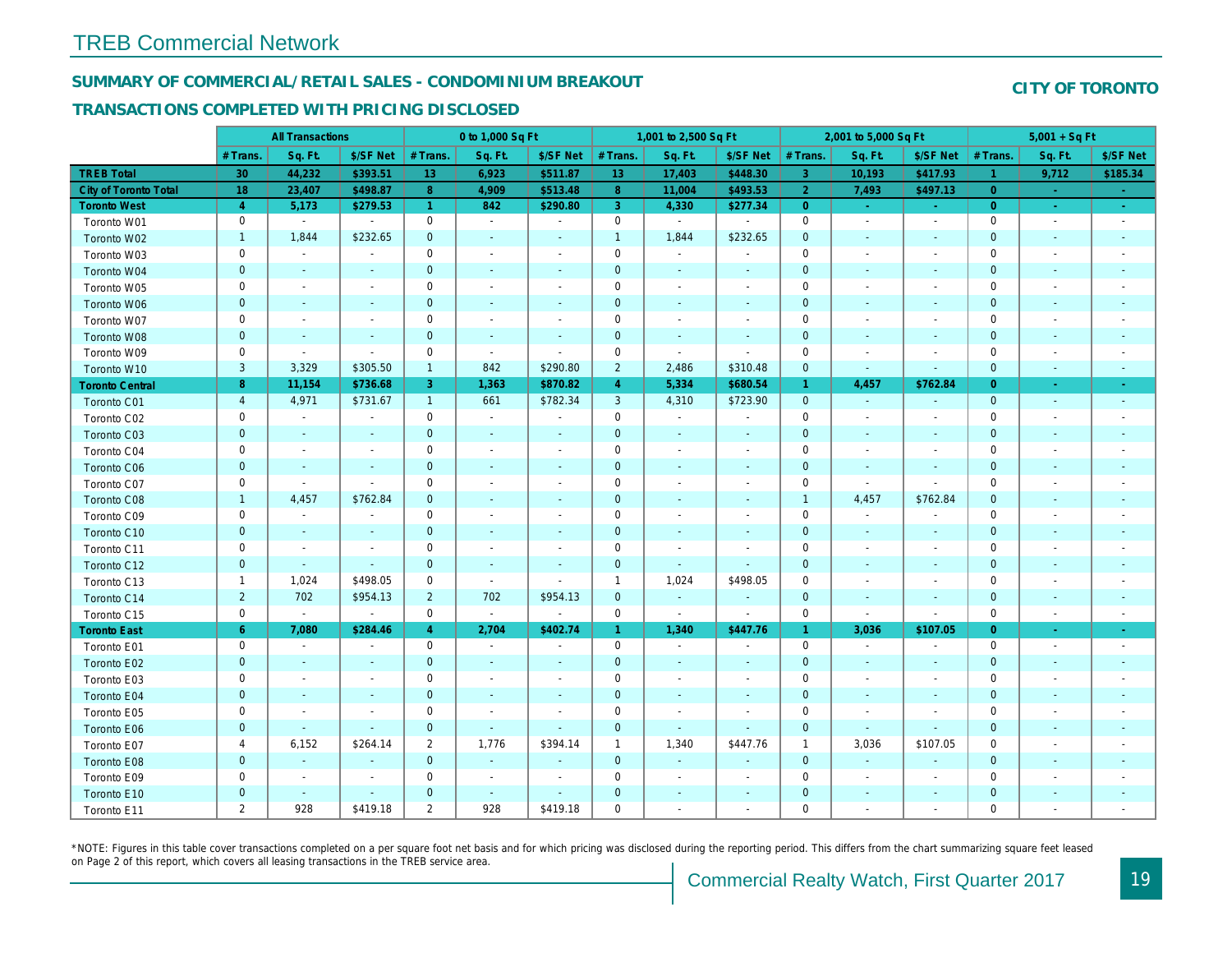# TREB Commercial Network

## SUMMARY OF COMMERCIAL/RETAIL SALES - CONDOMINIUM BREAKOUT

## CITY OF TORONTO

### TRANSACTIONS COMPLETED WITH PRICING DISCLOSED

| | All Transactions | | | 0 to 1,000 Sq Ft | | | 1,001 to 2,500 Sq Ft | | | 2,001 to 5,000 Sq Ft | | | 5,001 + Sq Ft | | |
|---|---|---|---|---|---|---|---|---|---|---|---|---|---|---|---|
| | # Trans. | Sq. Ft. | $/SF Net | # Trans. | Sq. Ft. | $/SF Net | # Trans. | Sq. Ft. | $/SF Net | # Trans. | Sq. Ft. | $/SF Net | # Trans. | Sq. Ft. | $/SF Net |
| **TREB Total** | **30** | **44,232** | **$393.51** | **13** | **6,923** | **$511.87** | **13** | **17,403** | **$448.30** | **3** | **10,193** | **$417.93** | **1** | **9,712** | **$185.34** |
| **City of Toronto Total** | **18** | **23,407** | **$498.87** | **8** | **4,909** | **$513.48** | **8** | **11,004** | **$493.53** | **2** | **7,493** | **$497.13** | **0** | **-** | **-** |
| **Toronto West** | **4** | **5,173** | **$279.53** | **1** | **842** | **$290.80** | **3** | **4,330** | **$277.34** | **0** | **-** | **-** | **0** | **-** | **-** |
| Toronto W01 | 0 | - | - | 0 | - | - | 0 | - | - | 0 | - | - | 0 | - | - |
| Toronto W02 | 1 | 1,844 | $232.65 | 0 | - | - | 1 | 1,844 | $232.65 | 0 | - | - | 0 | - | - |
| Toronto W03 | 0 | - | - | 0 | - | - | 0 | - | - | 0 | - | - | 0 | - | - |
| Toronto W04 | 0 | - | - | 0 | - | - | 0 | - | - | 0 | - | - | 0 | - | - |
| Toronto W05 | 0 | - | - | 0 | - | - | 0 | - | - | 0 | - | - | 0 | - | - |
| Toronto W06 | 0 | - | - | 0 | - | - | 0 | - | - | 0 | - | - | 0 | - | - |
| Toronto W07 | 0 | - | - | 0 | - | - | 0 | - | - | 0 | - | - | 0 | - | - |
| Toronto W08 | 0 | - | - | 0 | - | - | 0 | - | - | 0 | - | - | 0 | - | - |
| Toronto W09 | 0 | - | - | 0 | - | - | 0 | - | - | 0 | - | - | 0 | - | - |
| Toronto W10 | 3 | 3,329 | $305.50 | 1 | 842 | $290.80 | 2 | 2,486 | $310.48 | 0 | - | - | 0 | - | - |
| **Toronto Central** | **8** | **11,154** | **$736.68** | **3** | **1,363** | **$870.82** | **4** | **5,334** | **$680.54** | **1** | **4,457** | **$762.84** | **0** | **-** | **-** |
| Toronto C01 | 4 | 4,971 | $731.67 | 1 | 661 | $782.34 | 3 | 4,310 | $723.90 | 0 | - | - | 0 | - | - |
| Toronto C02 | 0 | - | - | 0 | - | - | 0 | - | - | 0 | - | - | 0 | - | - |
| Toronto C03 | 0 | - | - | 0 | - | - | 0 | - | - | 0 | - | - | 0 | - | - |
| Toronto C04 | 0 | - | - | 0 | - | - | 0 | - | - | 0 | - | - | 0 | - | - |
| Toronto C06 | 0 | - | - | 0 | - | - | 0 | - | - | 0 | - | - | 0 | - | - |
| Toronto C07 | 0 | - | - | 0 | - | - | 0 | - | - | 0 | - | - | 0 | - | - |
| Toronto C08 | 1 | 4,457 | $762.84 | 0 | - | - | 0 | - | - | 1 | 4,457 | $762.84 | 0 | - | - |
| Toronto C09 | 0 | - | - | 0 | - | - | 0 | - | - | 0 | - | - | 0 | - | - |
| Toronto C10 | 0 | - | - | 0 | - | - | 0 | - | - | 0 | - | - | 0 | - | - |
| Toronto C11 | 0 | - | - | 0 | - | - | 0 | - | - | 0 | - | - | 0 | - | - |
| Toronto C12 | 0 | - | - | 0 | - | - | 0 | - | - | 0 | - | - | 0 | - | - |
| Toronto C13 | 1 | 1,024 | $498.05 | 0 | - | - | 1 | 1,024 | $498.05 | 0 | - | - | 0 | - | - |
| Toronto C14 | 2 | 702 | $954.13 | 2 | 702 | $954.13 | 0 | - | - | 0 | - | - | 0 | - | - |
| Toronto C15 | 0 | - | - | 0 | - | - | 0 | - | - | 0 | - | - | 0 | - | - |
| **Toronto East** | **6** | **7,080** | **$284.46** | **4** | **2,704** | **$402.74** | **1** | **1,340** | **$447.76** | **1** | **3,036** | **$107.05** | **0** | **-** | **-** |
| Toronto E01 | 0 | - | - | 0 | - | - | 0 | - | - | 0 | - | - | 0 | - | - |
| Toronto E02 | 0 | - | - | 0 | - | - | 0 | - | - | 0 | - | - | 0 | - | - |
| Toronto E03 | 0 | - | - | 0 | - | - | 0 | - | - | 0 | - | - | 0 | - | - |
| Toronto E04 | 0 | - | - | 0 | - | - | 0 | - | - | 0 | - | - | 0 | - | - |
| Toronto E05 | 0 | - | - | 0 | - | - | 0 | - | - | 0 | - | - | 0 | - | - |
| Toronto E06 | 0 | - | - | 0 | - | - | 0 | - | - | 0 | - | - | 0 | - | - |
| Toronto E07 | 4 | 6,152 | $264.14 | 2 | 1,776 | $394.14 | 1 | 1,340 | $447.76 | 1 | 3,036 | $107.05 | 0 | - | - |
| Toronto E08 | 0 | - | - | 0 | - | - | 0 | - | - | 0 | - | - | 0 | - | - |
| Toronto E09 | 0 | - | - | 0 | - | - | 0 | - | - | 0 | - | - | 0 | - | - |
| Toronto E10 | 0 | - | - | 0 | - | - | 0 | - | - | 0 | - | - | 0 | - | - |
| Toronto E11 | 2 | 928 | $419.18 | 2 | 928 | $419.18 | 0 | - | - | 0 | - | - | 0 | - | - |

*NOTE: Figures in this table cover transactions completed on a per square foot net basis and for which pricing was disclosed during the reporting period. This differs from the chart summarizing square feet leased on Page 2 of this report, which covers all leasing transactions in the TREB service area.

Commercial Realty Watch, First Quarter 2017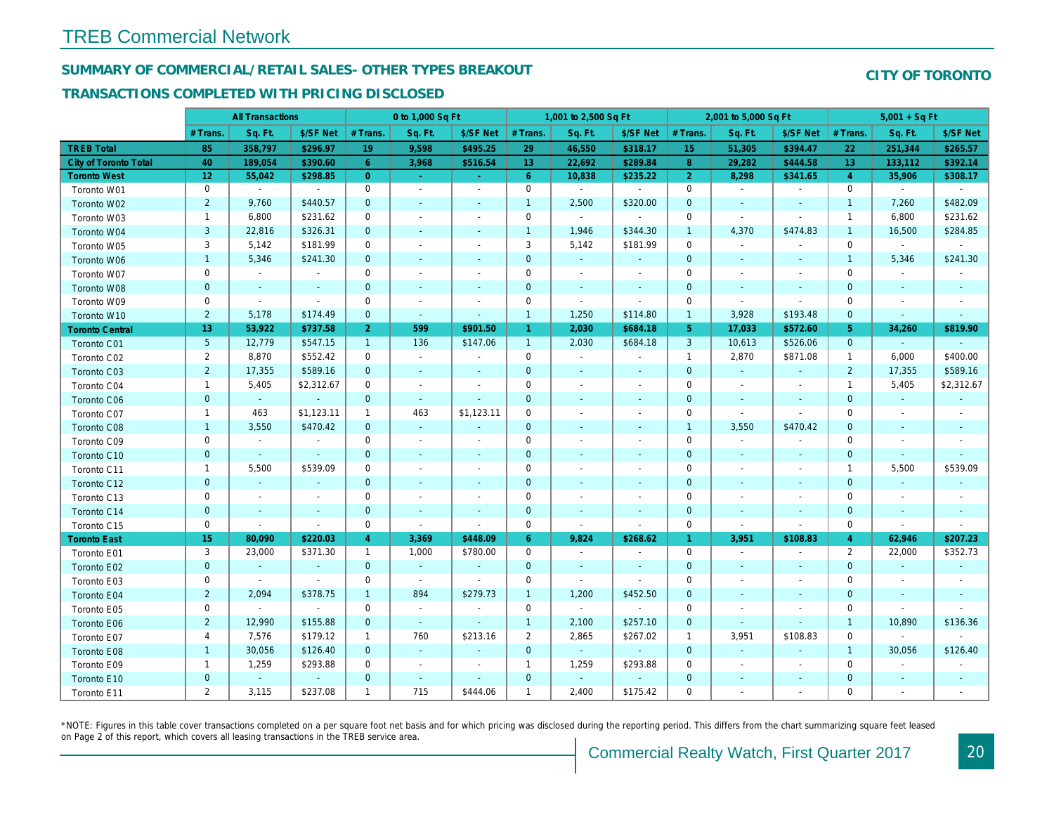# TREB Commercial Network

## SUMMARY OF COMMERCIAL/RETAIL SALES- OTHER TYPES BREAKOUT

### TRANSACTIONS COMPLETED WITH PRICING DISCLOSED

**CITY OF TORONTO**

| | All Transactions | | | 0 to 1,000 Sq Ft | | | 1,001 to 2,500 Sq Ft | | | 2,001 to 5,000 Sq Ft | | | 5,001 + Sq Ft | | |
|---|---|---|---|---|---|---|---|---|---|---|---|---|---|---|---|
| | # Trans. | Sq. Ft. | $/SF Net | # Trans. | Sq. Ft. | $/SF Net | # Trans. | Sq. Ft. | $/SF Net | # Trans. | Sq. Ft. | $/SF Net | # Trans. | Sq. Ft. | $/SF Net |
| **TREB Total** | 85 | 358,797 | $296.97 | 19 | 9,598 | $495.25 | 29 | 46,550 | $318.17 | 15 | 51,305 | $394.47 | 22 | 251,344 | $265.57 |
| **City of Toronto Total** | 40 | 189,054 | $390.60 | 6 | 3,968 | $516.54 | 13 | 22,692 | $289.84 | 8 | 29,282 | $444.58 | 13 | 133,112 | $392.14 |
| **Toronto West** | 12 | 55,042 | $298.85 | 0 | - | - | 6 | 10,838 | $235.22 | 2 | 8,298 | $341.65 | 4 | 35,906 | $308.17 |
| Toronto W01 | 0 | - | - | 0 | - | - | 0 | - | - | 0 | - | - | 0 | - | - |
| Toronto W02 | 2 | 9,760 | $440.57 | 0 | - | - | 1 | 2,500 | $320.00 | 0 | - | - | 1 | 7,260 | $482.09 |
| Toronto W03 | 1 | 6,800 | $231.62 | 0 | - | - | 0 | - | - | 0 | - | - | 1 | 6,800 | $231.62 |
| Toronto W04 | 3 | 22,816 | $326.31 | 0 | - | - | 1 | 1,946 | $344.30 | 1 | 4,370 | $474.83 | 1 | 16,500 | $284.85 |
| Toronto W05 | 3 | 5,142 | $181.99 | 0 | - | - | 3 | 5,142 | $181.99 | 0 | - | - | 0 | - | - |
| Toronto W06 | 1 | 5,346 | $241.30 | 0 | - | - | 0 | - | - | 0 | - | - | 1 | 5,346 | $241.30 |
| Toronto W07 | 0 | - | - | 0 | - | - | 0 | - | - | 0 | - | - | 0 | - | - |
| Toronto W08 | 0 | - | - | 0 | - | - | 0 | - | - | 0 | - | - | 0 | - | - |
| Toronto W09 | 0 | - | - | 0 | - | - | 0 | - | - | 0 | - | - | 0 | - | - |
| Toronto W10 | 2 | 5,178 | $174.49 | 0 | - | - | 1 | 1,250 | $114.80 | 1 | 3,928 | $193.48 | 0 | - | - |
| **Toronto Central** | 13 | 53,922 | $737.58 | 2 | 599 | $901.50 | 1 | 2,030 | $684.18 | 5 | 17,033 | $572.60 | 5 | 34,260 | $819.90 |
| Toronto C01 | 5 | 12,779 | $547.15 | 1 | 136 | $147.06 | 1 | 2,030 | $684.18 | 3 | 10,613 | $526.06 | 0 | - | - |
| Toronto C02 | 2 | 8,870 | $552.42 | 0 | - | - | 0 | - | - | 1 | 2,870 | $871.08 | 1 | 6,000 | $400.00 |
| Toronto C03 | 2 | 17,355 | $589.16 | 0 | - | - | 0 | - | - | 0 | - | - | 2 | 17,355 | $589.16 |
| Toronto C04 | 1 | 5,405 | $2,312.67 | 0 | - | - | 0 | - | - | 0 | - | - | 1 | 5,405 | $2,312.67 |
| Toronto C06 | 0 | - | - | 0 | - | - | 0 | - | - | 0 | - | - | 0 | - | - |
| Toronto C07 | 1 | 463 | $1,123.11 | 1 | 463 | $1,123.11 | 0 | - | - | 0 | - | - | 0 | - | - |
| Toronto C08 | 1 | 3,550 | $470.42 | 0 | - | - | 0 | - | - | 1 | 3,550 | $470.42 | 0 | - | - |
| Toronto C09 | 0 | - | - | 0 | - | - | 0 | - | - | 0 | - | - | 0 | - | - |
| Toronto C10 | 0 | - | - | 0 | - | - | 0 | - | - | 0 | - | - | 0 | - | - |
| Toronto C11 | 1 | 5,500 | $539.09 | 0 | - | - | 0 | - | - | 0 | - | - | 1 | 5,500 | $539.09 |
| Toronto C12 | 0 | - | - | 0 | - | - | 0 | - | - | 0 | - | - | 0 | - | - |
| Toronto C13 | 0 | - | - | 0 | - | - | 0 | - | - | 0 | - | - | 0 | - | - |
| Toronto C14 | 0 | - | - | 0 | - | - | 0 | - | - | 0 | - | - | 0 | - | - |
| Toronto C15 | 0 | - | - | 0 | - | - | 0 | - | - | 0 | - | - | 0 | - | - |
| **Toronto East** | 15 | 80,090 | $220.03 | 4 | 3,369 | $448.09 | 6 | 9,824 | $268.62 | 1 | 3,951 | $108.83 | 4 | 62,946 | $207.23 |
| Toronto E01 | 3 | 23,000 | $371.30 | 1 | 1,000 | $780.00 | 0 | - | - | 0 | - | - | 2 | 22,000 | $352.73 |
| Toronto E02 | 0 | - | - | 0 | - | - | 0 | - | - | 0 | - | - | 0 | - | - |
| Toronto E03 | 0 | - | - | 0 | - | - | 0 | - | - | 0 | - | - | 0 | - | - |
| Toronto E04 | 2 | 2,094 | $378.75 | 1 | 894 | $279.73 | 1 | 1,200 | $452.50 | 0 | - | - | 0 | - | - |
| Toronto E05 | 0 | - | - | 0 | - | - | 0 | - | - | 0 | - | - | 0 | - | - |
| Toronto E06 | 2 | 12,990 | $155.88 | 0 | - | - | 1 | 2,100 | $257.10 | 0 | - | - | 1 | 10,890 | $136.36 |
| Toronto E07 | 4 | 7,576 | $179.12 | 1 | 760 | $213.16 | 2 | 2,865 | $267.02 | 1 | 3,951 | $108.83 | 0 | - | - |
| Toronto E08 | 1 | 30,056 | $126.40 | 0 | - | - | 0 | - | - | 0 | - | - | 1 | 30,056 | $126.40 |
| Toronto E09 | 1 | 1,259 | $293.88 | 0 | - | - | 1 | 1,259 | $293.88 | 0 | - | - | 0 | - | - |
| Toronto E10 | 0 | - | - | 0 | - | - | 0 | - | - | 0 | - | - | 0 | - | - |
| Toronto E11 | 2 | 3,115 | $237.08 | 1 | 715 | $444.06 | 1 | 2,400 | $175.42 | 0 | - | - | 0 | - | - |

*NOTE: Figures in this table cover transactions completed on a per square foot net basis and for which pricing was disclosed during the reporting period. This differs from the chart summarizing square feet leased on Page 2 of this report, which covers all leasing transactions in the TREB service area.

Commercial Realty Watch, First Quarter 2017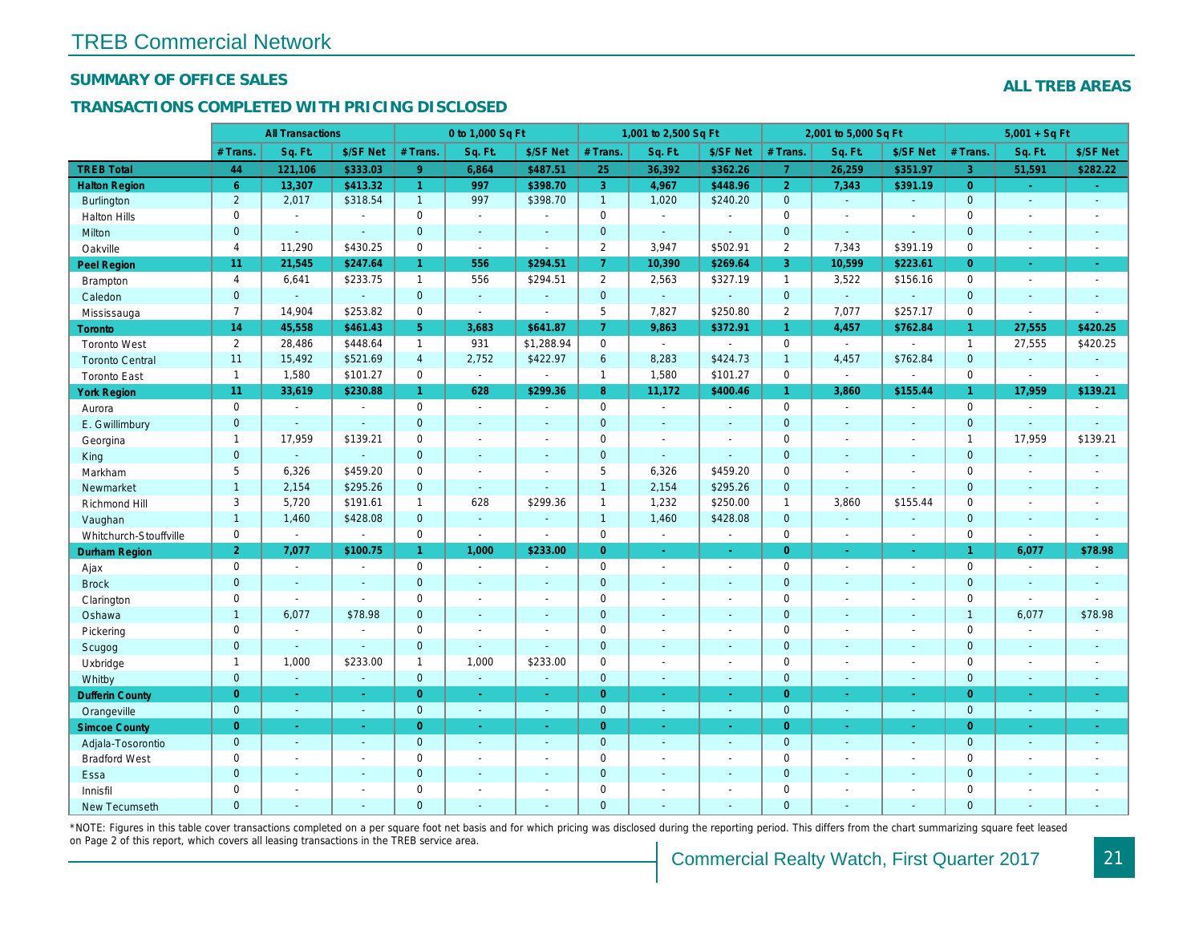# TREB Commercial Network

## SUMMARY OF OFFICE SALES

## TRANSACTIONS COMPLETED WITH PRICING DISCLOSED

**ALL TREB AREAS**

| | All Transactions | | | 0 to 1,000 Sq Ft | | | 1,001 to 2,500 Sq Ft | | | 2,001 to 5,000 Sq Ft | | | 5,001 + Sq Ft | | |
|---|---|---|---|---|---|---|---|---|---|---|---|---|---|---|---|
| | # Trans. | Sq. Ft. | $/SF Net | # Trans. | Sq. Ft. | $/SF Net | # Trans. | Sq. Ft. | $/SF Net | # Trans. | Sq. Ft. | $/SF Net | # Trans. | Sq. Ft. | $/SF Net |
| **TREB Total** | **44** | **121,106** | **$333.03** | **9** | **6,864** | **$487.51** | **25** | **36,392** | **$362.26** | **7** | **26,259** | **$351.97** | **3** | **51,591** | **$282.22** |
| **Halton Region** | **6** | **13,307** | **$413.32** | **1** | **997** | **$398.70** | **3** | **4,967** | **$448.96** | **2** | **7,343** | **$391.19** | **0** | **-** | **-** |
| Burlington | 2 | 2,017 | $318.54 | 1 | 997 | $398.70 | 1 | 1,020 | $240.20 | 0 | - | - | 0 | - | - |
| Halton Hills | 0 | - | - | 0 | - | - | 0 | - | - | 0 | - | - | 0 | - | - |
| Milton | 0 | - | - | 0 | - | - | 0 | - | - | 0 | - | - | 0 | - | - |
| Oakville | 4 | 11,290 | $430.25 | 0 | - | - | 2 | 3,947 | $502.91 | 2 | 7,343 | $391.19 | 0 | - | - |
| **Peel Region** | **11** | **21,545** | **$247.64** | **1** | **556** | **$294.51** | **7** | **10,390** | **$269.64** | **3** | **10,599** | **$223.61** | **0** | **-** | **-** |
| Brampton | 4 | 6,641 | $233.75 | 1 | 556 | $294.51 | 2 | 2,563 | $327.19 | 1 | 3,522 | $156.16 | 0 | - | - |
| Caledon | 0 | - | - | 0 | - | - | 0 | - | - | 0 | - | - | 0 | - | - |
| Mississauga | 7 | 14,904 | $253.82 | 0 | - | - | 5 | 7,827 | $250.80 | 2 | 7,077 | $257.17 | 0 | - | - |
| **Toronto** | **14** | **45,558** | **$461.43** | **5** | **3,683** | **$641.87** | **7** | **9,863** | **$372.91** | **1** | **4,457** | **$762.84** | **1** | **27,555** | **$420.25** |
| Toronto West | 2 | 28,486 | $448.64 | 1 | 931 | $1,288.94 | 0 | - | - | 0 | - | - | 1 | 27,555 | $420.25 |
| Toronto Central | 11 | 15,492 | $521.69 | 4 | 2,752 | $422.97 | 6 | 8,283 | $424.73 | 1 | 4,457 | $762.84 | 0 | - | - |
| Toronto East | 1 | 1,580 | $101.27 | 0 | - | - | 1 | 1,580 | $101.27 | 0 | - | - | 0 | - | - |
| **York Region** | **11** | **33,619** | **$230.88** | **1** | **628** | **$299.36** | **8** | **11,172** | **$400.46** | **1** | **3,860** | **$155.44** | **1** | **17,959** | **$139.21** |
| Aurora | 0 | - | - | 0 | - | - | 0 | - | - | 0 | - | - | 0 | - | - |
| E. Gwillimbury | 0 | - | - | 0 | - | - | 0 | - | - | 0 | - | - | 0 | - | - |
| Georgina | 1 | 17,959 | $139.21 | 0 | - | - | 0 | - | - | 0 | - | - | 1 | 17,959 | $139.21 |
| King | 0 | - | - | 0 | - | - | 0 | - | - | 0 | - | - | 0 | - | - |
| Markham | 5 | 6,326 | $459.20 | 0 | - | - | 5 | 6,326 | $459.20 | 0 | - | - | 0 | - | - |
| Newmarket | 1 | 2,154 | $295.26 | 0 | - | - | 1 | 2,154 | $295.26 | 0 | - | - | 0 | - | - |
| Richmond Hill | 3 | 5,720 | $191.61 | 1 | 628 | $299.36 | 1 | 1,232 | $250.00 | 1 | 3,860 | $155.44 | 0 | - | - |
| Vaughan | 1 | 1,460 | $428.08 | 0 | - | - | 1 | 1,460 | $428.08 | 0 | - | - | 0 | - | - |
| Whitchurch-Stouffville | 0 | - | - | 0 | - | - | 0 | - | - | 0 | - | - | 0 | - | - |
| **Durham Region** | **2** | **7,077** | **$100.75** | **1** | **1,000** | **$233.00** | **0** | **-** | **-** | **0** | **-** | **-** | **1** | **6,077** | **$78.98** |
| Ajax | 0 | - | - | 0 | - | - | 0 | - | - | 0 | - | - | 0 | - | - |
| Brock | 0 | - | - | 0 | - | - | 0 | - | - | 0 | - | - | 0 | - | - |
| Clarington | 0 | - | - | 0 | - | - | 0 | - | - | 0 | - | - | 0 | - | - |
| Oshawa | 1 | 6,077 | $78.98 | 0 | - | - | 0 | - | - | 0 | - | - | 1 | 6,077 | $78.98 |
| Pickering | 0 | - | - | 0 | - | - | 0 | - | - | 0 | - | - | 0 | - | - |
| Scugog | 0 | - | - | 0 | - | - | 0 | - | - | 0 | - | - | 0 | - | - |
| Uxbridge | 1 | 1,000 | $233.00 | 1 | 1,000 | $233.00 | 0 | - | - | 0 | - | - | 0 | - | - |
| Whitby | 0 | - | - | 0 | - | - | 0 | - | - | 0 | - | - | 0 | - | - |
| **Dufferin County** | **0** | **-** | **-** | **0** | **-** | **-** | **0** | **-** | **-** | **0** | **-** | **-** | **0** | **-** | **-** |
| Orangeville | 0 | - | - | 0 | - | - | 0 | - | - | 0 | - | - | 0 | - | - |
| **Simcoe County** | **0** | **-** | **-** | **0** | **-** | **-** | **0** | **-** | **-** | **0** | **-** | **-** | **0** | **-** | **-** |
| Adjala-Tosorontio | 0 | - | - | 0 | - | - | 0 | - | - | 0 | - | - | 0 | - | - |
| Bradford West | 0 | - | - | 0 | - | - | 0 | - | - | 0 | - | - | 0 | - | - |
| Essa | 0 | - | - | 0 | - | - | 0 | - | - | 0 | - | - | 0 | - | - |
| Innisfil | 0 | - | - | 0 | - | - | 0 | - | - | 0 | - | - | 0 | - | - |
| New Tecumseth | 0 | - | - | 0 | - | - | 0 | - | - | 0 | - | - | 0 | - | - |

*NOTE: Figures in this table cover transactions completed on a per square foot net basis and for which pricing was disclosed during the reporting period. This differs from the chart summarizing square feet leased on Page 2 of this report, which covers all leasing transactions in the TREB service area.

Commercial Realty Watch, First Quarter 2017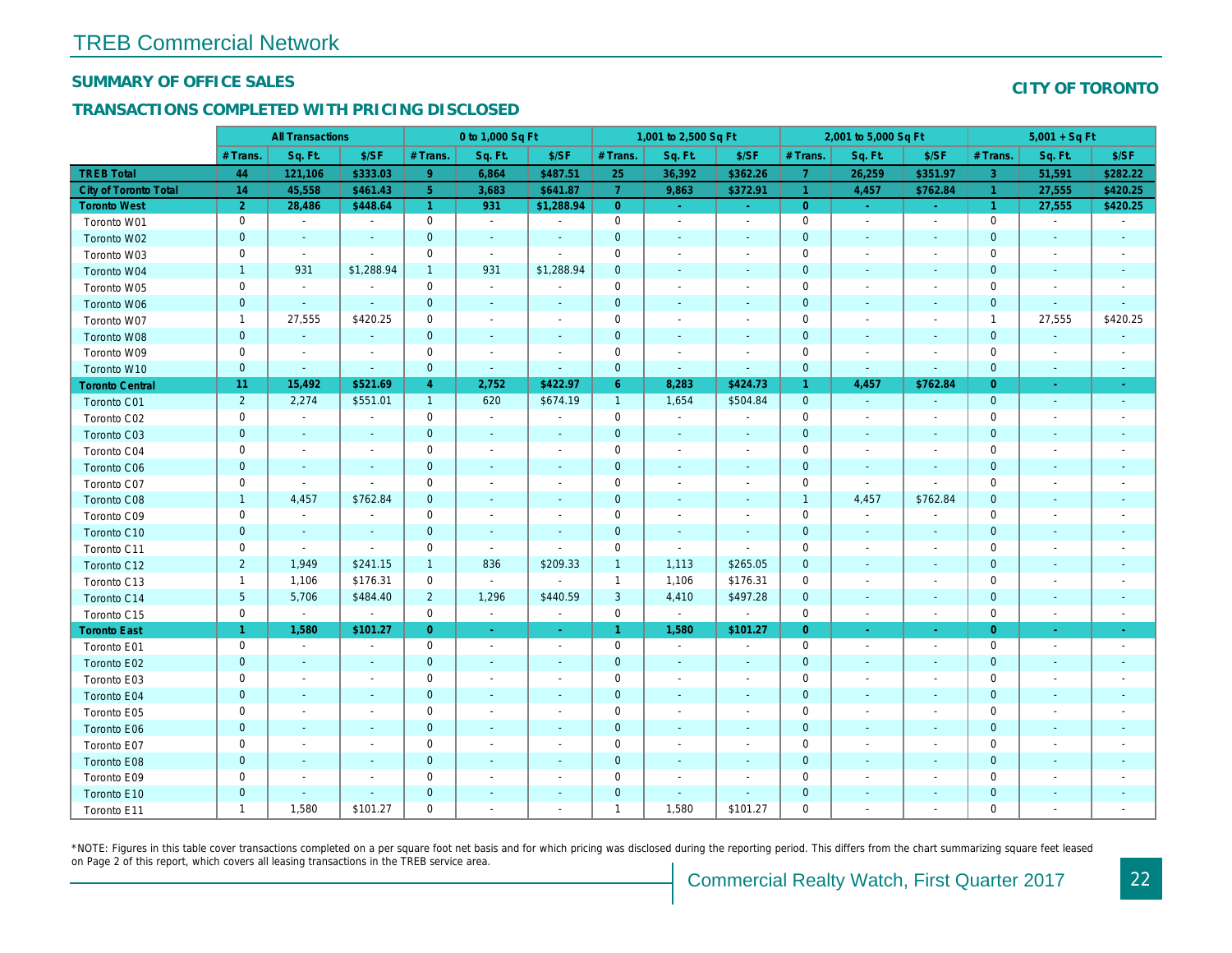# TREB Commercial Network

## SUMMARY OF OFFICE SALES

## TRANSACTIONS COMPLETED WITH PRICING DISCLOSED

**CITY OF TORONTO**

| | All Transactions | | | 0 to 1,000 Sq Ft | | | 1,001 to 2,500 Sq Ft | | | 2,001 to 5,000 Sq Ft | | | 5,001 + Sq Ft | | |
|---|---|---|---|---|---|---|---|---|---|---|---|---|---|---|---|
| | # Trans. | Sq. Ft. | $/SF | # Trans. | Sq. Ft. | $/SF | # Trans. | Sq. Ft. | $/SF | # Trans. | Sq. Ft. | $/SF | # Trans. | Sq. Ft. | $/SF |
| **TREB Total** | **44** | **121,106** | **$333.03** | **9** | **6,864** | **$487.51** | **25** | **36,392** | **$362.26** | **7** | **26,259** | **$351.97** | **3** | **51,591** | **$282.22** |
| **City of Toronto Total** | **14** | **45,558** | **$461.43** | **5** | **3,683** | **$641.87** | **7** | **9,863** | **$372.91** | **1** | **4,457** | **$762.84** | **1** | **27,555** | **$420.25** |
| **Toronto West** | **2** | **28,486** | **$448.64** | **1** | **931** | **$1,288.94** | **0** | **-** | **-** | **0** | **-** | **-** | **1** | **27,555** | **$420.25** |
| Toronto W01 | 0 | - | - | 0 | - | - | 0 | - | - | 0 | - | - | 0 | - | - |
| Toronto W02 | 0 | - | - | 0 | - | - | 0 | - | - | 0 | - | - | 0 | - | - |
| Toronto W03 | 0 | - | - | 0 | - | - | 0 | - | - | 0 | - | - | 0 | - | - |
| Toronto W04 | 1 | 931 | $1,288.94 | 1 | 931 | $1,288.94 | 0 | - | - | 0 | - | - | 0 | - | - |
| Toronto W05 | 0 | - | - | 0 | - | - | 0 | - | - | 0 | - | - | 0 | - | - |
| Toronto W06 | 0 | - | - | 0 | - | - | 0 | - | - | 0 | - | - | 0 | - | - |
| Toronto W07 | 1 | 27,555 | $420.25 | 0 | - | - | 0 | - | - | 0 | - | - | 1 | 27,555 | $420.25 |
| Toronto W08 | 0 | - | - | 0 | - | - | 0 | - | - | 0 | - | - | 0 | - | - |
| Toronto W09 | 0 | - | - | 0 | - | - | 0 | - | - | 0 | - | - | 0 | - | - |
| Toronto W10 | 0 | - | - | 0 | - | - | 0 | - | - | 0 | - | - | 0 | - | - |
| **Toronto Central** | **11** | **15,492** | **$521.69** | **4** | **2,752** | **$422.97** | **6** | **8,283** | **$424.73** | **1** | **4,457** | **$762.84** | **0** | **-** | **-** |
| Toronto C01 | 2 | 2,274 | $551.01 | 1 | 620 | $674.19 | 1 | 1,654 | $504.84 | 0 | - | - | 0 | - | - |
| Toronto C02 | 0 | - | - | 0 | - | - | 0 | - | - | 0 | - | - | 0 | - | - |
| Toronto C03 | 0 | - | - | 0 | - | - | 0 | - | - | 0 | - | - | 0 | - | - |
| Toronto C04 | 0 | - | - | 0 | - | - | 0 | - | - | 0 | - | - | 0 | - | - |
| Toronto C06 | 0 | - | - | 0 | - | - | 0 | - | - | 0 | - | - | 0 | - | - |
| Toronto C07 | 0 | - | - | 0 | - | - | 0 | - | - | 0 | - | - | 0 | - | - |
| Toronto C08 | 1 | 4,457 | $762.84 | 0 | - | - | 0 | - | - | 1 | 4,457 | $762.84 | 0 | - | - |
| Toronto C09 | 0 | - | - | 0 | - | - | 0 | - | - | 0 | - | - | 0 | - | - |
| Toronto C10 | 0 | - | - | 0 | - | - | 0 | - | - | 0 | - | - | 0 | - | - |
| Toronto C11 | 0 | - | - | 0 | - | - | 0 | - | - | 0 | - | - | 0 | - | - |
| Toronto C12 | 2 | 1,949 | $241.15 | 1 | 836 | $209.33 | 1 | 1,113 | $265.05 | 0 | - | - | 0 | - | - |
| Toronto C13 | 1 | 1,106 | $176.31 | 0 | - | - | 1 | 1,106 | $176.31 | 0 | - | - | 0 | - | - |
| Toronto C14 | 5 | 5,706 | $484.40 | 2 | 1,296 | $440.59 | 3 | 4,410 | $497.28 | 0 | - | - | 0 | - | - |
| Toronto C15 | 0 | - | - | 0 | - | - | 0 | - | - | 0 | - | - | 0 | - | - |
| **Toronto East** | **1** | **1,580** | **$101.27** | **0** | **-** | **-** | **1** | **1,580** | **$101.27** | **0** | **-** | **-** | **0** | **-** | **-** |
| Toronto E01 | 0 | - | - | 0 | - | - | 0 | - | - | 0 | - | - | 0 | - | - |
| Toronto E02 | 0 | - | - | 0 | - | - | 0 | - | - | 0 | - | - | 0 | - | - |
| Toronto E03 | 0 | - | - | 0 | - | - | 0 | - | - | 0 | - | - | 0 | - | - |
| Toronto E04 | 0 | - | - | 0 | - | - | 0 | - | - | 0 | - | - | 0 | - | - |
| Toronto E05 | 0 | - | - | 0 | - | - | 0 | - | - | 0 | - | - | 0 | - | - |
| Toronto E06 | 0 | - | - | 0 | - | - | 0 | - | - | 0 | - | - | 0 | - | - |
| Toronto E07 | 0 | - | - | 0 | - | - | 0 | - | - | 0 | - | - | 0 | - | - |
| Toronto E08 | 0 | - | - | 0 | - | - | 0 | - | - | 0 | - | - | 0 | - | - |
| Toronto E09 | 0 | - | - | 0 | - | - | 0 | - | - | 0 | - | - | 0 | - | - |
| Toronto E10 | 0 | - | - | 0 | - | - | 0 | - | - | 0 | - | - | 0 | - | - |
| Toronto E11 | 1 | 1,580 | $101.27 | 0 | - | - | 1 | 1,580 | $101.27 | 0 | - | - | 0 | - | - |

*NOTE: Figures in this table cover transactions completed on a per square foot net basis and for which pricing was disclosed during the reporting period. This differs from the chart summarizing square feet leased on Page 2 of this report, which covers all leasing transactions in the TREB service area.

Commercial Realty Watch, First Quarter 2017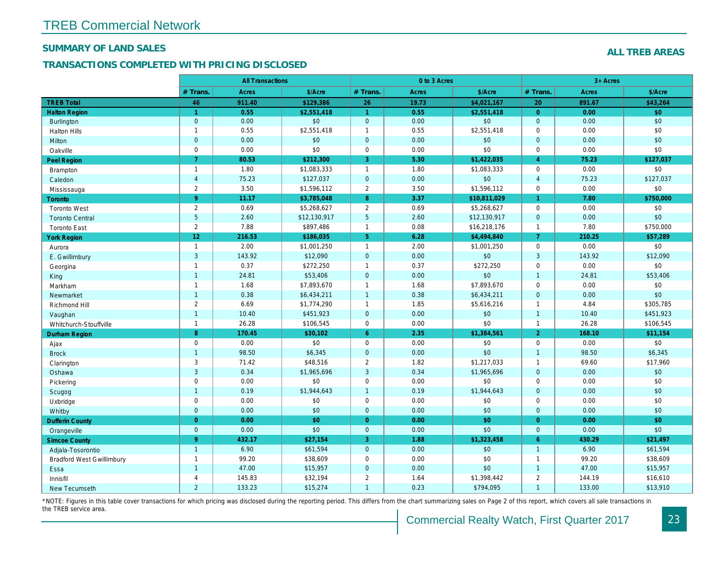# TREB Commercial Network

## SUMMARY OF LAND SALES

## TRANSACTIONS COMPLETED WITH PRICING DISCLOSED

**ALL TREB AREAS**

| | All Transactions | | | 0 to 3 Acres | | | 3+ Acres | | |
|---|---|---|---|---|---|---|---|---|---|
| | # Trans. | Acres | $/Acre | # Trans. | Acres | $/Acre | # Trans. | Acres | $/Acre |
| **TREB Total** | **46** | **911.40** | **$129,386** | **26** | **19.73** | **$4,021,167** | **20** | **891.67** | **$43,264** |
| **Halton Region** | **1** | **0.55** | **$2,551,418** | **1** | **0.55** | **$2,551,418** | **0** | **0.00** | **$0** |
| Burlington | 0 | 0.00 | $0 | 0 | 0.00 | $0 | 0 | 0.00 | $0 |
| Halton Hills | 1 | 0.55 | $2,551,418 | 1 | 0.55 | $2,551,418 | 0 | 0.00 | $0 |
| Milton | 0 | 0.00 | $0 | 0 | 0.00 | $0 | 0 | 0.00 | $0 |
| Oakville | 0 | 0.00 | $0 | 0 | 0.00 | $0 | 0 | 0.00 | $0 |
| **Peel Region** | **7** | **80.53** | **$212,300** | **3** | **5.30** | **$1,422,035** | **4** | **75.23** | **$127,037** |
| Brampton | 1 | 1.80 | $1,083,333 | 1 | 1.80 | $1,083,333 | 0 | 0.00 | $0 |
| Caledon | 4 | 75.23 | $127,037 | 0 | 0.00 | $0 | 4 | 75.23 | $127,037 |
| Mississauga | 2 | 3.50 | $1,596,112 | 2 | 3.50 | $1,596,112 | 0 | 0.00 | $0 |
| **Toronto** | **9** | **11.17** | **$3,785,048** | **8** | **3.37** | **$10,811,029** | **1** | **7.80** | **$750,000** |
| Toronto West | 2 | 0.69 | $5,268,627 | 2 | 0.69 | $5,268,627 | 0 | 0.00 | $0 |
| Toronto Central | 5 | 2.60 | $12,130,917 | 5 | 2.60 | $12,130,917 | 0 | 0.00 | $0 |
| Toronto East | 2 | 7.88 | $897,486 | 1 | 0.08 | $16,218,176 | 1 | 7.80 | $750,000 |
| **York Region** | **12** | **216.53** | **$186,035** | **5** | **6.28** | **$4,494,840** | **7** | **210.25** | **$57,289** |
| Aurora | 1 | 2.00 | $1,001,250 | 1 | 2.00 | $1,001,250 | 0 | 0.00 | $0 |
| E. Gwillimbury | 3 | 143.92 | $12,090 | 0 | 0.00 | $0 | 3 | 143.92 | $12,090 |
| Georgina | 1 | 0.37 | $272,250 | 1 | 0.37 | $272,250 | 0 | 0.00 | $0 |
| King | 1 | 24.81 | $53,406 | 0 | 0.00 | $0 | 1 | 24.81 | $53,406 |
| Markham | 1 | 1.68 | $7,893,670 | 1 | 1.68 | $7,893,670 | 0 | 0.00 | $0 |
| Newmarket | 1 | 0.38 | $6,434,211 | 1 | 0.38 | $6,434,211 | 0 | 0.00 | $0 |
| Richmond Hill | 2 | 6.69 | $1,774,290 | 1 | 1.85 | $5,616,216 | 1 | 4.84 | $305,785 |
| Vaughan | 1 | 10.40 | $451,923 | 0 | 0.00 | $0 | 1 | 10.40 | $451,923 |
| Whitchurch-Stouffville | 1 | 26.28 | $106,545 | 0 | 0.00 | $0 | 1 | 26.28 | $106,545 |
| **Durham Region** | **8** | **170.45** | **$30,102** | **6** | **2.35** | **$1,384,561** | **2** | **168.10** | **$11,154** |
| Ajax | 0 | 0.00 | $0 | 0 | 0.00 | $0 | 0 | 0.00 | $0 |
| Brock | 1 | 98.50 | $6,345 | 0 | 0.00 | $0 | 1 | 98.50 | $6,345 |
| Clarington | 3 | 71.42 | $48,516 | 2 | 1.82 | $1,217,033 | 1 | 69.60 | $17,960 |
| Oshawa | 3 | 0.34 | $1,965,696 | 3 | 0.34 | $1,965,696 | 0 | 0.00 | $0 |
| Pickering | 0 | 0.00 | $0 | 0 | 0.00 | $0 | 0 | 0.00 | $0 |
| Scugog | 1 | 0.19 | $1,944,643 | 1 | 0.19 | $1,944,643 | 0 | 0.00 | $0 |
| Uxbridge | 0 | 0.00 | $0 | 0 | 0.00 | $0 | 0 | 0.00 | $0 |
| Whitby | 0 | 0.00 | $0 | 0 | 0.00 | $0 | 0 | 0.00 | $0 |
| **Dufferin County** | **0** | **0.00** | **$0** | **0** | **0.00** | **$0** | **0** | **0.00** | **$0** |
| Orangeville | 0 | 0.00 | $0 | 0 | 0.00 | $0 | 0 | 0.00 | $0 |
| **Simcoe County** | **9** | **432.17** | **$27,154** | **3** | **1.88** | **$1,323,458** | **6** | **430.29** | **$21,497** |
| Adjala-Tosorontio | 1 | 6.90 | $61,594 | 0 | 0.00 | $0 | 1 | 6.90 | $61,594 |
| Bradford West Gwillimbury | 1 | 99.20 | $38,609 | 0 | 0.00 | $0 | 1 | 99.20 | $38,609 |
| Essa | 1 | 47.00 | $15,957 | 0 | 0.00 | $0 | 1 | 47.00 | $15,957 |
| Innisfil | 4 | 145.83 | $32,194 | 2 | 1.64 | $1,398,442 | 2 | 144.19 | $16,610 |
| New Tecumseth | 2 | 133.23 | $15,274 | 1 | 0.23 | $794,095 | 1 | 133.00 | $13,910 |

*NOTE: Figures in this table cover transactions for which pricing was disclosed during the reporting period. This differs from the chart summarizing sales on Page 2 of this report, which covers all sale transactions in the TREB service area.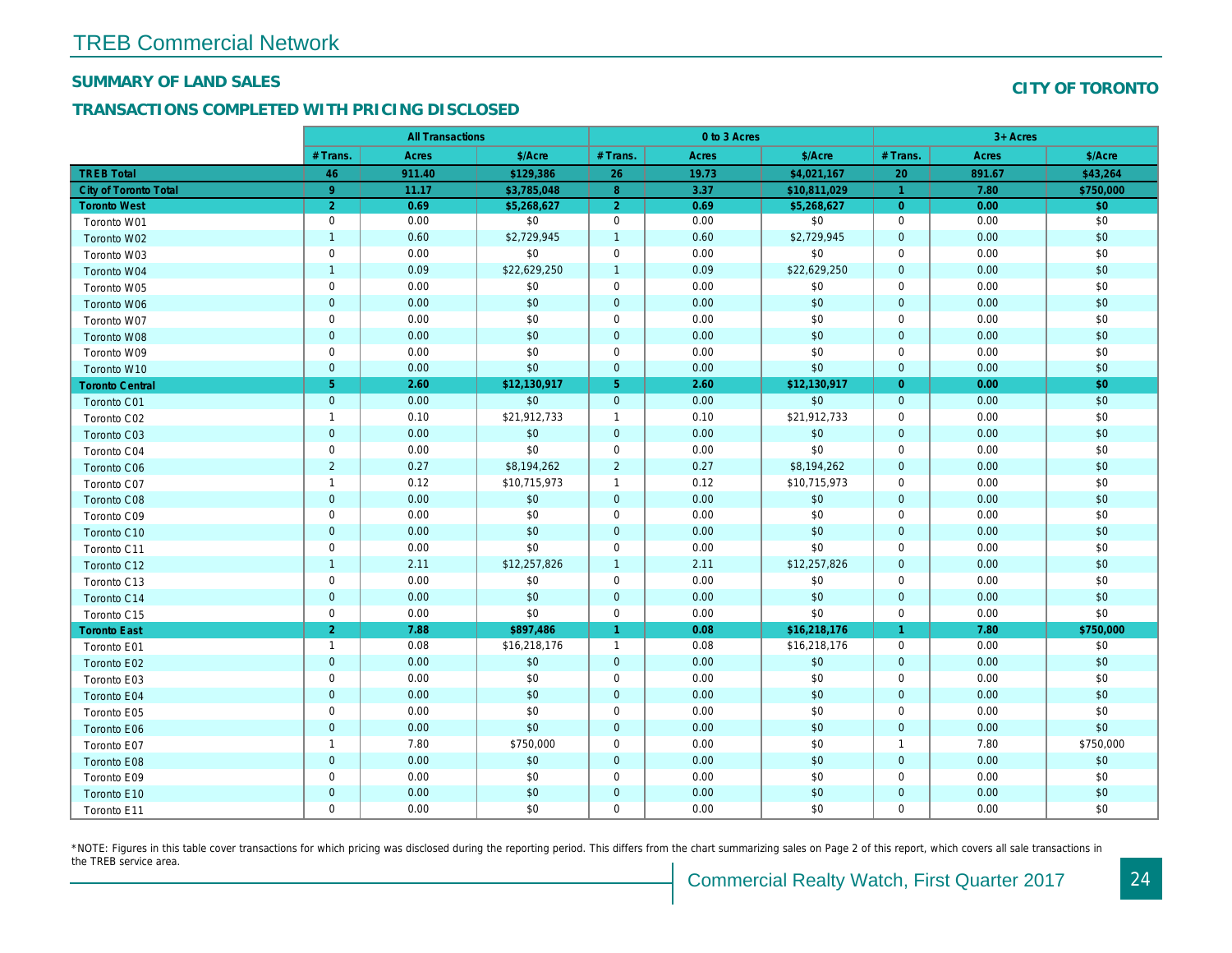## SUMMARY OF LAND SALES

**CITY OF TORONTO**

## TRANSACTIONS COMPLETED WITH PRICING DISCLOSED

| | All Transactions | | | 0 to 3 Acres | | | 3+ Acres | | |
|---|---|---|---|---|---|---|---|---|---|
| | # Trans. | Acres | $/Acre | # Trans. | Acres | $/Acre | # Trans. | Acres | $/Acre |
| **TREB Total** | **46** | **911.40** | **$129,386** | **26** | **19.73** | **$4,021,167** | **20** | **891.67** | **$43,264** |
| **City of Toronto Total** | **9** | **11.17** | **$3,785,048** | **8** | **3.37** | **$10,811,029** | **1** | **7.80** | **$750,000** |
| **Toronto West** | **2** | **0.69** | **$5,268,627** | **2** | **0.69** | **$5,268,627** | **0** | **0.00** | **$0** |
| Toronto W01 | 0 | 0.00 | $0 | 0 | 0.00 | $0 | 0 | 0.00 | $0 |
| Toronto W02 | 1 | 0.60 | $2,729,945 | 1 | 0.60 | $2,729,945 | 0 | 0.00 | $0 |
| Toronto W03 | 0 | 0.00 | $0 | 0 | 0.00 | $0 | 0 | 0.00 | $0 |
| Toronto W04 | 1 | 0.09 | $22,629,250 | 1 | 0.09 | $22,629,250 | 0 | 0.00 | $0 |
| Toronto W05 | 0 | 0.00 | $0 | 0 | 0.00 | $0 | 0 | 0.00 | $0 |
| Toronto W06 | 0 | 0.00 | $0 | 0 | 0.00 | $0 | 0 | 0.00 | $0 |
| Toronto W07 | 0 | 0.00 | $0 | 0 | 0.00 | $0 | 0 | 0.00 | $0 |
| Toronto W08 | 0 | 0.00 | $0 | 0 | 0.00 | $0 | 0 | 0.00 | $0 |
| Toronto W09 | 0 | 0.00 | $0 | 0 | 0.00 | $0 | 0 | 0.00 | $0 |
| Toronto W10 | 0 | 0.00 | $0 | 0 | 0.00 | $0 | 0 | 0.00 | $0 |
| **Toronto Central** | **5** | **2.60** | **$12,130,917** | **5** | **2.60** | **$12,130,917** | **0** | **0.00** | **$0** |
| Toronto C01 | 0 | 0.00 | $0 | 0 | 0.00 | $0 | 0 | 0.00 | $0 |
| Toronto C02 | 1 | 0.10 | $21,912,733 | 1 | 0.10 | $21,912,733 | 0 | 0.00 | $0 |
| Toronto C03 | 0 | 0.00 | $0 | 0 | 0.00 | $0 | 0 | 0.00 | $0 |
| Toronto C04 | 0 | 0.00 | $0 | 0 | 0.00 | $0 | 0 | 0.00 | $0 |
| Toronto C06 | 2 | 0.27 | $8,194,262 | 2 | 0.27 | $8,194,262 | 0 | 0.00 | $0 |
| Toronto C07 | 1 | 0.12 | $10,715,973 | 1 | 0.12 | $10,715,973 | 0 | 0.00 | $0 |
| Toronto C08 | 0 | 0.00 | $0 | 0 | 0.00 | $0 | 0 | 0.00 | $0 |
| Toronto C09 | 0 | 0.00 | $0 | 0 | 0.00 | $0 | 0 | 0.00 | $0 |
| Toronto C10 | 0 | 0.00 | $0 | 0 | 0.00 | $0 | 0 | 0.00 | $0 |
| Toronto C11 | 0 | 0.00 | $0 | 0 | 0.00 | $0 | 0 | 0.00 | $0 |
| Toronto C12 | 1 | 2.11 | $12,257,826 | 1 | 2.11 | $12,257,826 | 0 | 0.00 | $0 |
| Toronto C13 | 0 | 0.00 | $0 | 0 | 0.00 | $0 | 0 | 0.00 | $0 |
| Toronto C14 | 0 | 0.00 | $0 | 0 | 0.00 | $0 | 0 | 0.00 | $0 |
| Toronto C15 | 0 | 0.00 | $0 | 0 | 0.00 | $0 | 0 | 0.00 | $0 |
| **Toronto East** | **2** | **7.88** | **$897,486** | **1** | **0.08** | **$16,218,176** | **1** | **7.80** | **$750,000** |
| Toronto E01 | 1 | 0.08 | $16,218,176 | 1 | 0.08 | $16,218,176 | 0 | 0.00 | $0 |
| Toronto E02 | 0 | 0.00 | $0 | 0 | 0.00 | $0 | 0 | 0.00 | $0 |
| Toronto E03 | 0 | 0.00 | $0 | 0 | 0.00 | $0 | 0 | 0.00 | $0 |
| Toronto E04 | 0 | 0.00 | $0 | 0 | 0.00 | $0 | 0 | 0.00 | $0 |
| Toronto E05 | 0 | 0.00 | $0 | 0 | 0.00 | $0 | 0 | 0.00 | $0 |
| Toronto E06 | 0 | 0.00 | $0 | 0 | 0.00 | $0 | 0 | 0.00 | $0 |
| Toronto E07 | 1 | 7.80 | $750,000 | 0 | 0.00 | $0 | 1 | 7.80 | $750,000 |
| Toronto E08 | 0 | 0.00 | $0 | 0 | 0.00 | $0 | 0 | 0.00 | $0 |
| Toronto E09 | 0 | 0.00 | $0 | 0 | 0.00 | $0 | 0 | 0.00 | $0 |
| Toronto E10 | 0 | 0.00 | $0 | 0 | 0.00 | $0 | 0 | 0.00 | $0 |
| Toronto E11 | 0 | 0.00 | $0 | 0 | 0.00 | $0 | 0 | 0.00 | $0 |

*NOTE: Figures in this table cover transactions for which pricing was disclosed during the reporting period. This differs from the chart summarizing sales on Page 2 of this report, which covers all sale transactions in the TREB service area.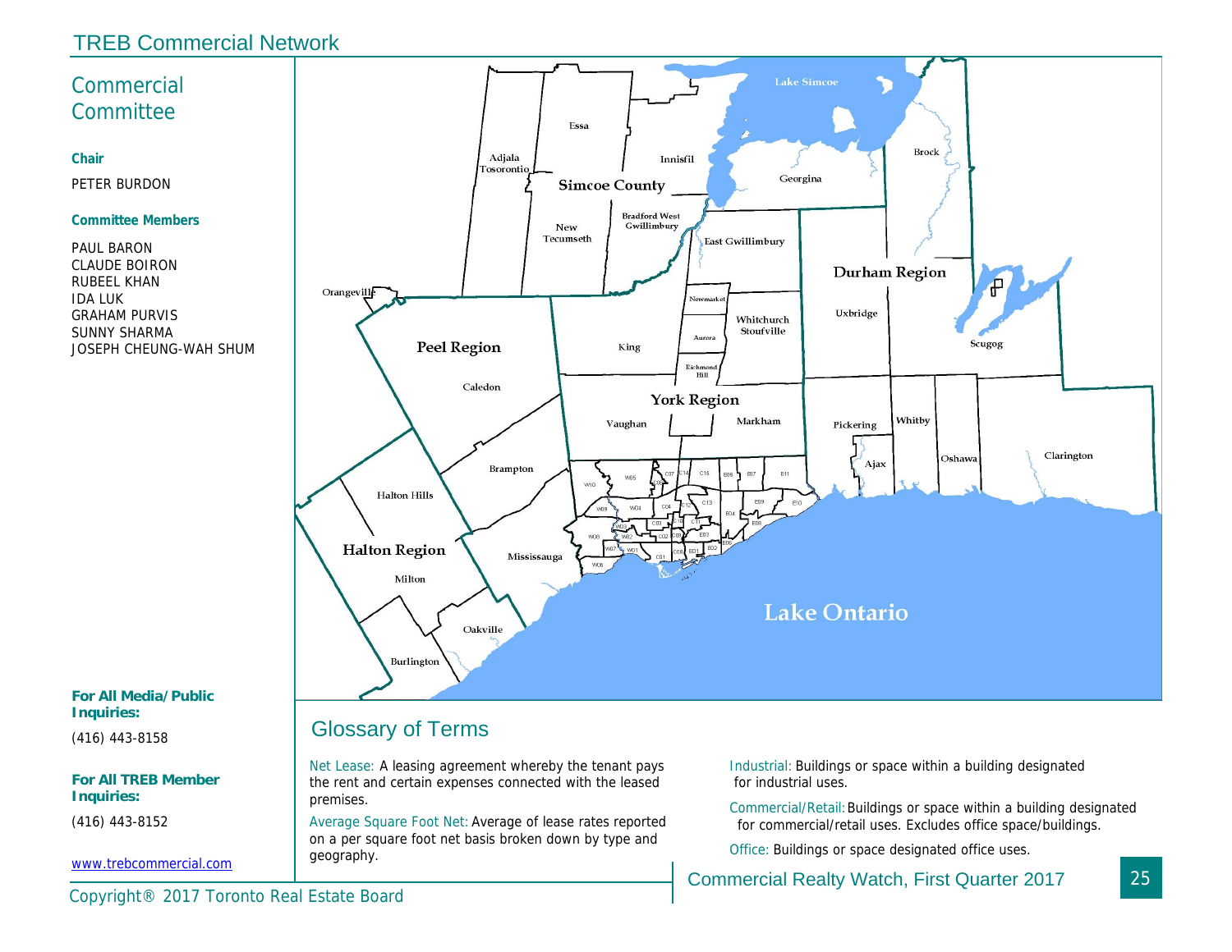# TREB Commercial Network

## Commercial Committee

**Chair**

PETER BURDON

**Committee Members**

PAUL BARON
CLAUDE BOIRON
RUBEEL KHAN
IDA LUK
GRAHAM PURVIS
SUNNY SHARMA
JOSEPH CHEUNG-WAH SHUM

Lake Simcoe
Essa
Adjala Tosorontio
Innisfil
Brock
Georgina
Simcoe County
Bradford West Gwillimbury
New Tecumseth
East Gwillimbury
Durham Region
Orangeville
Newmarket
Uxbridge
Whitchurch Stoufville
Aurora
Peel Region
King
Scugog
Richmond Hill
Caledon
York Region
Vaughan
Markham
Pickering
Whitby
Oshawa
Clarington
Ajax
Brampton
Halton Hills
Halton Region
Mississauga
Milton
Lake Ontario
Oakville
Burlington

**For All Media/Public Inquiries:**

(416) 443-8158

**For All TREB Member Inquiries:**

(416) 443-8152

www.trebcommercial.com

## Glossary of Terms

Net Lease: A leasing agreement whereby the tenant pays the rent and certain expenses connected with the leased premises.

Average Square Foot Net: Average of lease rates reported on a per square foot net basis broken down by type and geography.

Industrial: Buildings or space within a building designated for industrial uses.

Commercial/Retail: Buildings or space within a building designated for commercial/retail uses. Excludes office space/buildings.

Office: Buildings or space designated office uses.

Copyright® 2017 Toronto Real Estate Board